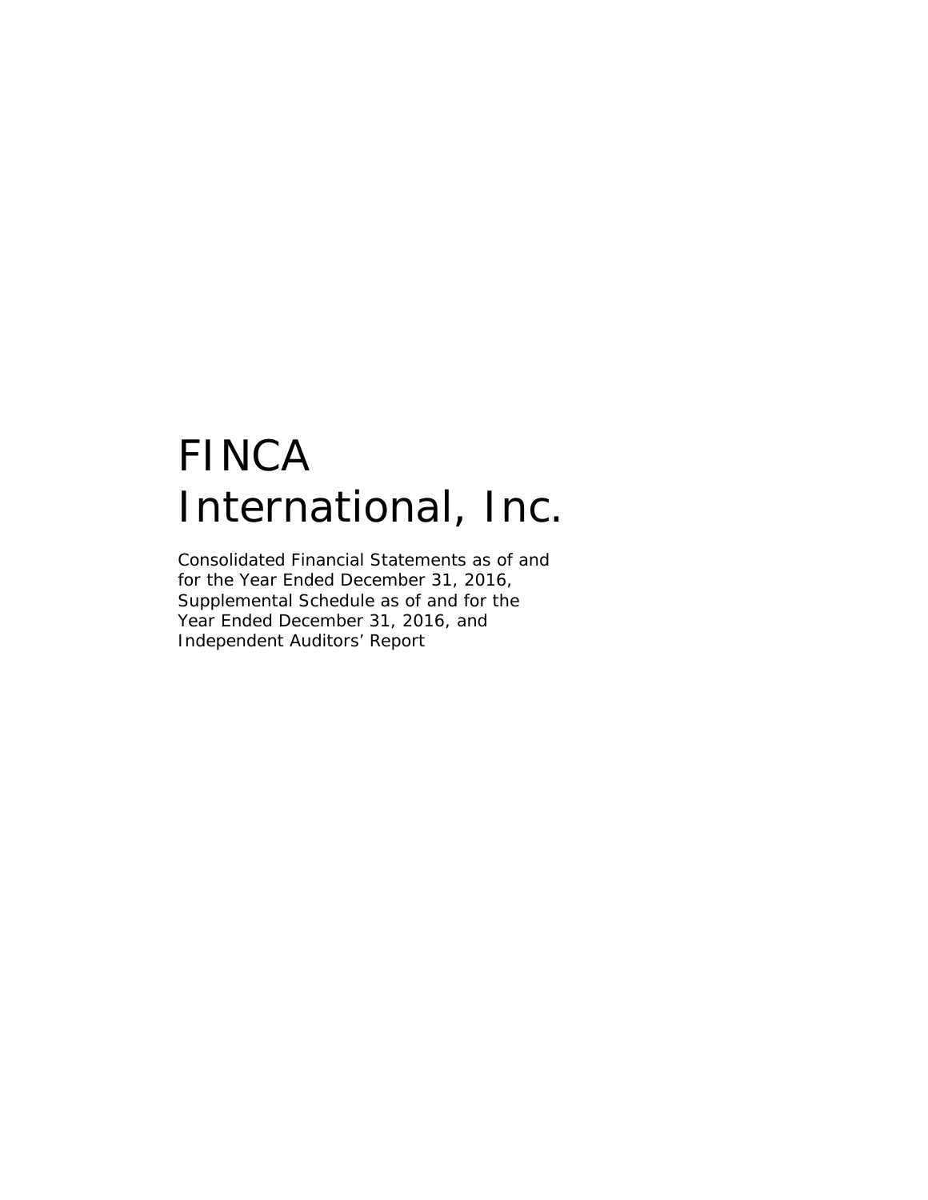# FINCA International, Inc.

Consolidated Financial Statements as of and for the Year Ended December 31, 2016, Supplemental Schedule as of and for the Year Ended December 31, 2016, and Independent Auditors' Report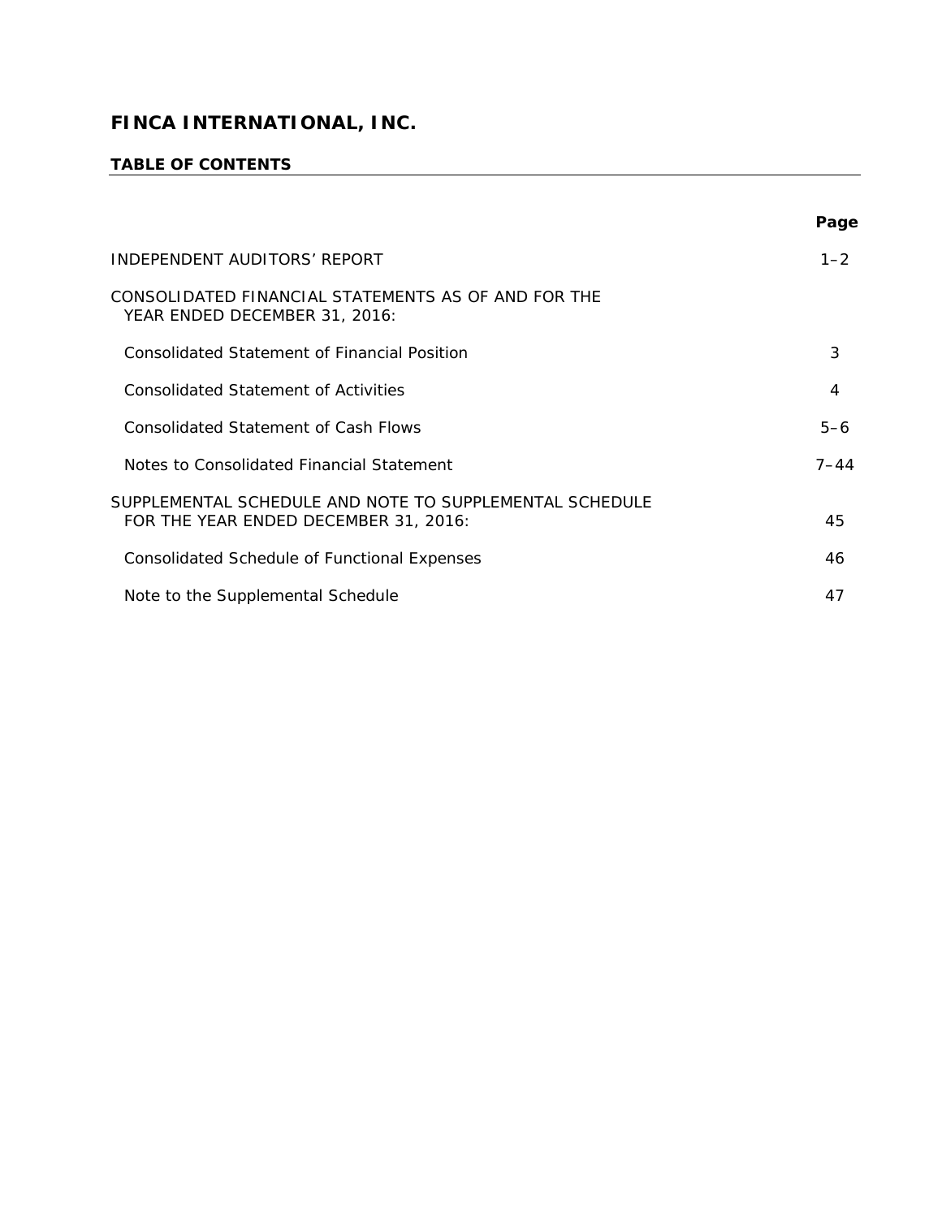# FINCA INTERNATIONAL, INC.

## TABLE OF CONTENTS

| | Page |
|---|---|
| INDEPENDENT AUDITORS' REPORT | 1–2 |
| CONSOLIDATED FINANCIAL STATEMENTS AS OF AND FOR THE YEAR ENDED DECEMBER 31, 2016: | |
| Consolidated Statement of Financial Position | 3 |
| Consolidated Statement of Activities | 4 |
| Consolidated Statement of Cash Flows | 5–6 |
| Notes to Consolidated Financial Statement | 7–44 |
| SUPPLEMENTAL SCHEDULE AND NOTE TO SUPPLEMENTAL SCHEDULE FOR THE YEAR ENDED DECEMBER 31, 2016: | 45 |
| Consolidated Schedule of Functional Expenses | 46 |
| Note to the Supplemental Schedule | 47 |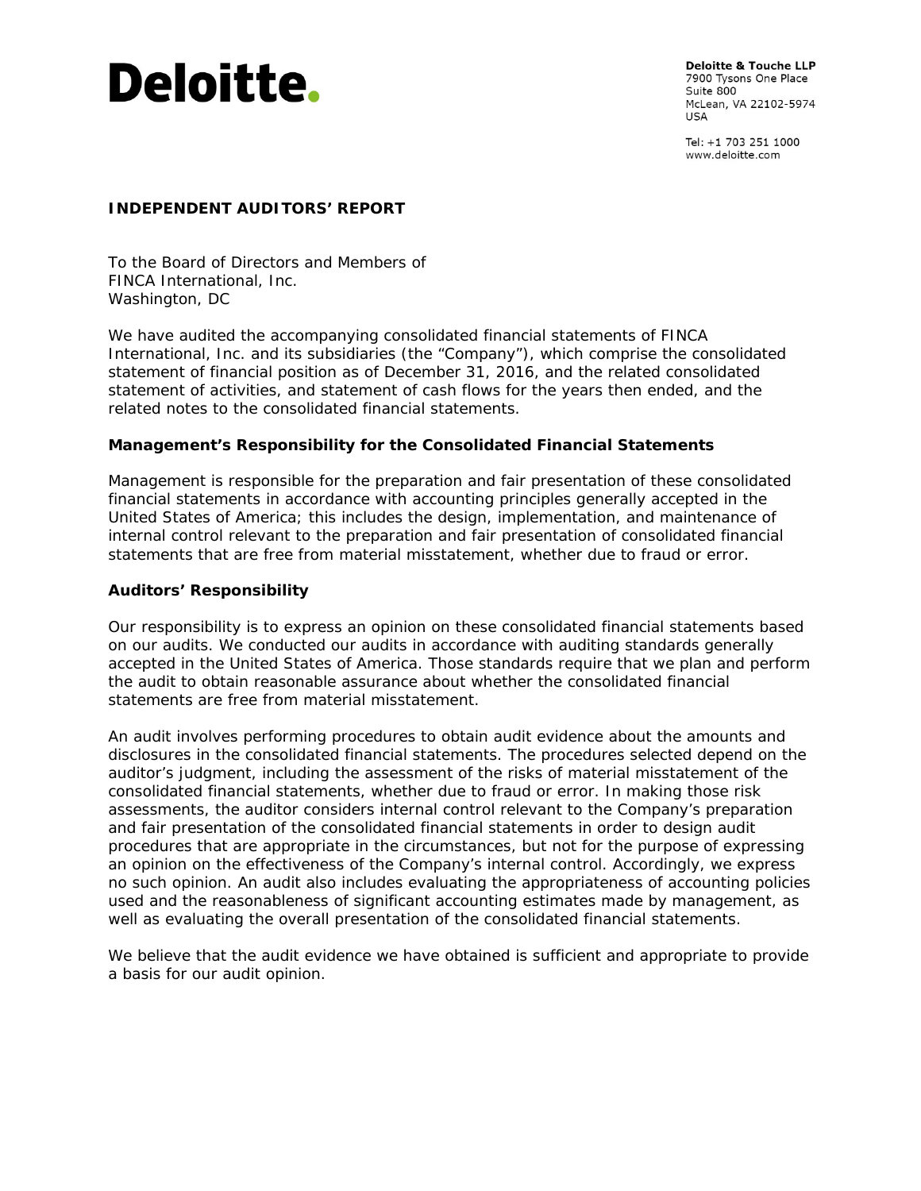Deloitte.

**Deloitte & Touche LLP**
7900 Tysons One Place
Suite 800
McLean, VA 22102-5974
USA

Tel: +1 703 251 1000
www.deloitte.com

**INDEPENDENT AUDITORS' REPORT**

To the Board of Directors and Members of
FINCA International, Inc.
Washington, DC

We have audited the accompanying consolidated financial statements of FINCA International, Inc. and its subsidiaries (the "Company"), which comprise the consolidated statement of financial position as of December 31, 2016, and the related consolidated statement of activities, and statement of cash flows for the years then ended, and the related notes to the consolidated financial statements.

**Management's Responsibility for the Consolidated Financial Statements**

Management is responsible for the preparation and fair presentation of these consolidated financial statements in accordance with accounting principles generally accepted in the United States of America; this includes the design, implementation, and maintenance of internal control relevant to the preparation and fair presentation of consolidated financial statements that are free from material misstatement, whether due to fraud or error.

**Auditors' Responsibility**

Our responsibility is to express an opinion on these consolidated financial statements based on our audits. We conducted our audits in accordance with auditing standards generally accepted in the United States of America. Those standards require that we plan and perform the audit to obtain reasonable assurance about whether the consolidated financial statements are free from material misstatement.

An audit involves performing procedures to obtain audit evidence about the amounts and disclosures in the consolidated financial statements. The procedures selected depend on the auditor's judgment, including the assessment of the risks of material misstatement of the consolidated financial statements, whether due to fraud or error. In making those risk assessments, the auditor considers internal control relevant to the Company's preparation and fair presentation of the consolidated financial statements in order to design audit procedures that are appropriate in the circumstances, but not for the purpose of expressing an opinion on the effectiveness of the Company's internal control. Accordingly, we express no such opinion. An audit also includes evaluating the appropriateness of accounting policies used and the reasonableness of significant accounting estimates made by management, as well as evaluating the overall presentation of the consolidated financial statements.

We believe that the audit evidence we have obtained is sufficient and appropriate to provide a basis for our audit opinion.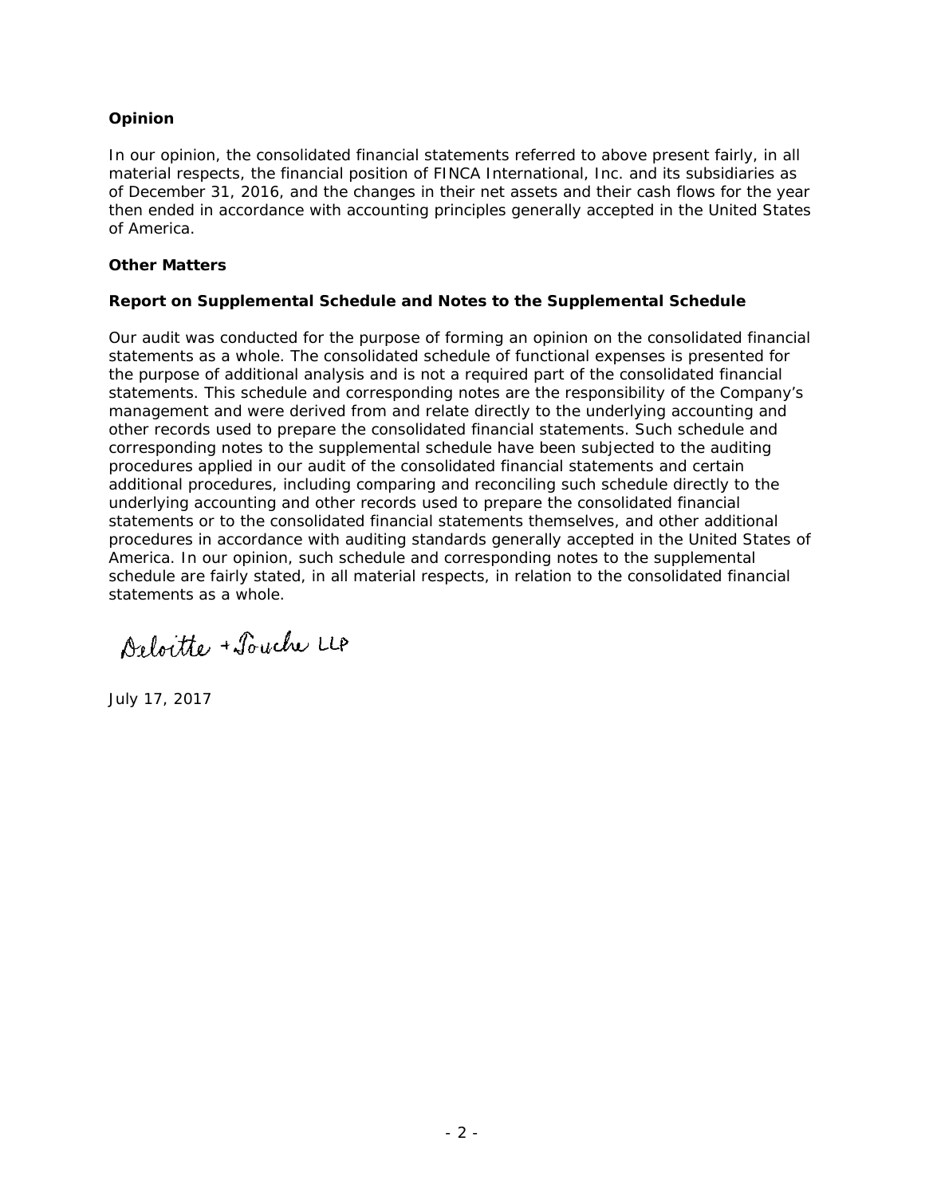**Opinion**

In our opinion, the consolidated financial statements referred to above present fairly, in all material respects, the financial position of FINCA International, Inc. and its subsidiaries as of December 31, 2016, and the changes in their net assets and their cash flows for the year then ended in accordance with accounting principles generally accepted in the United States of America.

**Other Matters**

**Report on Supplemental Schedule and Notes to the Supplemental Schedule**

Our audit was conducted for the purpose of forming an opinion on the consolidated financial statements as a whole. The consolidated schedule of functional expenses is presented for the purpose of additional analysis and is not a required part of the consolidated financial statements. This schedule and corresponding notes are the responsibility of the Company's management and were derived from and relate directly to the underlying accounting and other records used to prepare the consolidated financial statements. Such schedule and corresponding notes to the supplemental schedule have been subjected to the auditing procedures applied in our audit of the consolidated financial statements and certain additional procedures, including comparing and reconciling such schedule directly to the underlying accounting and other records used to prepare the consolidated financial statements or to the consolidated financial statements themselves, and other additional procedures in accordance with auditing standards generally accepted in the United States of America. In our opinion, such schedule and corresponding notes to the supplemental schedule are fairly stated, in all material respects, in relation to the consolidated financial statements as a whole.

Deloitte + Touche LLP

July 17, 2017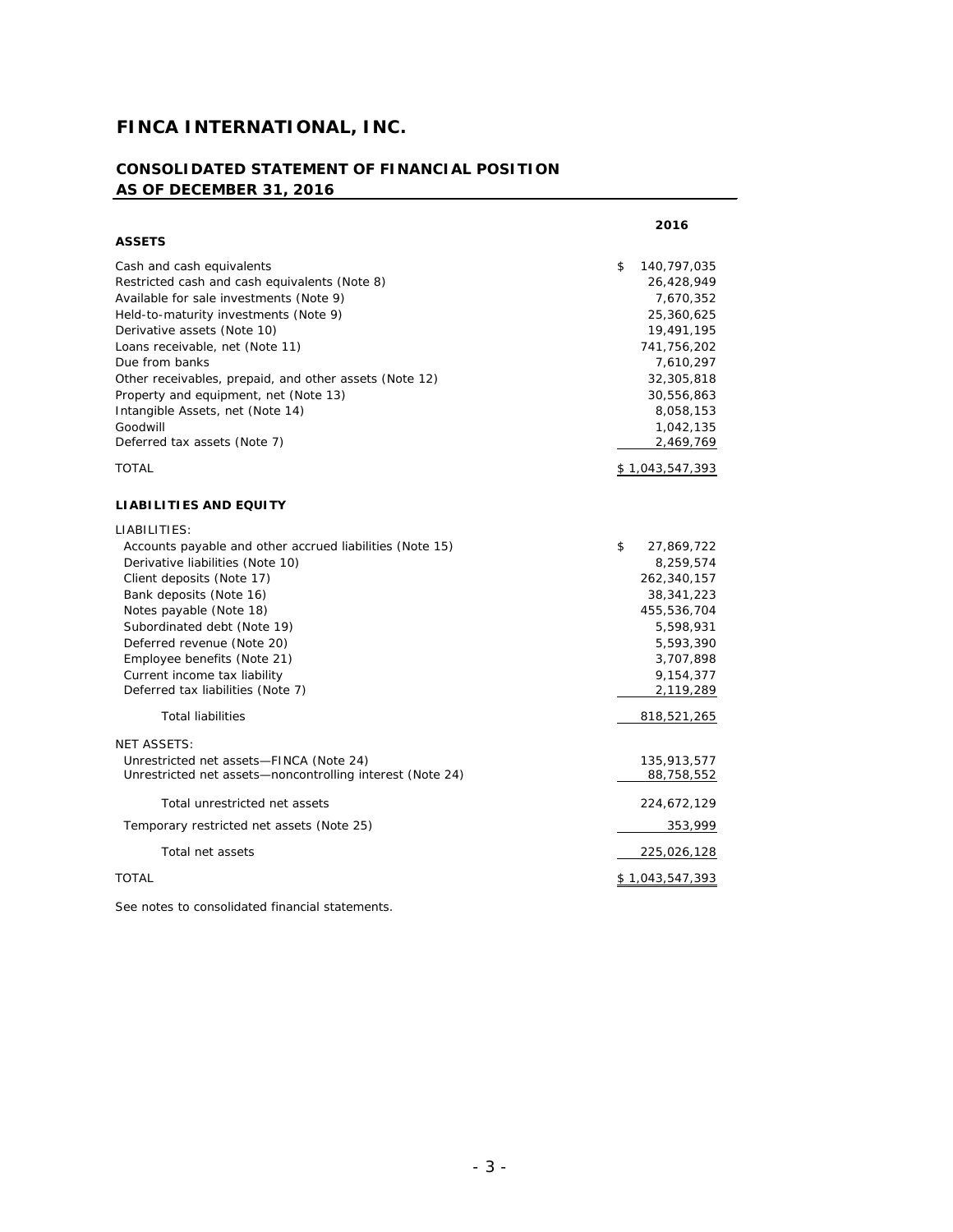# FINCA INTERNATIONAL, INC.

## CONSOLIDATED STATEMENT OF FINANCIAL POSITION
## AS OF DECEMBER 31, 2016

| | 2016 |
|---|---|
| **ASSETS** | |
| Cash and cash equivalents | $ 140,797,035 |
| Restricted cash and cash equivalents (Note 8) | 26,428,949 |
| Available for sale investments (Note 9) | 7,670,352 |
| Held-to-maturity investments (Note 9) | 25,360,625 |
| Derivative assets (Note 10) | 19,491,195 |
| Loans receivable, net (Note 11) | 741,756,202 |
| Due from banks | 7,610,297 |
| Other receivables, prepaid, and other assets (Note 12) | 32,305,818 |
| Property and equipment, net (Note 13) | 30,556,863 |
| Intangible Assets, net (Note 14) | 8,058,153 |
| Goodwill | 1,042,135 |
| Deferred tax assets (Note 7) | 2,469,769 |
| TOTAL | $ 1,043,547,393 |
| **LIABILITIES AND EQUITY** | |
| LIABILITIES: | |
| Accounts payable and other accrued liabilities (Note 15) | $ 27,869,722 |
| Derivative liabilities (Note 10) | 8,259,574 |
| Client deposits (Note 17) | 262,340,157 |
| Bank deposits (Note 16) | 38,341,223 |
| Notes payable (Note 18) | 455,536,704 |
| Subordinated debt (Note 19) | 5,598,931 |
| Deferred revenue (Note 20) | 5,593,390 |
| Employee benefits (Note 21) | 3,707,898 |
| Current income tax liability | 9,154,377 |
| Deferred tax liabilities (Note 7) | 2,119,289 |
| Total liabilities | 818,521,265 |
| NET ASSETS: | |
| Unrestricted net assets—FINCA (Note 24) | 135,913,577 |
| Unrestricted net assets—noncontrolling interest (Note 24) | 88,758,552 |
| Total unrestricted net assets | 224,672,129 |
| Temporary restricted net assets (Note 25) | 353,999 |
| Total net assets | 225,026,128 |
| TOTAL | $ 1,043,547,393 |

See notes to consolidated financial statements.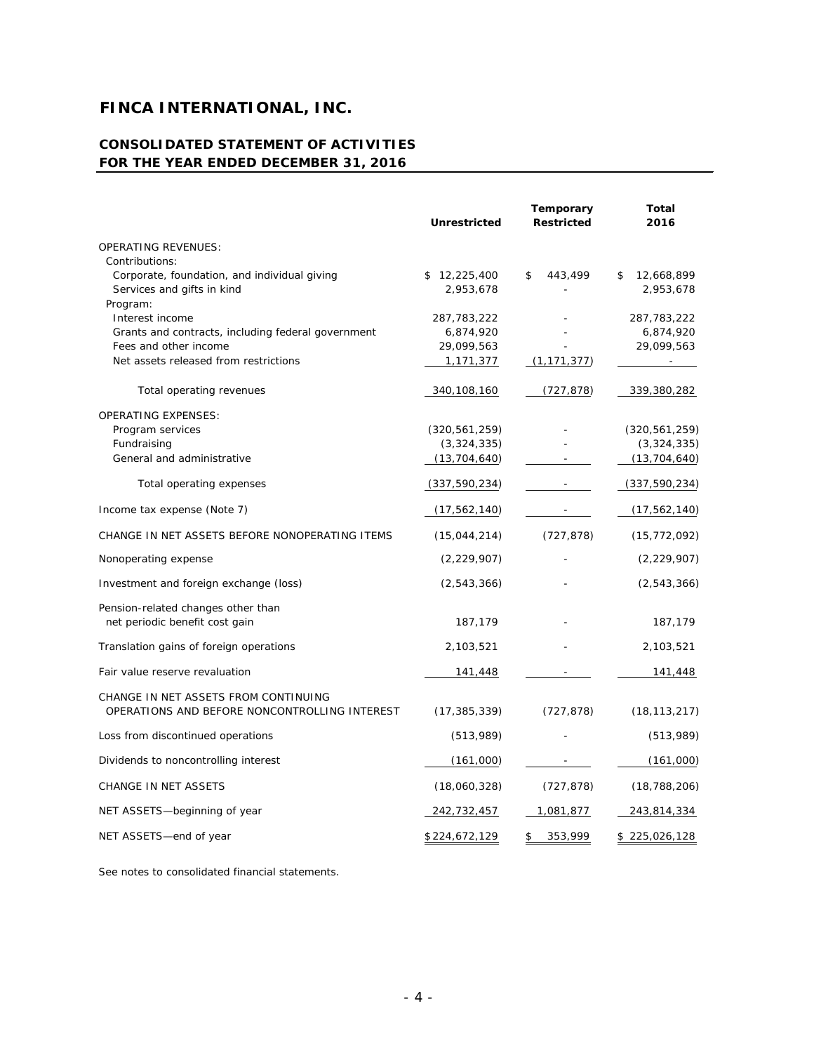# FINCA INTERNATIONAL, INC.

## CONSOLIDATED STATEMENT OF ACTIVITIES
## FOR THE YEAR ENDED DECEMBER 31, 2016

| | Unrestricted | Temporary Restricted | Total 2016 |
|---|---|---|---|
| OPERATING REVENUES: | | | |
| Contributions: | | | |
| Corporate, foundation, and individual giving | $ 12,225,400 | $ 443,499 | $ 12,668,899 |
| Services and gifts in kind | 2,953,678 | - | 2,953,678 |
| Program: | | | |
| Interest income | 287,783,222 | - | 287,783,222 |
| Grants and contracts, including federal government | 6,874,920 | - | 6,874,920 |
| Fees and other income | 29,099,563 | - | 29,099,563 |
| Net assets released from restrictions | 1,171,377 | (1,171,377) | - |
| Total operating revenues | 340,108,160 | (727,878) | 339,380,282 |
| OPERATING EXPENSES: | | | |
| Program services | (320,561,259) | - | (320,561,259) |
| Fundraising | (3,324,335) | - | (3,324,335) |
| General and administrative | (13,704,640) | - | (13,704,640) |
| Total operating expenses | (337,590,234) | - | (337,590,234) |
| Income tax expense (Note 7) | (17,562,140) | - | (17,562,140) |
| CHANGE IN NET ASSETS BEFORE NONOPERATING ITEMS | (15,044,214) | (727,878) | (15,772,092) |
| Nonoperating expense | (2,229,907) | - | (2,229,907) |
| Investment and foreign exchange (loss) | (2,543,366) | - | (2,543,366) |
| Pension-related changes other than net periodic benefit cost gain | 187,179 | - | 187,179 |
| Translation gains of foreign operations | 2,103,521 | - | 2,103,521 |
| Fair value reserve revaluation | 141,448 | - | 141,448 |
| CHANGE IN NET ASSETS FROM CONTINUING OPERATIONS AND BEFORE NONCONTROLLING INTEREST | (17,385,339) | (727,878) | (18,113,217) |
| Loss from discontinued operations | (513,989) | - | (513,989) |
| Dividends to noncontrolling interest | (161,000) | - | (161,000) |
| CHANGE IN NET ASSETS | (18,060,328) | (727,878) | (18,788,206) |
| NET ASSETS—beginning of year | 242,732,457 | 1,081,877 | 243,814,334 |
| NET ASSETS—end of year | $224,672,129 | $ 353,999 | $ 225,026,128 |

See notes to consolidated financial statements.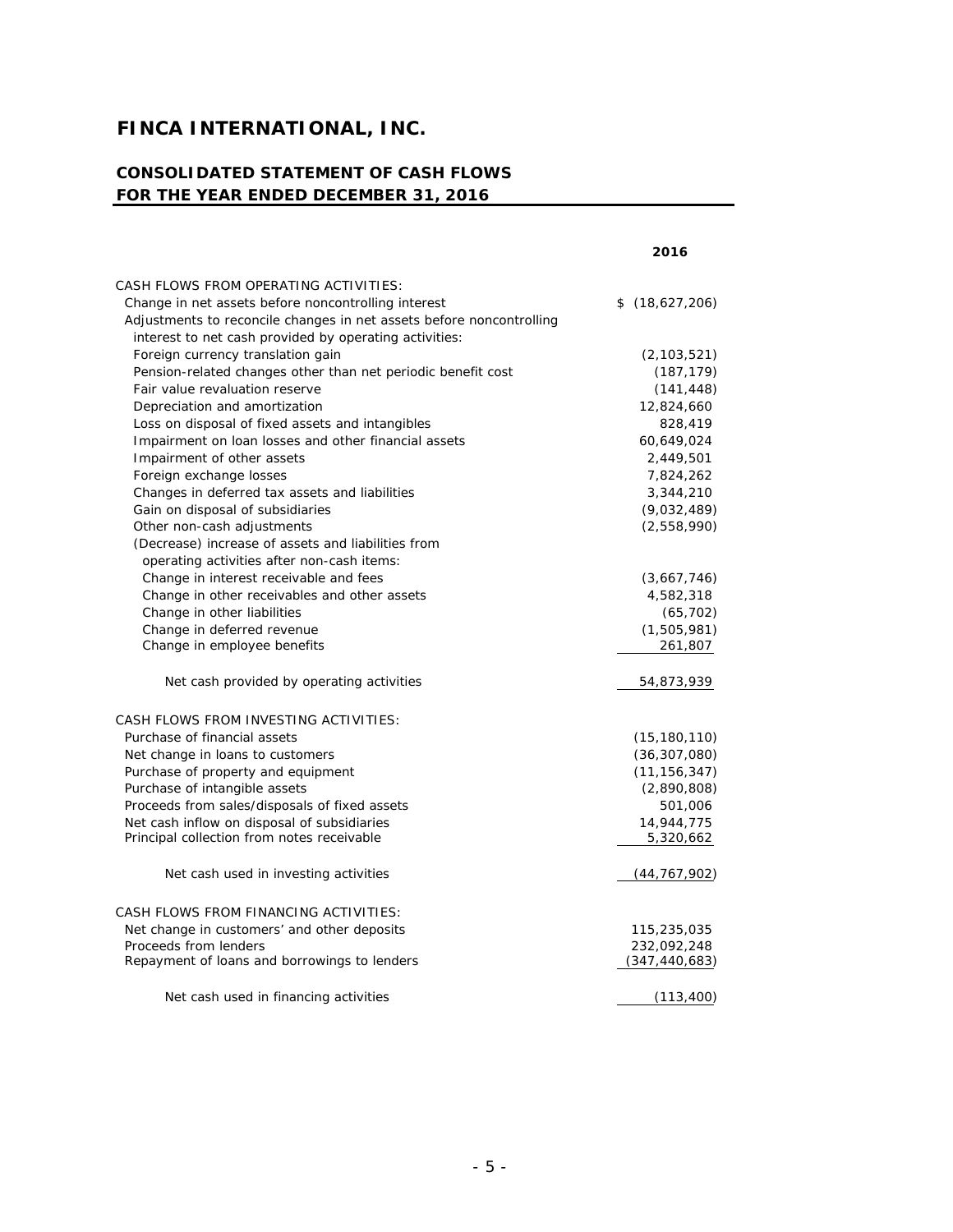# FINCA INTERNATIONAL, INC.

## CONSOLIDATED STATEMENT OF CASH FLOWS
## FOR THE YEAR ENDED DECEMBER 31, 2016

| | 2016 |
|---|---|
| CASH FLOWS FROM OPERATING ACTIVITIES: | |
| Change in net assets before noncontrolling interest | $ (18,627,206) |
| Adjustments to reconcile changes in net assets before noncontrolling interest to net cash provided by operating activities: | |
| Foreign currency translation gain | (2,103,521) |
| Pension-related changes other than net periodic benefit cost | (187,179) |
| Fair value revaluation reserve | (141,448) |
| Depreciation and amortization | 12,824,660 |
| Loss on disposal of fixed assets and intangibles | 828,419 |
| Impairment on loan losses and other financial assets | 60,649,024 |
| Impairment of other assets | 2,449,501 |
| Foreign exchange losses | 7,824,262 |
| Changes in deferred tax assets and liabilities | 3,344,210 |
| Gain on disposal of subsidiaries | (9,032,489) |
| Other non-cash adjustments | (2,558,990) |
| (Decrease) increase of assets and liabilities from operating activities after non-cash items: | |
| Change in interest receivable and fees | (3,667,746) |
| Change in other receivables and other assets | 4,582,318 |
| Change in other liabilities | (65,702) |
| Change in deferred revenue | (1,505,981) |
| Change in employee benefits | 261,807 |
| Net cash provided by operating activities | 54,873,939 |
| CASH FLOWS FROM INVESTING ACTIVITIES: | |
| Purchase of financial assets | (15,180,110) |
| Net change in loans to customers | (36,307,080) |
| Purchase of property and equipment | (11,156,347) |
| Purchase of intangible assets | (2,890,808) |
| Proceeds from sales/disposals of fixed assets | 501,006 |
| Net cash inflow on disposal of subsidiaries | 14,944,775 |
| Principal collection from notes receivable | 5,320,662 |
| Net cash used in investing activities | (44,767,902) |
| CASH FLOWS FROM FINANCING ACTIVITIES: | |
| Net change in customers' and other deposits | 115,235,035 |
| Proceeds from lenders | 232,092,248 |
| Repayment of loans and borrowings to lenders | (347,440,683) |
| Net cash used in financing activities | (113,400) |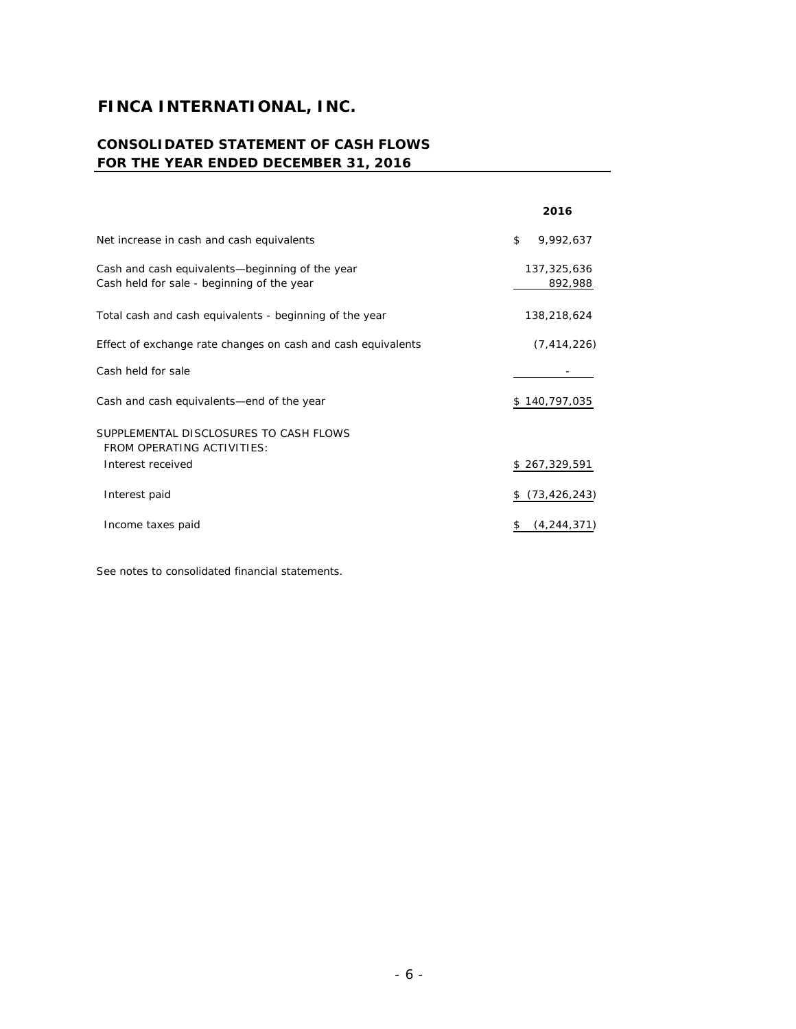# FINCA INTERNATIONAL, INC.

## CONSOLIDATED STATEMENT OF CASH FLOWS
## FOR THE YEAR ENDED DECEMBER 31, 2016

| | 2016 |
|---|---|
| Net increase in cash and cash equivalents | $ 9,992,637 |
| Cash and cash equivalents—beginning of the year | 137,325,636 |
| Cash held for sale - beginning of the year | 892,988 |
| Total cash and cash equivalents - beginning of the year | 138,218,624 |
| Effect of exchange rate changes on cash and cash equivalents | (7,414,226) |
| Cash held for sale | - |
| Cash and cash equivalents—end of the year | $ 140,797,035 |
| SUPPLEMENTAL DISCLOSURES TO CASH FLOWS FROM OPERATING ACTIVITIES: | |
| Interest received | $ 267,329,591 |
| Interest paid | $ (73,426,243) |
| Income taxes paid | $ (4,244,371) |

See notes to consolidated financial statements.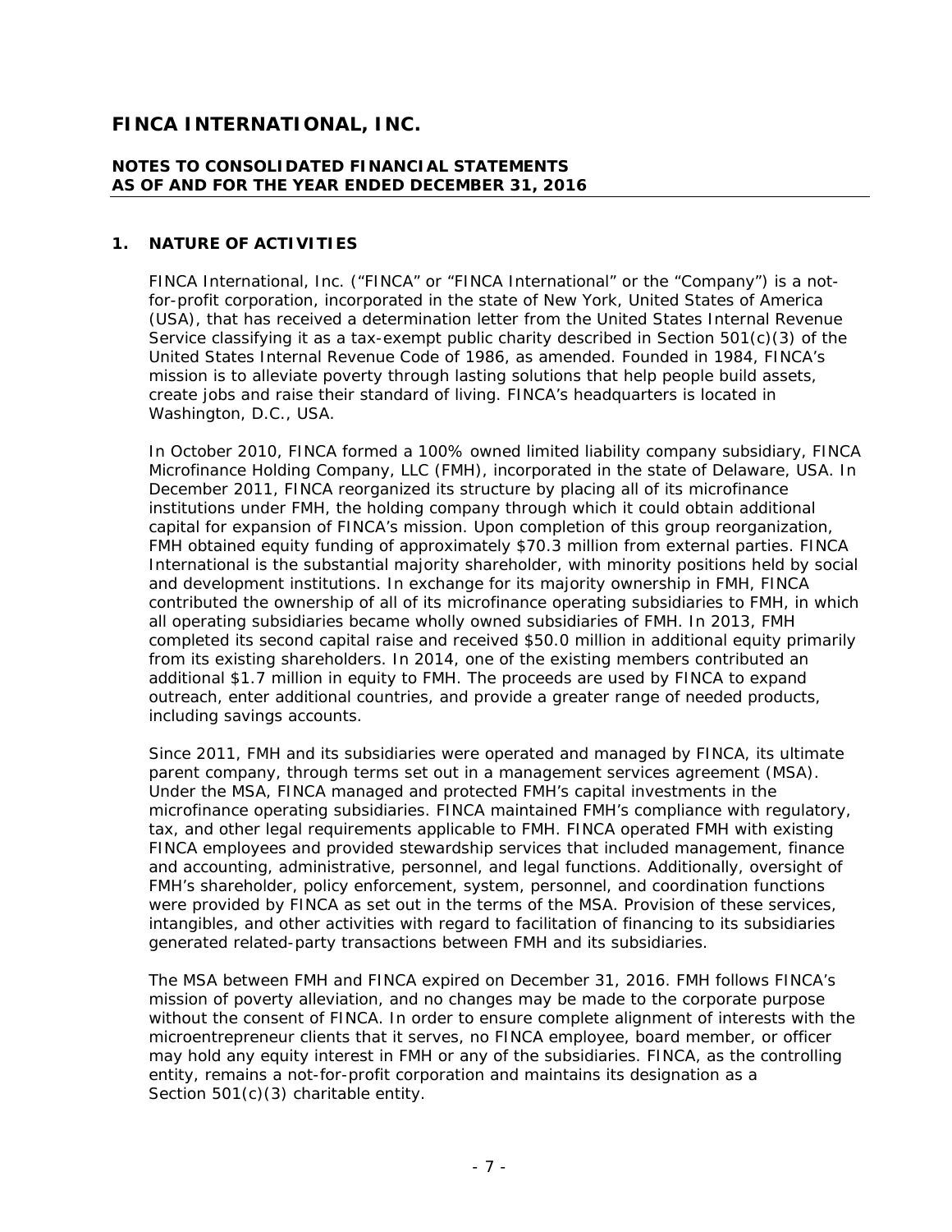# FINCA INTERNATIONAL, INC.

**NOTES TO CONSOLIDATED FINANCIAL STATEMENTS**
**AS OF AND FOR THE YEAR ENDED DECEMBER 31, 2016**

## 1. NATURE OF ACTIVITIES

FINCA International, Inc. ("FINCA" or "FINCA International" or the "Company") is a not-for-profit corporation, incorporated in the state of New York, United States of America (USA), that has received a determination letter from the United States Internal Revenue Service classifying it as a tax-exempt public charity described in Section 501(c)(3) of the United States Internal Revenue Code of 1986, as amended. Founded in 1984, FINCA's mission is to alleviate poverty through lasting solutions that help people build assets, create jobs and raise their standard of living. FINCA's headquarters is located in Washington, D.C., USA.

In October 2010, FINCA formed a 100% owned limited liability company subsidiary, FINCA Microfinance Holding Company, LLC (FMH), incorporated in the state of Delaware, USA. In December 2011, FINCA reorganized its structure by placing all of its microfinance institutions under FMH, the holding company through which it could obtain additional capital for expansion of FINCA's mission. Upon completion of this group reorganization, FMH obtained equity funding of approximately \$70.3 million from external parties. FINCA International is the substantial majority shareholder, with minority positions held by social and development institutions. In exchange for its majority ownership in FMH, FINCA contributed the ownership of all of its microfinance operating subsidiaries to FMH, in which all operating subsidiaries became wholly owned subsidiaries of FMH. In 2013, FMH completed its second capital raise and received \$50.0 million in additional equity primarily from its existing shareholders. In 2014, one of the existing members contributed an additional \$1.7 million in equity to FMH. The proceeds are used by FINCA to expand outreach, enter additional countries, and provide a greater range of needed products, including savings accounts.

Since 2011, FMH and its subsidiaries were operated and managed by FINCA, its ultimate parent company, through terms set out in a management services agreement (MSA). Under the MSA, FINCA managed and protected FMH's capital investments in the microfinance operating subsidiaries. FINCA maintained FMH's compliance with regulatory, tax, and other legal requirements applicable to FMH. FINCA operated FMH with existing FINCA employees and provided stewardship services that included management, finance and accounting, administrative, personnel, and legal functions. Additionally, oversight of FMH's shareholder, policy enforcement, system, personnel, and coordination functions were provided by FINCA as set out in the terms of the MSA. Provision of these services, intangibles, and other activities with regard to facilitation of financing to its subsidiaries generated related-party transactions between FMH and its subsidiaries.

The MSA between FMH and FINCA expired on December 31, 2016. FMH follows FINCA's mission of poverty alleviation, and no changes may be made to the corporate purpose without the consent of FINCA. In order to ensure complete alignment of interests with the microentrepreneur clients that it serves, no FINCA employee, board member, or officer may hold any equity interest in FMH or any of the subsidiaries. FINCA, as the controlling entity, remains a not-for-profit corporation and maintains its designation as a Section 501(c)(3) charitable entity.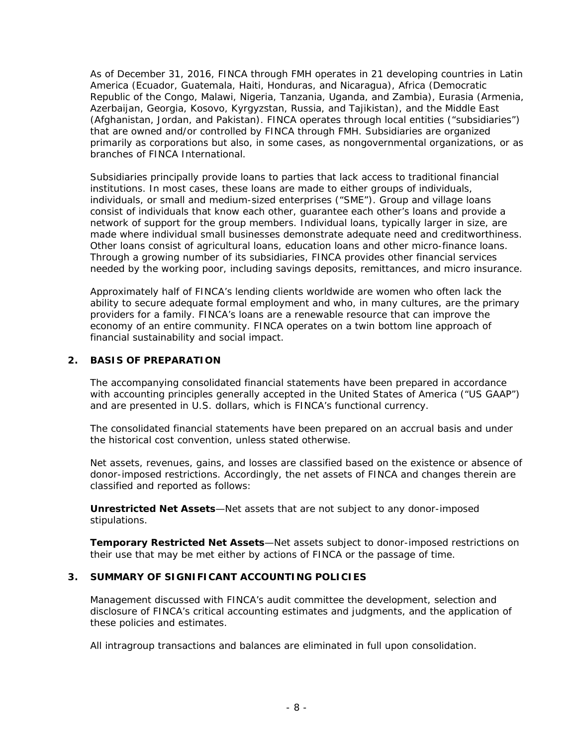As of December 31, 2016, FINCA through FMH operates in 21 developing countries in Latin America (Ecuador, Guatemala, Haiti, Honduras, and Nicaragua), Africa (Democratic Republic of the Congo, Malawi, Nigeria, Tanzania, Uganda, and Zambia), Eurasia (Armenia, Azerbaijan, Georgia, Kosovo, Kyrgyzstan, Russia, and Tajikistan), and the Middle East (Afghanistan, Jordan, and Pakistan). FINCA operates through local entities ("subsidiaries") that are owned and/or controlled by FINCA through FMH. Subsidiaries are organized primarily as corporations but also, in some cases, as nongovernmental organizations, or as branches of FINCA International.

Subsidiaries principally provide loans to parties that lack access to traditional financial institutions. In most cases, these loans are made to either groups of individuals, individuals, or small and medium-sized enterprises ("SME"). Group and village loans consist of individuals that know each other, guarantee each other's loans and provide a network of support for the group members. Individual loans, typically larger in size, are made where individual small businesses demonstrate adequate need and creditworthiness. Other loans consist of agricultural loans, education loans and other micro-finance loans. Through a growing number of its subsidiaries, FINCA provides other financial services needed by the working poor, including savings deposits, remittances, and micro insurance.

Approximately half of FINCA's lending clients worldwide are women who often lack the ability to secure adequate formal employment and who, in many cultures, are the primary providers for a family. FINCA's loans are a renewable resource that can improve the economy of an entire community. FINCA operates on a twin bottom line approach of financial sustainability and social impact.

## 2. BASIS OF PREPARATION

The accompanying consolidated financial statements have been prepared in accordance with accounting principles generally accepted in the United States of America ("US GAAP") and are presented in U.S. dollars, which is FINCA's functional currency.

The consolidated financial statements have been prepared on an accrual basis and under the historical cost convention, unless stated otherwise.

Net assets, revenues, gains, and losses are classified based on the existence or absence of donor-imposed restrictions. Accordingly, the net assets of FINCA and changes therein are classified and reported as follows:

**Unrestricted Net Assets**—Net assets that are not subject to any donor-imposed stipulations.

**Temporary Restricted Net Assets**—Net assets subject to donor-imposed restrictions on their use that may be met either by actions of FINCA or the passage of time.

## 3. SUMMARY OF SIGNIFICANT ACCOUNTING POLICIES

Management discussed with FINCA's audit committee the development, selection and disclosure of FINCA's critical accounting estimates and judgments, and the application of these policies and estimates.

All intragroup transactions and balances are eliminated in full upon consolidation.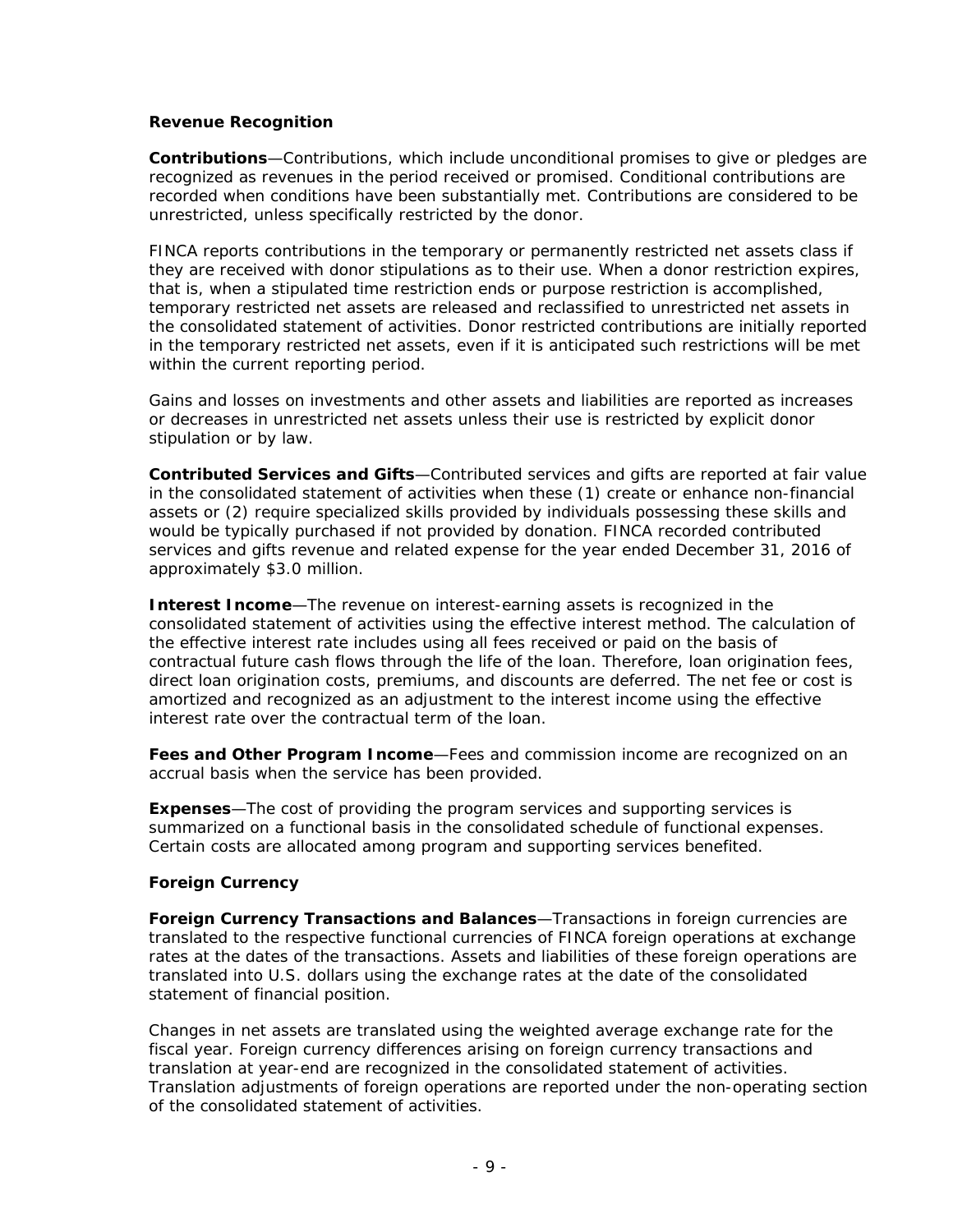### Revenue Recognition

**Contributions**—Contributions, which include unconditional promises to give or pledges are recognized as revenues in the period received or promised. Conditional contributions are recorded when conditions have been substantially met. Contributions are considered to be unrestricted, unless specifically restricted by the donor.

FINCA reports contributions in the temporary or permanently restricted net assets class if they are received with donor stipulations as to their use. When a donor restriction expires, that is, when a stipulated time restriction ends or purpose restriction is accomplished, temporary restricted net assets are released and reclassified to unrestricted net assets in the consolidated statement of activities. Donor restricted contributions are initially reported in the temporary restricted net assets, even if it is anticipated such restrictions will be met within the current reporting period.

Gains and losses on investments and other assets and liabilities are reported as increases or decreases in unrestricted net assets unless their use is restricted by explicit donor stipulation or by law.

**Contributed Services and Gifts**—Contributed services and gifts are reported at fair value in the consolidated statement of activities when these (1) create or enhance non-financial assets or (2) require specialized skills provided by individuals possessing these skills and would be typically purchased if not provided by donation. FINCA recorded contributed services and gifts revenue and related expense for the year ended December 31, 2016 of approximately $3.0 million.

**Interest Income**—The revenue on interest-earning assets is recognized in the consolidated statement of activities using the effective interest method. The calculation of the effective interest rate includes using all fees received or paid on the basis of contractual future cash flows through the life of the loan. Therefore, loan origination fees, direct loan origination costs, premiums, and discounts are deferred. The net fee or cost is amortized and recognized as an adjustment to the interest income using the effective interest rate over the contractual term of the loan.

**Fees and Other Program Income**—Fees and commission income are recognized on an accrual basis when the service has been provided.

**Expenses**—The cost of providing the program services and supporting services is summarized on a functional basis in the consolidated schedule of functional expenses. Certain costs are allocated among program and supporting services benefited.

### Foreign Currency

**Foreign Currency Transactions and Balances**—Transactions in foreign currencies are translated to the respective functional currencies of FINCA foreign operations at exchange rates at the dates of the transactions. Assets and liabilities of these foreign operations are translated into U.S. dollars using the exchange rates at the date of the consolidated statement of financial position.

Changes in net assets are translated using the weighted average exchange rate for the fiscal year. Foreign currency differences arising on foreign currency transactions and translation at year-end are recognized in the consolidated statement of activities. Translation adjustments of foreign operations are reported under the non-operating section of the consolidated statement of activities.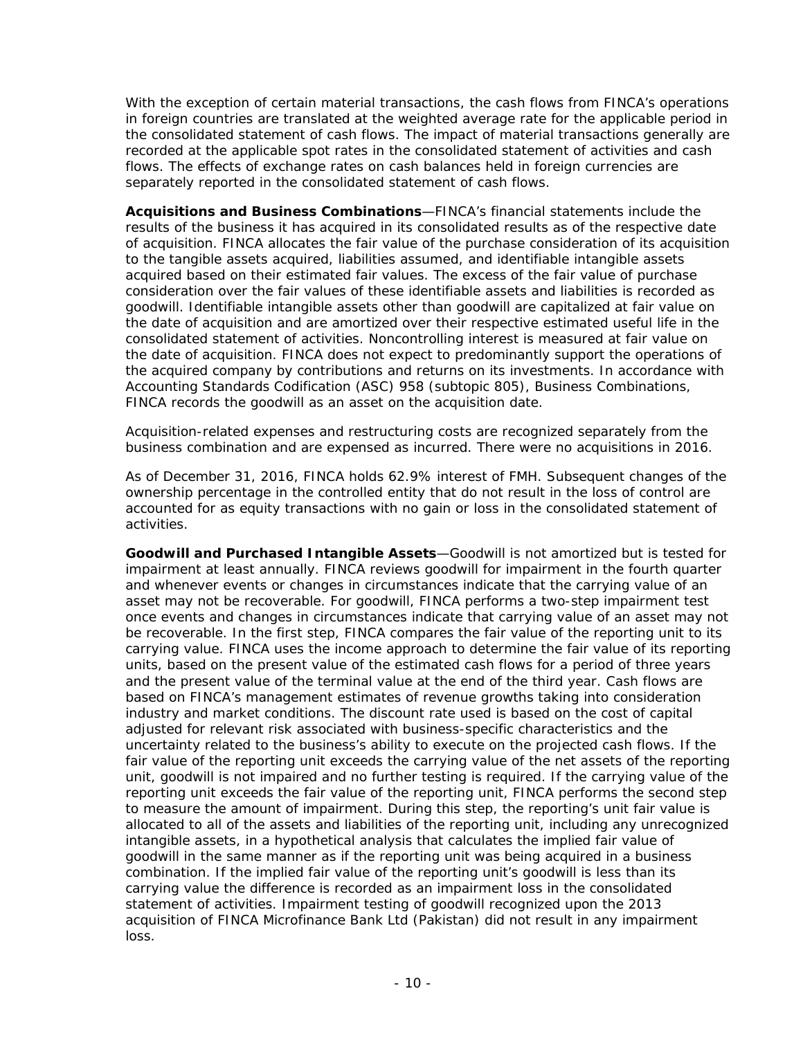With the exception of certain material transactions, the cash flows from FINCA's operations in foreign countries are translated at the weighted average rate for the applicable period in the consolidated statement of cash flows. The impact of material transactions generally are recorded at the applicable spot rates in the consolidated statement of activities and cash flows. The effects of exchange rates on cash balances held in foreign currencies are separately reported in the consolidated statement of cash flows.

**Acquisitions and Business Combinations**—FINCA's financial statements include the results of the business it has acquired in its consolidated results as of the respective date of acquisition. FINCA allocates the fair value of the purchase consideration of its acquisition to the tangible assets acquired, liabilities assumed, and identifiable intangible assets acquired based on their estimated fair values. The excess of the fair value of purchase consideration over the fair values of these identifiable assets and liabilities is recorded as goodwill. Identifiable intangible assets other than goodwill are capitalized at fair value on the date of acquisition and are amortized over their respective estimated useful life in the consolidated statement of activities. Noncontrolling interest is measured at fair value on the date of acquisition. FINCA does not expect to predominantly support the operations of the acquired company by contributions and returns on its investments. In accordance with Accounting Standards Codification (ASC) 958 (subtopic 805), Business Combinations, FINCA records the goodwill as an asset on the acquisition date.

Acquisition-related expenses and restructuring costs are recognized separately from the business combination and are expensed as incurred. There were no acquisitions in 2016.

As of December 31, 2016, FINCA holds 62.9% interest of FMH. Subsequent changes of the ownership percentage in the controlled entity that do not result in the loss of control are accounted for as equity transactions with no gain or loss in the consolidated statement of activities.

**Goodwill and Purchased Intangible Assets**—Goodwill is not amortized but is tested for impairment at least annually. FINCA reviews goodwill for impairment in the fourth quarter and whenever events or changes in circumstances indicate that the carrying value of an asset may not be recoverable. For goodwill, FINCA performs a two-step impairment test once events and changes in circumstances indicate that carrying value of an asset may not be recoverable. In the first step, FINCA compares the fair value of the reporting unit to its carrying value. FINCA uses the income approach to determine the fair value of its reporting units, based on the present value of the estimated cash flows for a period of three years and the present value of the terminal value at the end of the third year. Cash flows are based on FINCA's management estimates of revenue growths taking into consideration industry and market conditions. The discount rate used is based on the cost of capital adjusted for relevant risk associated with business-specific characteristics and the uncertainty related to the business's ability to execute on the projected cash flows. If the fair value of the reporting unit exceeds the carrying value of the net assets of the reporting unit, goodwill is not impaired and no further testing is required. If the carrying value of the reporting unit exceeds the fair value of the reporting unit, FINCA performs the second step to measure the amount of impairment. During this step, the reporting's unit fair value is allocated to all of the assets and liabilities of the reporting unit, including any unrecognized intangible assets, in a hypothetical analysis that calculates the implied fair value of goodwill in the same manner as if the reporting unit was being acquired in a business combination. If the implied fair value of the reporting unit's goodwill is less than its carrying value the difference is recorded as an impairment loss in the consolidated statement of activities. Impairment testing of goodwill recognized upon the 2013 acquisition of FINCA Microfinance Bank Ltd (Pakistan) did not result in any impairment loss.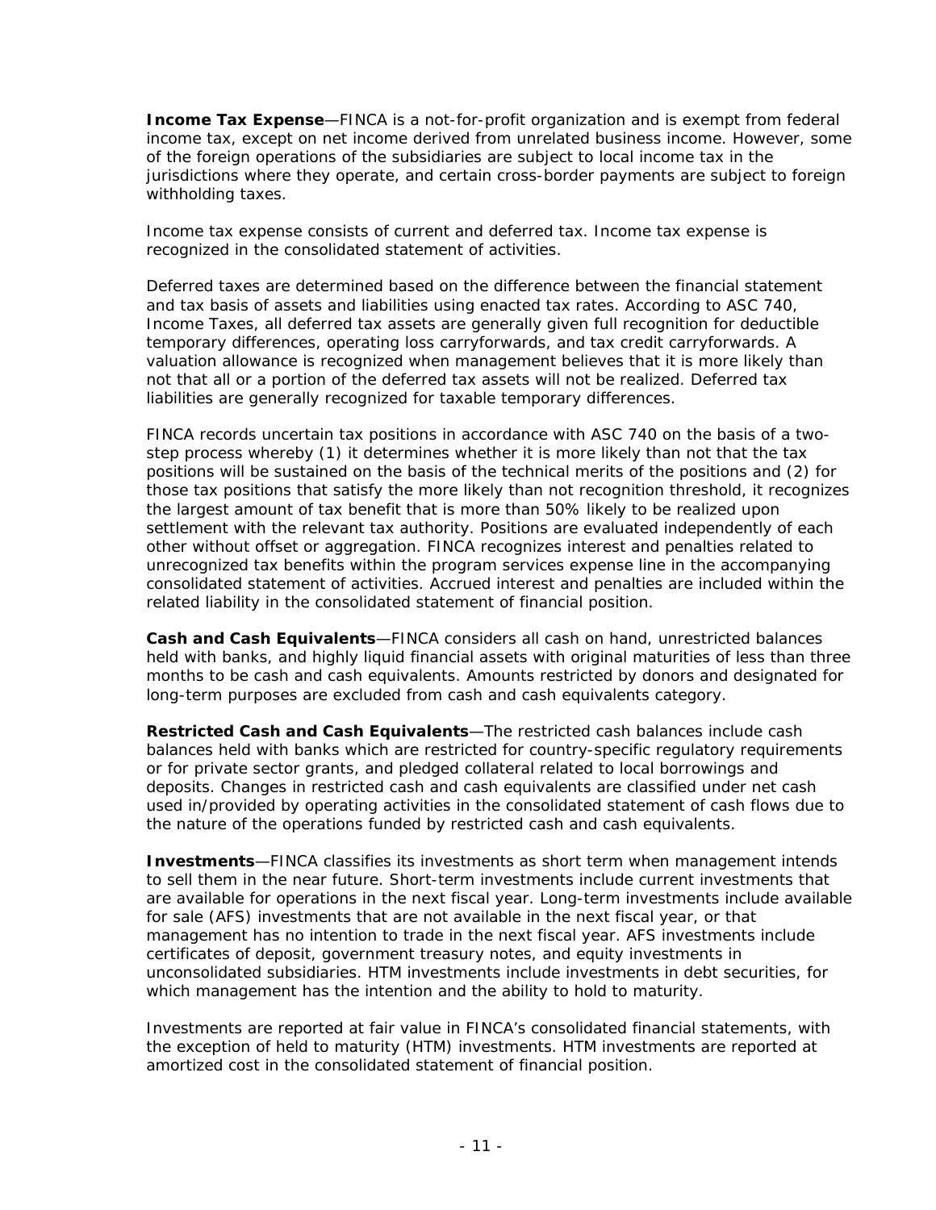**Income Tax Expense**—FINCA is a not-for-profit organization and is exempt from federal income tax, except on net income derived from unrelated business income. However, some of the foreign operations of the subsidiaries are subject to local income tax in the jurisdictions where they operate, and certain cross-border payments are subject to foreign withholding taxes.

Income tax expense consists of current and deferred tax. Income tax expense is recognized in the consolidated statement of activities.

Deferred taxes are determined based on the difference between the financial statement and tax basis of assets and liabilities using enacted tax rates. According to ASC 740, Income Taxes, all deferred tax assets are generally given full recognition for deductible temporary differences, operating loss carryforwards, and tax credit carryforwards. A valuation allowance is recognized when management believes that it is more likely than not that all or a portion of the deferred tax assets will not be realized. Deferred tax liabilities are generally recognized for taxable temporary differences.

FINCA records uncertain tax positions in accordance with ASC 740 on the basis of a two-step process whereby (1) it determines whether it is more likely than not that the tax positions will be sustained on the basis of the technical merits of the positions and (2) for those tax positions that satisfy the more likely than not recognition threshold, it recognizes the largest amount of tax benefit that is more than 50% likely to be realized upon settlement with the relevant tax authority. Positions are evaluated independently of each other without offset or aggregation. FINCA recognizes interest and penalties related to unrecognized tax benefits within the program services expense line in the accompanying consolidated statement of activities. Accrued interest and penalties are included within the related liability in the consolidated statement of financial position.

**Cash and Cash Equivalents**—FINCA considers all cash on hand, unrestricted balances held with banks, and highly liquid financial assets with original maturities of less than three months to be cash and cash equivalents. Amounts restricted by donors and designated for long-term purposes are excluded from cash and cash equivalents category.

**Restricted Cash and Cash Equivalents**—The restricted cash balances include cash balances held with banks which are restricted for country-specific regulatory requirements or for private sector grants, and pledged collateral related to local borrowings and deposits. Changes in restricted cash and cash equivalents are classified under net cash used in/provided by operating activities in the consolidated statement of cash flows due to the nature of the operations funded by restricted cash and cash equivalents.

**Investments**—FINCA classifies its investments as short term when management intends to sell them in the near future. Short-term investments include current investments that are available for operations in the next fiscal year. Long-term investments include available for sale (AFS) investments that are not available in the next fiscal year, or that management has no intention to trade in the next fiscal year. AFS investments include certificates of deposit, government treasury notes, and equity investments in unconsolidated subsidiaries. HTM investments include investments in debt securities, for which management has the intention and the ability to hold to maturity.

Investments are reported at fair value in FINCA's consolidated financial statements, with the exception of held to maturity (HTM) investments. HTM investments are reported at amortized cost in the consolidated statement of financial position.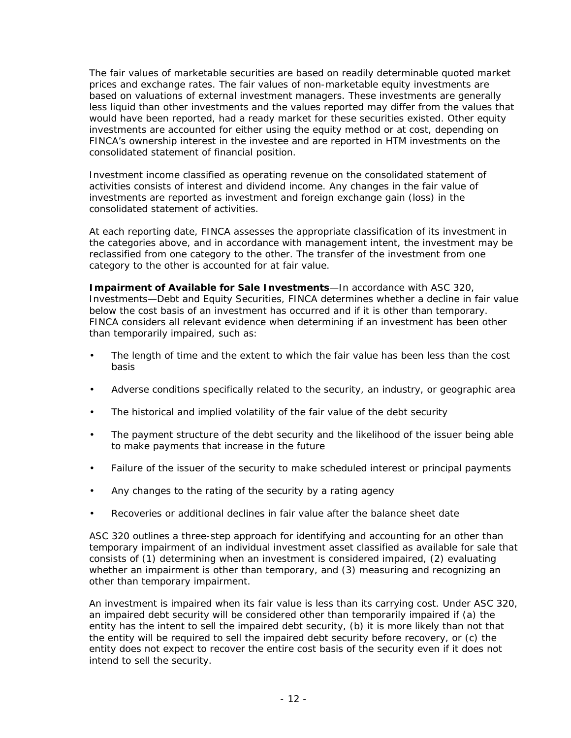The fair values of marketable securities are based on readily determinable quoted market prices and exchange rates. The fair values of non-marketable equity investments are based on valuations of external investment managers. These investments are generally less liquid than other investments and the values reported may differ from the values that would have been reported, had a ready market for these securities existed. Other equity investments are accounted for either using the equity method or at cost, depending on FINCA's ownership interest in the investee and are reported in HTM investments on the consolidated statement of financial position.

Investment income classified as operating revenue on the consolidated statement of activities consists of interest and dividend income. Any changes in the fair value of investments are reported as investment and foreign exchange gain (loss) in the consolidated statement of activities.

At each reporting date, FINCA assesses the appropriate classification of its investment in the categories above, and in accordance with management intent, the investment may be reclassified from one category to the other. The transfer of the investment from one category to the other is accounted for at fair value.

**Impairment of Available for Sale Investments**—In accordance with ASC 320, Investments—Debt and Equity Securities, FINCA determines whether a decline in fair value below the cost basis of an investment has occurred and if it is other than temporary. FINCA considers all relevant evidence when determining if an investment has been other than temporarily impaired, such as:

- The length of time and the extent to which the fair value has been less than the cost basis
- Adverse conditions specifically related to the security, an industry, or geographic area
- The historical and implied volatility of the fair value of the debt security
- The payment structure of the debt security and the likelihood of the issuer being able to make payments that increase in the future
- Failure of the issuer of the security to make scheduled interest or principal payments
- Any changes to the rating of the security by a rating agency
- Recoveries or additional declines in fair value after the balance sheet date

ASC 320 outlines a three-step approach for identifying and accounting for an other than temporary impairment of an individual investment asset classified as available for sale that consists of (1) determining when an investment is considered impaired, (2) evaluating whether an impairment is other than temporary, and (3) measuring and recognizing an other than temporary impairment.

An investment is impaired when its fair value is less than its carrying cost. Under ASC 320, an impaired debt security will be considered other than temporarily impaired if (a) the entity has the intent to sell the impaired debt security, (b) it is more likely than not that the entity will be required to sell the impaired debt security before recovery, or (c) the entity does not expect to recover the entire cost basis of the security even if it does not intend to sell the security.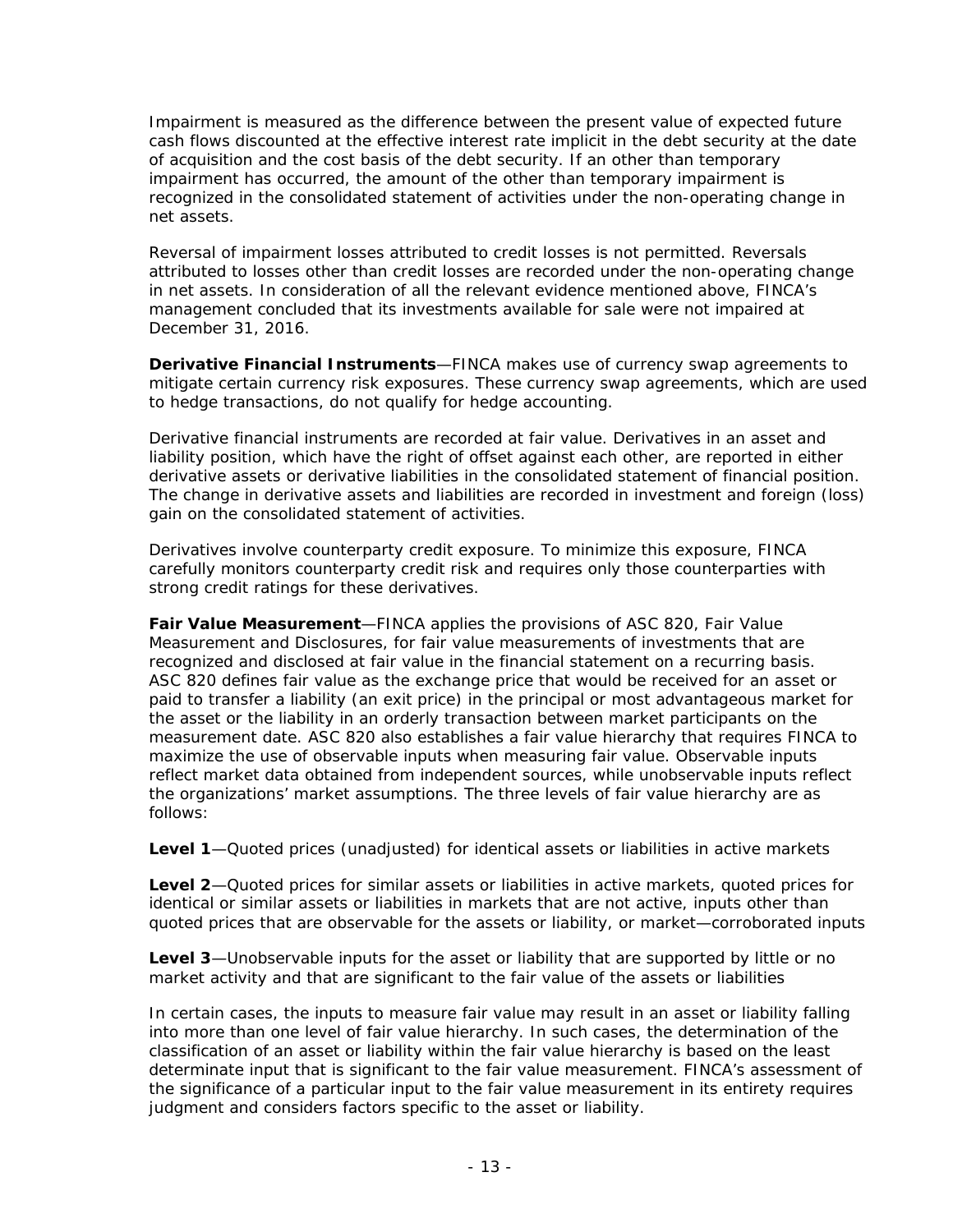Impairment is measured as the difference between the present value of expected future cash flows discounted at the effective interest rate implicit in the debt security at the date of acquisition and the cost basis of the debt security. If an other than temporary impairment has occurred, the amount of the other than temporary impairment is recognized in the consolidated statement of activities under the non-operating change in net assets.

Reversal of impairment losses attributed to credit losses is not permitted. Reversals attributed to losses other than credit losses are recorded under the non-operating change in net assets. In consideration of all the relevant evidence mentioned above, FINCA's management concluded that its investments available for sale were not impaired at December 31, 2016.

**Derivative Financial Instruments**—FINCA makes use of currency swap agreements to mitigate certain currency risk exposures. These currency swap agreements, which are used to hedge transactions, do not qualify for hedge accounting.

Derivative financial instruments are recorded at fair value. Derivatives in an asset and liability position, which have the right of offset against each other, are reported in either derivative assets or derivative liabilities in the consolidated statement of financial position. The change in derivative assets and liabilities are recorded in investment and foreign (loss) gain on the consolidated statement of activities.

Derivatives involve counterparty credit exposure. To minimize this exposure, FINCA carefully monitors counterparty credit risk and requires only those counterparties with strong credit ratings for these derivatives.

**Fair Value Measurement**—FINCA applies the provisions of ASC 820, Fair Value Measurement and Disclosures, for fair value measurements of investments that are recognized and disclosed at fair value in the financial statement on a recurring basis. ASC 820 defines fair value as the exchange price that would be received for an asset or paid to transfer a liability (an exit price) in the principal or most advantageous market for the asset or the liability in an orderly transaction between market participants on the measurement date. ASC 820 also establishes a fair value hierarchy that requires FINCA to maximize the use of observable inputs when measuring fair value. Observable inputs reflect market data obtained from independent sources, while unobservable inputs reflect the organizations' market assumptions. The three levels of fair value hierarchy are as follows:

**Level 1**—Quoted prices (unadjusted) for identical assets or liabilities in active markets

**Level 2**—Quoted prices for similar assets or liabilities in active markets, quoted prices for identical or similar assets or liabilities in markets that are not active, inputs other than quoted prices that are observable for the assets or liability, or market—corroborated inputs

**Level 3**—Unobservable inputs for the asset or liability that are supported by little or no market activity and that are significant to the fair value of the assets or liabilities

In certain cases, the inputs to measure fair value may result in an asset or liability falling into more than one level of fair value hierarchy. In such cases, the determination of the classification of an asset or liability within the fair value hierarchy is based on the least determinate input that is significant to the fair value measurement. FINCA's assessment of the significance of a particular input to the fair value measurement in its entirety requires judgment and considers factors specific to the asset or liability.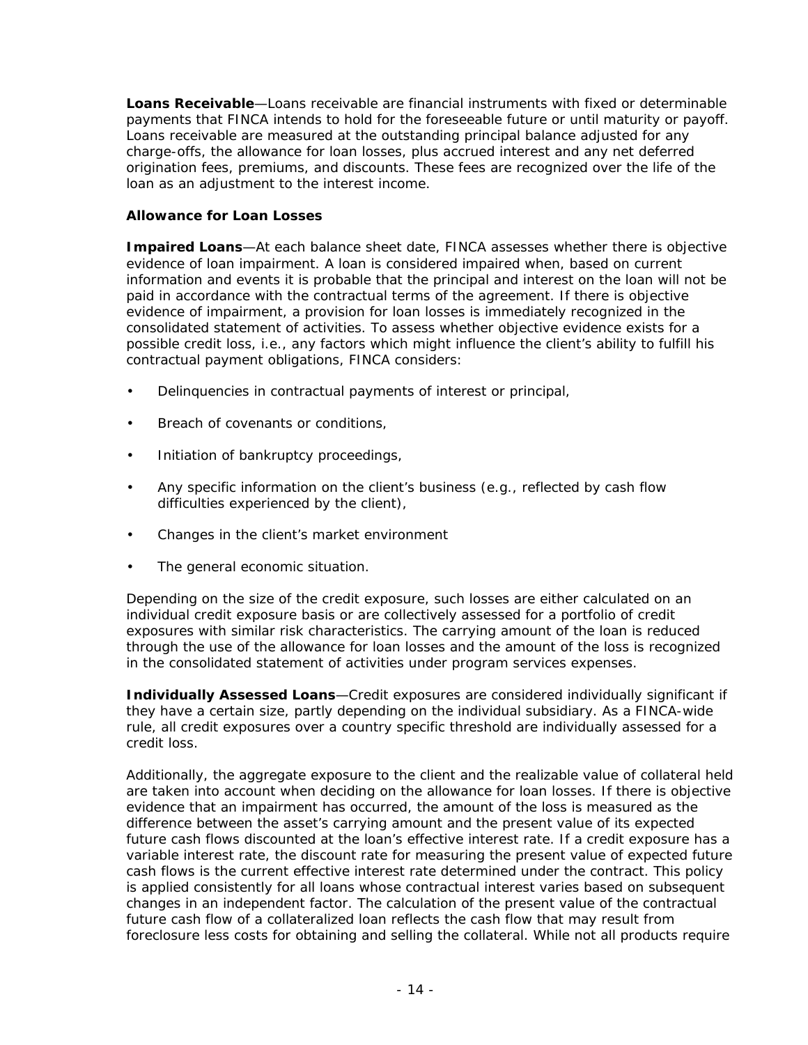**Loans Receivable**—Loans receivable are financial instruments with fixed or determinable payments that FINCA intends to hold for the foreseeable future or until maturity or payoff. Loans receivable are measured at the outstanding principal balance adjusted for any charge-offs, the allowance for loan losses, plus accrued interest and any net deferred origination fees, premiums, and discounts. These fees are recognized over the life of the loan as an adjustment to the interest income.

**Allowance for Loan Losses**

**Impaired Loans**—At each balance sheet date, FINCA assesses whether there is objective evidence of loan impairment. A loan is considered impaired when, based on current information and events it is probable that the principal and interest on the loan will not be paid in accordance with the contractual terms of the agreement. If there is objective evidence of impairment, a provision for loan losses is immediately recognized in the consolidated statement of activities. To assess whether objective evidence exists for a possible credit loss, i.e., any factors which might influence the client's ability to fulfill his contractual payment obligations, FINCA considers:

- Delinquencies in contractual payments of interest or principal,
- Breach of covenants or conditions,
- Initiation of bankruptcy proceedings,
- Any specific information on the client's business (e.g., reflected by cash flow difficulties experienced by the client),
- Changes in the client's market environment
- The general economic situation.

Depending on the size of the credit exposure, such losses are either calculated on an individual credit exposure basis or are collectively assessed for a portfolio of credit exposures with similar risk characteristics. The carrying amount of the loan is reduced through the use of the allowance for loan losses and the amount of the loss is recognized in the consolidated statement of activities under program services expenses.

**Individually Assessed Loans**—Credit exposures are considered individually significant if they have a certain size, partly depending on the individual subsidiary. As a FINCA-wide rule, all credit exposures over a country specific threshold are individually assessed for a credit loss.

Additionally, the aggregate exposure to the client and the realizable value of collateral held are taken into account when deciding on the allowance for loan losses. If there is objective evidence that an impairment has occurred, the amount of the loss is measured as the difference between the asset's carrying amount and the present value of its expected future cash flows discounted at the loan's effective interest rate. If a credit exposure has a variable interest rate, the discount rate for measuring the present value of expected future cash flows is the current effective interest rate determined under the contract. This policy is applied consistently for all loans whose contractual interest varies based on subsequent changes in an independent factor. The calculation of the present value of the contractual future cash flow of a collateralized loan reflects the cash flow that may result from foreclosure less costs for obtaining and selling the collateral. While not all products require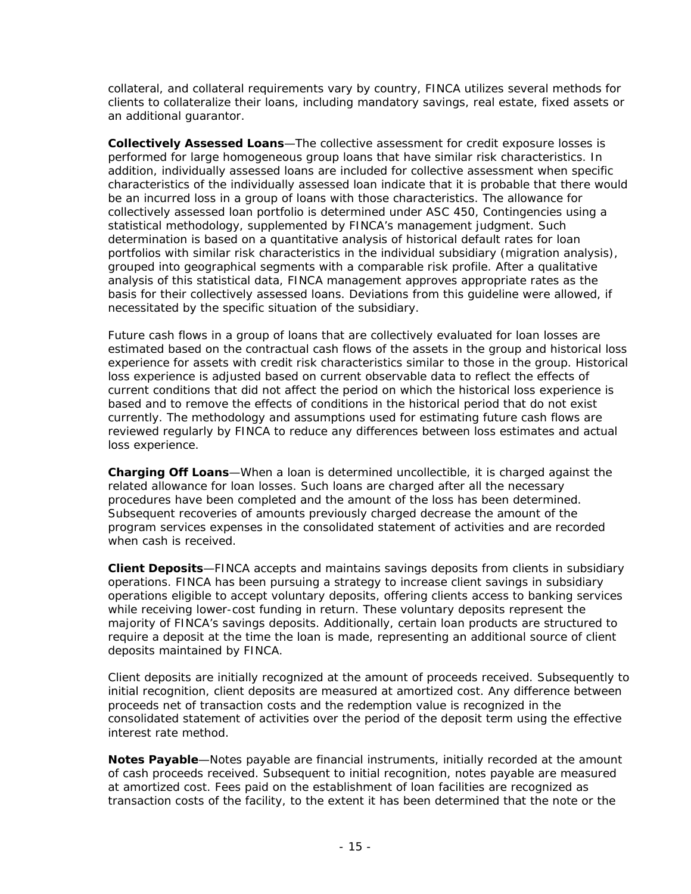collateral, and collateral requirements vary by country, FINCA utilizes several methods for clients to collateralize their loans, including mandatory savings, real estate, fixed assets or an additional guarantor.

**Collectively Assessed Loans**—The collective assessment for credit exposure losses is performed for large homogeneous group loans that have similar risk characteristics. In addition, individually assessed loans are included for collective assessment when specific characteristics of the individually assessed loan indicate that it is probable that there would be an incurred loss in a group of loans with those characteristics. The allowance for collectively assessed loan portfolio is determined under ASC 450, Contingencies using a statistical methodology, supplemented by FINCA's management judgment. Such determination is based on a quantitative analysis of historical default rates for loan portfolios with similar risk characteristics in the individual subsidiary (migration analysis), grouped into geographical segments with a comparable risk profile. After a qualitative analysis of this statistical data, FINCA management approves appropriate rates as the basis for their collectively assessed loans. Deviations from this guideline were allowed, if necessitated by the specific situation of the subsidiary.

Future cash flows in a group of loans that are collectively evaluated for loan losses are estimated based on the contractual cash flows of the assets in the group and historical loss experience for assets with credit risk characteristics similar to those in the group. Historical loss experience is adjusted based on current observable data to reflect the effects of current conditions that did not affect the period on which the historical loss experience is based and to remove the effects of conditions in the historical period that do not exist currently. The methodology and assumptions used for estimating future cash flows are reviewed regularly by FINCA to reduce any differences between loss estimates and actual loss experience.

**Charging Off Loans**—When a loan is determined uncollectible, it is charged against the related allowance for loan losses. Such loans are charged after all the necessary procedures have been completed and the amount of the loss has been determined. Subsequent recoveries of amounts previously charged decrease the amount of the program services expenses in the consolidated statement of activities and are recorded when cash is received.

**Client Deposits**—FINCA accepts and maintains savings deposits from clients in subsidiary operations. FINCA has been pursuing a strategy to increase client savings in subsidiary operations eligible to accept voluntary deposits, offering clients access to banking services while receiving lower-cost funding in return. These voluntary deposits represent the majority of FINCA's savings deposits. Additionally, certain loan products are structured to require a deposit at the time the loan is made, representing an additional source of client deposits maintained by FINCA.

Client deposits are initially recognized at the amount of proceeds received. Subsequently to initial recognition, client deposits are measured at amortized cost. Any difference between proceeds net of transaction costs and the redemption value is recognized in the consolidated statement of activities over the period of the deposit term using the effective interest rate method.

**Notes Payable**—Notes payable are financial instruments, initially recorded at the amount of cash proceeds received. Subsequent to initial recognition, notes payable are measured at amortized cost. Fees paid on the establishment of loan facilities are recognized as transaction costs of the facility, to the extent it has been determined that the note or the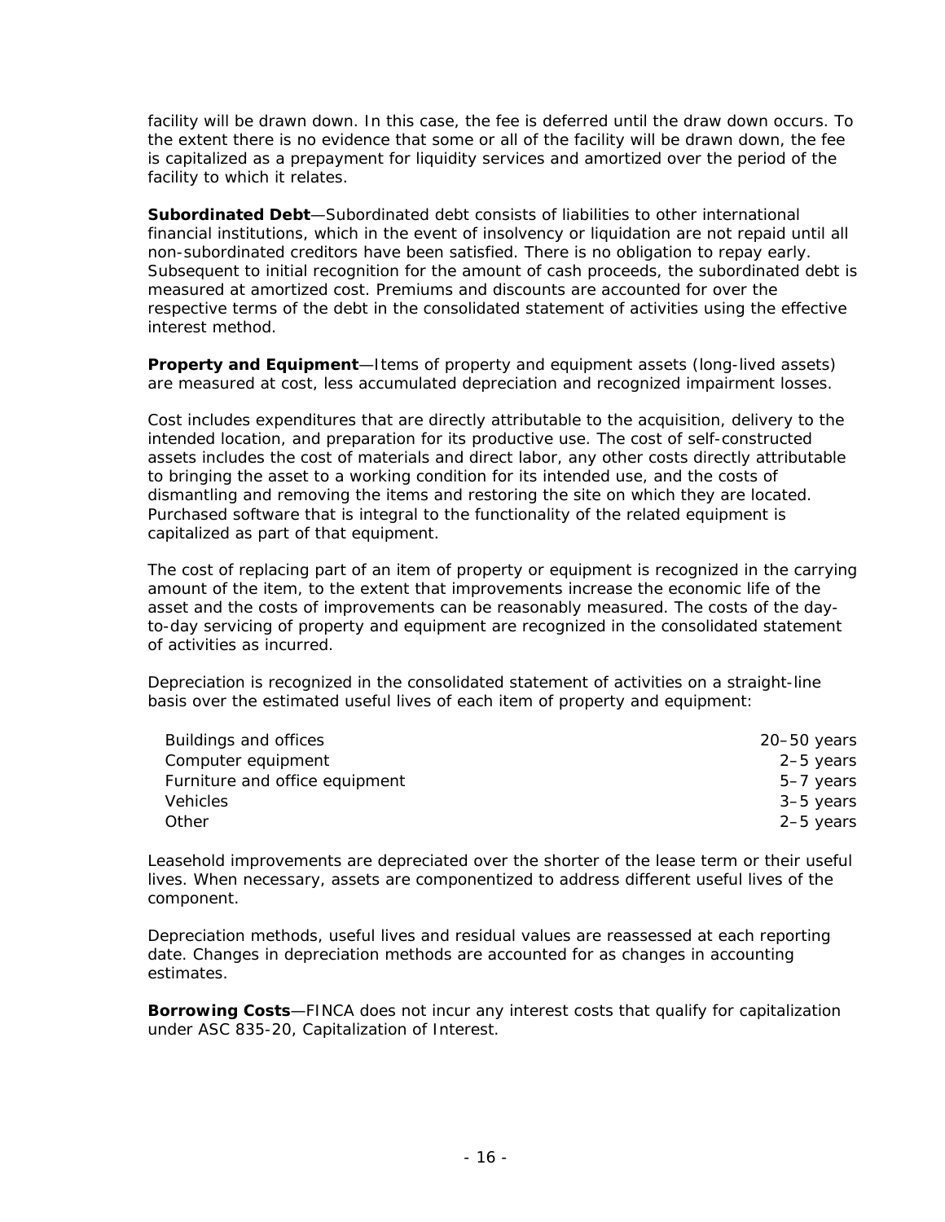facility will be drawn down. In this case, the fee is deferred until the draw down occurs. To the extent there is no evidence that some or all of the facility will be drawn down, the fee is capitalized as a prepayment for liquidity services and amortized over the period of the facility to which it relates.

**Subordinated Debt**—Subordinated debt consists of liabilities to other international financial institutions, which in the event of insolvency or liquidation are not repaid until all non-subordinated creditors have been satisfied. There is no obligation to repay early. Subsequent to initial recognition for the amount of cash proceeds, the subordinated debt is measured at amortized cost. Premiums and discounts are accounted for over the respective terms of the debt in the consolidated statement of activities using the effective interest method.

**Property and Equipment**—Items of property and equipment assets (long-lived assets) are measured at cost, less accumulated depreciation and recognized impairment losses.

Cost includes expenditures that are directly attributable to the acquisition, delivery to the intended location, and preparation for its productive use. The cost of self-constructed assets includes the cost of materials and direct labor, any other costs directly attributable to bringing the asset to a working condition for its intended use, and the costs of dismantling and removing the items and restoring the site on which they are located. Purchased software that is integral to the functionality of the related equipment is capitalized as part of that equipment.

The cost of replacing part of an item of property or equipment is recognized in the carrying amount of the item, to the extent that improvements increase the economic life of the asset and the costs of improvements can be reasonably measured. The costs of the day-to-day servicing of property and equipment are recognized in the consolidated statement of activities as incurred.

Depreciation is recognized in the consolidated statement of activities on a straight-line basis over the estimated useful lives of each item of property and equipment:

| | |
|---|---|
| Buildings and offices | 20–50 years |
| Computer equipment | 2–5 years |
| Furniture and office equipment | 5–7 years |
| Vehicles | 3–5 years |
| Other | 2–5 years |

Leasehold improvements are depreciated over the shorter of the lease term or their useful lives. When necessary, assets are componentized to address different useful lives of the component.

Depreciation methods, useful lives and residual values are reassessed at each reporting date. Changes in depreciation methods are accounted for as changes in accounting estimates.

**Borrowing Costs**—FINCA does not incur any interest costs that qualify for capitalization under ASC 835-20, Capitalization of Interest.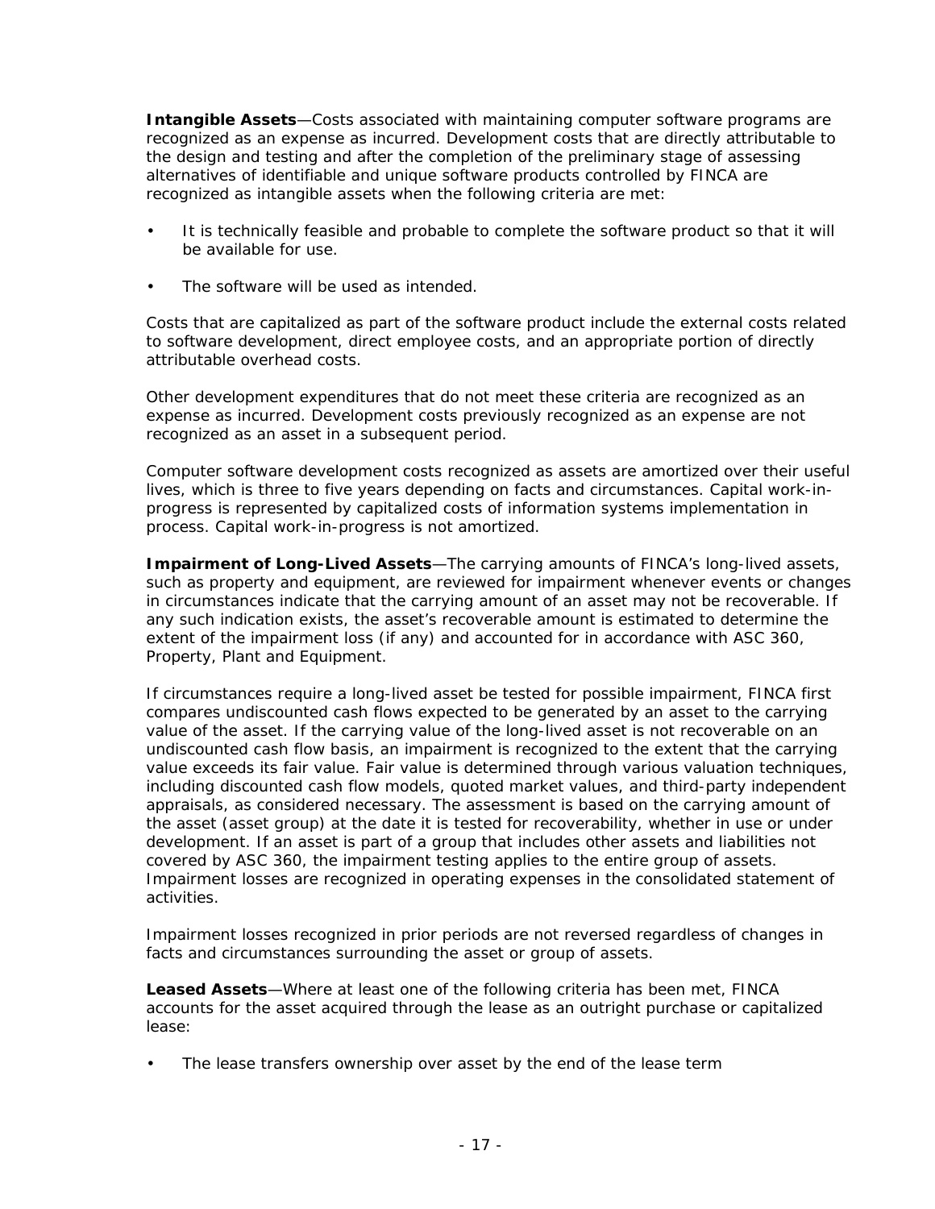**Intangible Assets**—Costs associated with maintaining computer software programs are recognized as an expense as incurred. Development costs that are directly attributable to the design and testing and after the completion of the preliminary stage of assessing alternatives of identifiable and unique software products controlled by FINCA are recognized as intangible assets when the following criteria are met:

- It is technically feasible and probable to complete the software product so that it will be available for use.
- The software will be used as intended.

Costs that are capitalized as part of the software product include the external costs related to software development, direct employee costs, and an appropriate portion of directly attributable overhead costs.

Other development expenditures that do not meet these criteria are recognized as an expense as incurred. Development costs previously recognized as an expense are not recognized as an asset in a subsequent period.

Computer software development costs recognized as assets are amortized over their useful lives, which is three to five years depending on facts and circumstances. Capital work-in-progress is represented by capitalized costs of information systems implementation in process. Capital work-in-progress is not amortized.

**Impairment of Long-Lived Assets**—The carrying amounts of FINCA's long-lived assets, such as property and equipment, are reviewed for impairment whenever events or changes in circumstances indicate that the carrying amount of an asset may not be recoverable. If any such indication exists, the asset's recoverable amount is estimated to determine the extent of the impairment loss (if any) and accounted for in accordance with ASC 360, Property, Plant and Equipment.

If circumstances require a long-lived asset be tested for possible impairment, FINCA first compares undiscounted cash flows expected to be generated by an asset to the carrying value of the asset. If the carrying value of the long-lived asset is not recoverable on an undiscounted cash flow basis, an impairment is recognized to the extent that the carrying value exceeds its fair value. Fair value is determined through various valuation techniques, including discounted cash flow models, quoted market values, and third-party independent appraisals, as considered necessary. The assessment is based on the carrying amount of the asset (asset group) at the date it is tested for recoverability, whether in use or under development. If an asset is part of a group that includes other assets and liabilities not covered by ASC 360, the impairment testing applies to the entire group of assets. Impairment losses are recognized in operating expenses in the consolidated statement of activities.

Impairment losses recognized in prior periods are not reversed regardless of changes in facts and circumstances surrounding the asset or group of assets.

**Leased Assets**—Where at least one of the following criteria has been met, FINCA accounts for the asset acquired through the lease as an outright purchase or capitalized lease:

- The lease transfers ownership over asset by the end of the lease term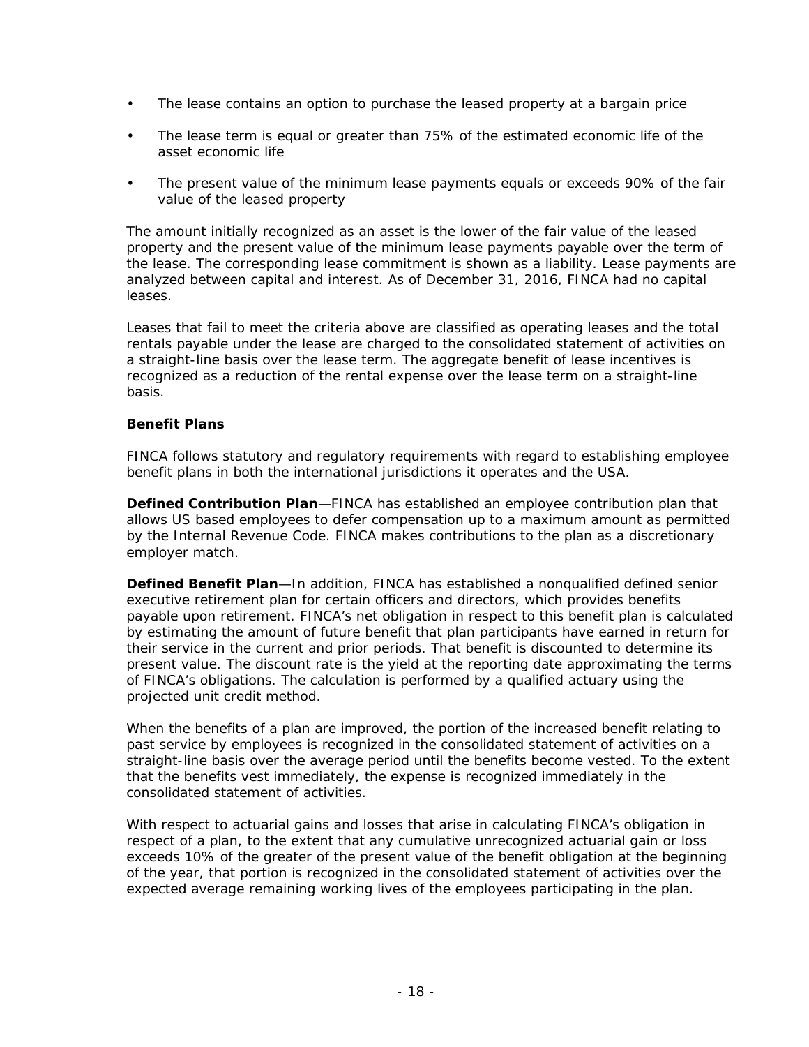- The lease contains an option to purchase the leased property at a bargain price
- The lease term is equal or greater than 75% of the estimated economic life of the asset economic life
- The present value of the minimum lease payments equals or exceeds 90% of the fair value of the leased property

The amount initially recognized as an asset is the lower of the fair value of the leased property and the present value of the minimum lease payments payable over the term of the lease. The corresponding lease commitment is shown as a liability. Lease payments are analyzed between capital and interest. As of December 31, 2016, FINCA had no capital leases.

Leases that fail to meet the criteria above are classified as operating leases and the total rentals payable under the lease are charged to the consolidated statement of activities on a straight-line basis over the lease term. The aggregate benefit of lease incentives is recognized as a reduction of the rental expense over the lease term on a straight-line basis.

### Benefit Plans

FINCA follows statutory and regulatory requirements with regard to establishing employee benefit plans in both the international jurisdictions it operates and the USA.

**Defined Contribution Plan**—FINCA has established an employee contribution plan that allows US based employees to defer compensation up to a maximum amount as permitted by the Internal Revenue Code. FINCA makes contributions to the plan as a discretionary employer match.

**Defined Benefit Plan**—In addition, FINCA has established a nonqualified defined senior executive retirement plan for certain officers and directors, which provides benefits payable upon retirement. FINCA's net obligation in respect to this benefit plan is calculated by estimating the amount of future benefit that plan participants have earned in return for their service in the current and prior periods. That benefit is discounted to determine its present value. The discount rate is the yield at the reporting date approximating the terms of FINCA's obligations. The calculation is performed by a qualified actuary using the projected unit credit method.

When the benefits of a plan are improved, the portion of the increased benefit relating to past service by employees is recognized in the consolidated statement of activities on a straight-line basis over the average period until the benefits become vested. To the extent that the benefits vest immediately, the expense is recognized immediately in the consolidated statement of activities.

With respect to actuarial gains and losses that arise in calculating FINCA's obligation in respect of a plan, to the extent that any cumulative unrecognized actuarial gain or loss exceeds 10% of the greater of the present value of the benefit obligation at the beginning of the year, that portion is recognized in the consolidated statement of activities over the expected average remaining working lives of the employees participating in the plan.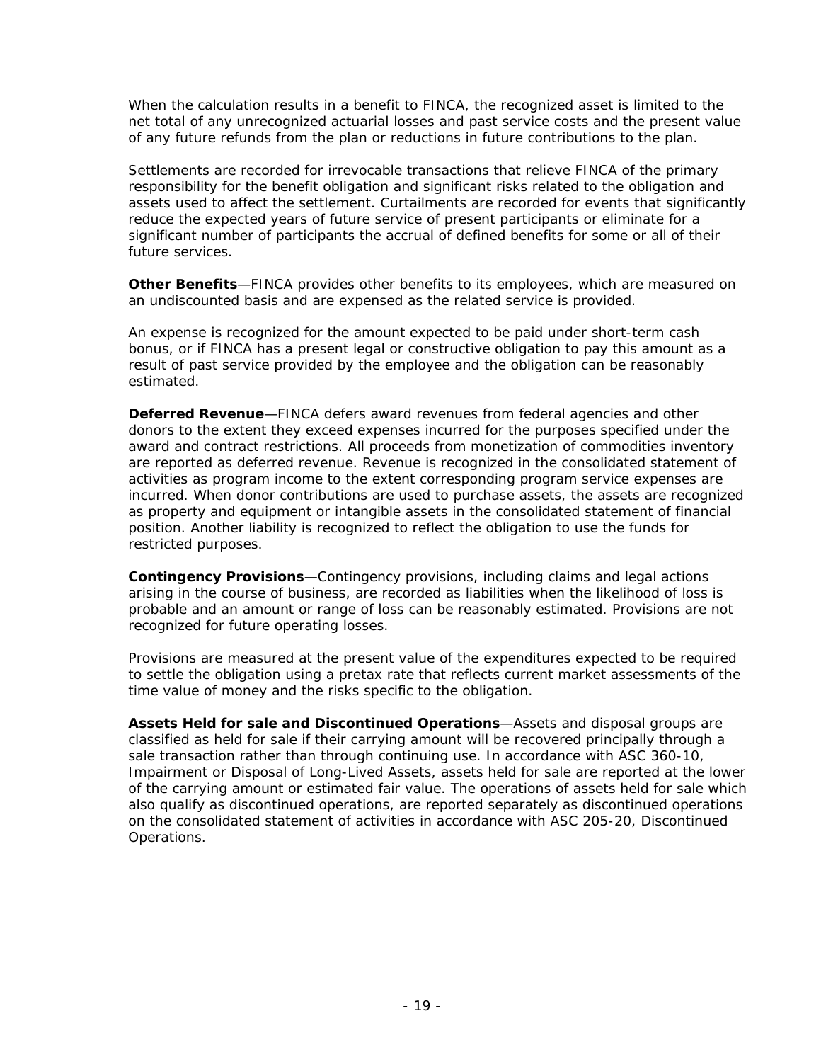When the calculation results in a benefit to FINCA, the recognized asset is limited to the net total of any unrecognized actuarial losses and past service costs and the present value of any future refunds from the plan or reductions in future contributions to the plan.

Settlements are recorded for irrevocable transactions that relieve FINCA of the primary responsibility for the benefit obligation and significant risks related to the obligation and assets used to affect the settlement. Curtailments are recorded for events that significantly reduce the expected years of future service of present participants or eliminate for a significant number of participants the accrual of defined benefits for some or all of their future services.

**Other Benefits**—FINCA provides other benefits to its employees, which are measured on an undiscounted basis and are expensed as the related service is provided.

An expense is recognized for the amount expected to be paid under short-term cash bonus, or if FINCA has a present legal or constructive obligation to pay this amount as a result of past service provided by the employee and the obligation can be reasonably estimated.

**Deferred Revenue**—FINCA defers award revenues from federal agencies and other donors to the extent they exceed expenses incurred for the purposes specified under the award and contract restrictions. All proceeds from monetization of commodities inventory are reported as deferred revenue. Revenue is recognized in the consolidated statement of activities as program income to the extent corresponding program service expenses are incurred. When donor contributions are used to purchase assets, the assets are recognized as property and equipment or intangible assets in the consolidated statement of financial position. Another liability is recognized to reflect the obligation to use the funds for restricted purposes.

**Contingency Provisions**—Contingency provisions, including claims and legal actions arising in the course of business, are recorded as liabilities when the likelihood of loss is probable and an amount or range of loss can be reasonably estimated. Provisions are not recognized for future operating losses.

Provisions are measured at the present value of the expenditures expected to be required to settle the obligation using a pretax rate that reflects current market assessments of the time value of money and the risks specific to the obligation.

**Assets Held for sale and Discontinued Operations**—Assets and disposal groups are classified as held for sale if their carrying amount will be recovered principally through a sale transaction rather than through continuing use. In accordance with ASC 360-10, Impairment or Disposal of Long-Lived Assets, assets held for sale are reported at the lower of the carrying amount or estimated fair value. The operations of assets held for sale which also qualify as discontinued operations, are reported separately as discontinued operations on the consolidated statement of activities in accordance with ASC 205-20, Discontinued Operations.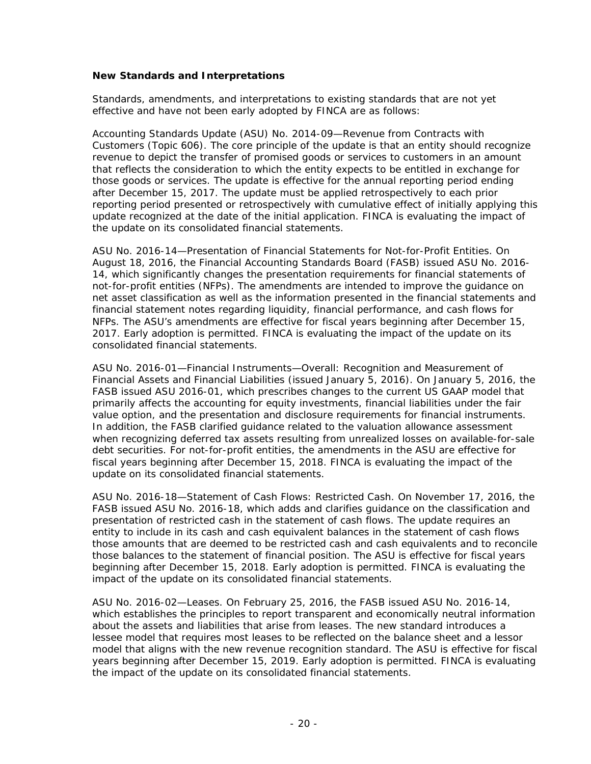**New Standards and Interpretations**

Standards, amendments, and interpretations to existing standards that are not yet effective and have not been early adopted by FINCA are as follows:

Accounting Standards Update (ASU) No. 2014-09—Revenue from Contracts with Customers (Topic 606). The core principle of the update is that an entity should recognize revenue to depict the transfer of promised goods or services to customers in an amount that reflects the consideration to which the entity expects to be entitled in exchange for those goods or services. The update is effective for the annual reporting period ending after December 15, 2017. The update must be applied retrospectively to each prior reporting period presented or retrospectively with cumulative effect of initially applying this update recognized at the date of the initial application. FINCA is evaluating the impact of the update on its consolidated financial statements.

ASU No. 2016-14—Presentation of Financial Statements for Not-for-Profit Entities. On August 18, 2016, the Financial Accounting Standards Board (FASB) issued ASU No. 2016-14, which significantly changes the presentation requirements for financial statements of not-for-profit entities (NFPs). The amendments are intended to improve the guidance on net asset classification as well as the information presented in the financial statements and financial statement notes regarding liquidity, financial performance, and cash flows for NFPs. The ASU's amendments are effective for fiscal years beginning after December 15, 2017. Early adoption is permitted. FINCA is evaluating the impact of the update on its consolidated financial statements.

ASU No. 2016-01—Financial Instruments—Overall: Recognition and Measurement of Financial Assets and Financial Liabilities (issued January 5, 2016). On January 5, 2016, the FASB issued ASU 2016-01, which prescribes changes to the current US GAAP model that primarily affects the accounting for equity investments, financial liabilities under the fair value option, and the presentation and disclosure requirements for financial instruments. In addition, the FASB clarified guidance related to the valuation allowance assessment when recognizing deferred tax assets resulting from unrealized losses on available-for-sale debt securities. For not-for-profit entities, the amendments in the ASU are effective for fiscal years beginning after December 15, 2018. FINCA is evaluating the impact of the update on its consolidated financial statements.

ASU No. 2016-18—Statement of Cash Flows: Restricted Cash. On November 17, 2016, the FASB issued ASU No. 2016-18, which adds and clarifies guidance on the classification and presentation of restricted cash in the statement of cash flows. The update requires an entity to include in its cash and cash equivalent balances in the statement of cash flows those amounts that are deemed to be restricted cash and cash equivalents and to reconcile those balances to the statement of financial position. The ASU is effective for fiscal years beginning after December 15, 2018. Early adoption is permitted. FINCA is evaluating the impact of the update on its consolidated financial statements.

ASU No. 2016-02—Leases. On February 25, 2016, the FASB issued ASU No. 2016-14, which establishes the principles to report transparent and economically neutral information about the assets and liabilities that arise from leases. The new standard introduces a lessee model that requires most leases to be reflected on the balance sheet and a lessor model that aligns with the new revenue recognition standard. The ASU is effective for fiscal years beginning after December 15, 2019. Early adoption is permitted. FINCA is evaluating the impact of the update on its consolidated financial statements.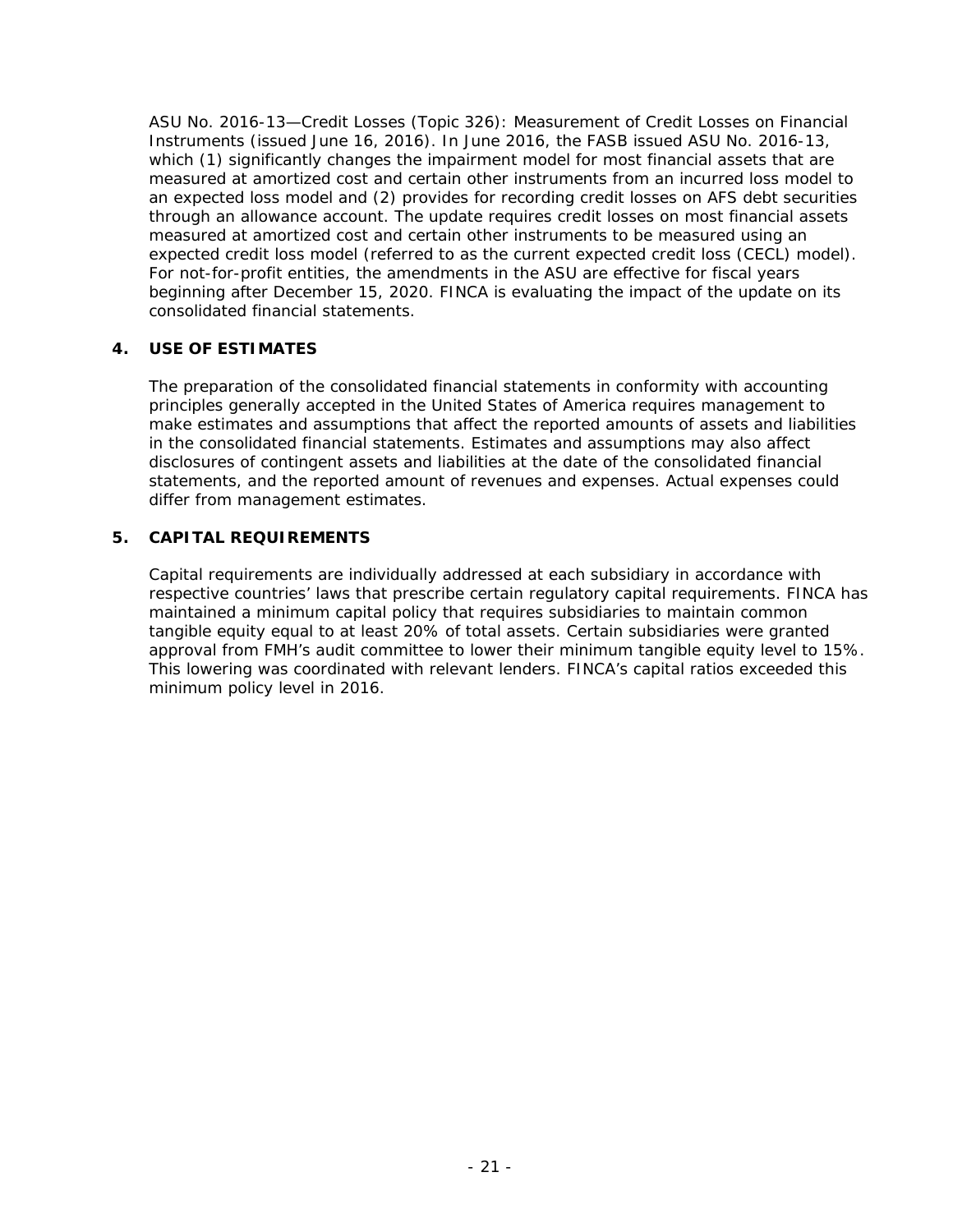ASU No. 2016-13—Credit Losses (Topic 326): Measurement of Credit Losses on Financial Instruments (issued June 16, 2016). In June 2016, the FASB issued ASU No. 2016-13, which (1) significantly changes the impairment model for most financial assets that are measured at amortized cost and certain other instruments from an incurred loss model to an expected loss model and (2) provides for recording credit losses on AFS debt securities through an allowance account. The update requires credit losses on most financial assets measured at amortized cost and certain other instruments to be measured using an expected credit loss model (referred to as the current expected credit loss (CECL) model). For not-for-profit entities, the amendments in the ASU are effective for fiscal years beginning after December 15, 2020. FINCA is evaluating the impact of the update on its consolidated financial statements.

## 4. USE OF ESTIMATES

The preparation of the consolidated financial statements in conformity with accounting principles generally accepted in the United States of America requires management to make estimates and assumptions that affect the reported amounts of assets and liabilities in the consolidated financial statements. Estimates and assumptions may also affect disclosures of contingent assets and liabilities at the date of the consolidated financial statements, and the reported amount of revenues and expenses. Actual expenses could differ from management estimates.

## 5. CAPITAL REQUIREMENTS

Capital requirements are individually addressed at each subsidiary in accordance with respective countries' laws that prescribe certain regulatory capital requirements. FINCA has maintained a minimum capital policy that requires subsidiaries to maintain common tangible equity equal to at least 20% of total assets. Certain subsidiaries were granted approval from FMH's audit committee to lower their minimum tangible equity level to 15%. This lowering was coordinated with relevant lenders. FINCA's capital ratios exceeded this minimum policy level in 2016.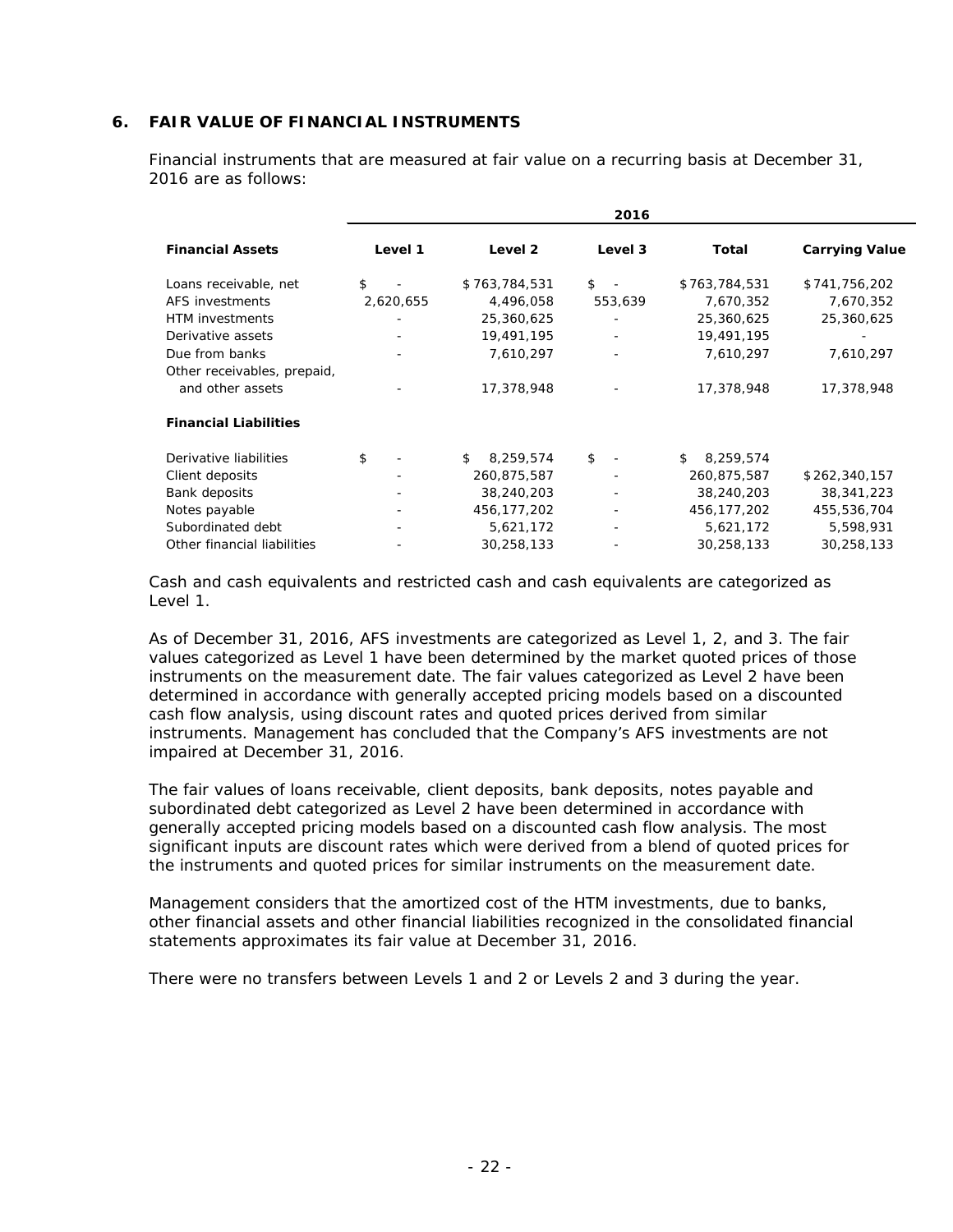## 6. FAIR VALUE OF FINANCIAL INSTRUMENTS

Financial instruments that are measured at fair value on a recurring basis at December 31, 2016 are as follows:

| | 2016 | | | | |
|---|---|---|---|---|---|
| **Financial Assets** | **Level 1** | **Level 2** | **Level 3** | **Total** | **Carrying Value** |
| Loans receivable, net | $ - | $763,784,531 | $ - | $763,784,531 | $741,756,202 |
| AFS investments | 2,620,655 | 4,496,058 | 553,639 | 7,670,352 | 7,670,352 |
| HTM investments | - | 25,360,625 | - | 25,360,625 | 25,360,625 |
| Derivative assets | - | 19,491,195 | - | 19,491,195 | - |
| Due from banks | - | 7,610,297 | - | 7,610,297 | 7,610,297 |
| Other receivables, prepaid, and other assets | - | 17,378,948 | - | 17,378,948 | 17,378,948 |
| **Financial Liabilities** | | | | | |
| Derivative liabilities | $ - | $ 8,259,574 | $ - | $ 8,259,574 | |
| Client deposits | - | 260,875,587 | - | 260,875,587 | $262,340,157 |
| Bank deposits | - | 38,240,203 | - | 38,240,203 | 38,341,223 |
| Notes payable | - | 456,177,202 | - | 456,177,202 | 455,536,704 |
| Subordinated debt | - | 5,621,172 | - | 5,621,172 | 5,598,931 |
| Other financial liabilities | - | 30,258,133 | - | 30,258,133 | 30,258,133 |

Cash and cash equivalents and restricted cash and cash equivalents are categorized as Level 1.

As of December 31, 2016, AFS investments are categorized as Level 1, 2, and 3. The fair values categorized as Level 1 have been determined by the market quoted prices of those instruments on the measurement date. The fair values categorized as Level 2 have been determined in accordance with generally accepted pricing models based on a discounted cash flow analysis, using discount rates and quoted prices derived from similar instruments. Management has concluded that the Company's AFS investments are not impaired at December 31, 2016.

The fair values of loans receivable, client deposits, bank deposits, notes payable and subordinated debt categorized as Level 2 have been determined in accordance with generally accepted pricing models based on a discounted cash flow analysis. The most significant inputs are discount rates which were derived from a blend of quoted prices for the instruments and quoted prices for similar instruments on the measurement date.

Management considers that the amortized cost of the HTM investments, due to banks, other financial assets and other financial liabilities recognized in the consolidated financial statements approximates its fair value at December 31, 2016.

There were no transfers between Levels 1 and 2 or Levels 2 and 3 during the year.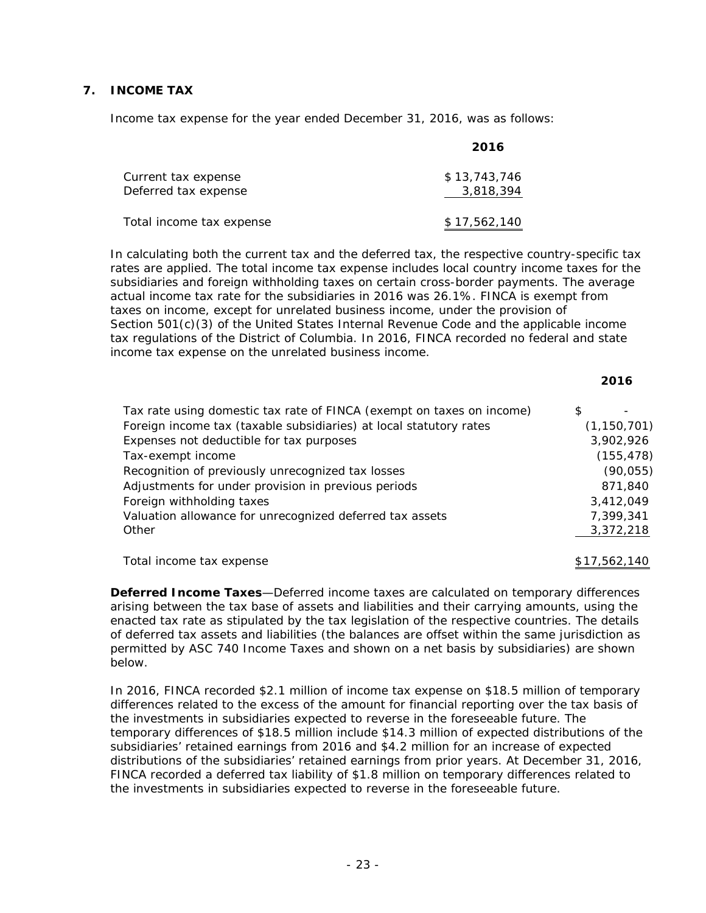## 7. INCOME TAX

Income tax expense for the year ended December 31, 2016, was as follows:

| | 2016 |
|---|---|
| Current tax expense | $ 13,743,746 |
| Deferred tax expense | 3,818,394 |
| Total income tax expense | $ 17,562,140 |

In calculating both the current tax and the deferred tax, the respective country-specific tax rates are applied. The total income tax expense includes local country income taxes for the subsidiaries and foreign withholding taxes on certain cross-border payments. The average actual income tax rate for the subsidiaries in 2016 was 26.1%. FINCA is exempt from taxes on income, except for unrelated business income, under the provision of Section 501(c)(3) of the United States Internal Revenue Code and the applicable income tax regulations of the District of Columbia. In 2016, FINCA recorded no federal and state income tax expense on the unrelated business income.

| | 2016 |
|---|---|
| Tax rate using domestic tax rate of FINCA (exempt on taxes on income) | $ - |
| Foreign income tax (taxable subsidiaries) at local statutory rates | (1,150,701) |
| Expenses not deductible for tax purposes | 3,902,926 |
| Tax-exempt income | (155,478) |
| Recognition of previously unrecognized tax losses | (90,055) |
| Adjustments for under provision in previous periods | 871,840 |
| Foreign withholding taxes | 3,412,049 |
| Valuation allowance for unrecognized deferred tax assets | 7,399,341 |
| Other | 3,372,218 |
| Total income tax expense | $17,562,140 |

**Deferred Income Taxes**—Deferred income taxes are calculated on temporary differences arising between the tax base of assets and liabilities and their carrying amounts, using the enacted tax rate as stipulated by the tax legislation of the respective countries. The details of deferred tax assets and liabilities (the balances are offset within the same jurisdiction as permitted by ASC 740 Income Taxes and shown on a net basis by subsidiaries) are shown below.

In 2016, FINCA recorded $2.1 million of income tax expense on $18.5 million of temporary differences related to the excess of the amount for financial reporting over the tax basis of the investments in subsidiaries expected to reverse in the foreseeable future. The temporary differences of $18.5 million include $14.3 million of expected distributions of the subsidiaries' retained earnings from 2016 and $4.2 million for an increase of expected distributions of the subsidiaries' retained earnings from prior years. At December 31, 2016, FINCA recorded a deferred tax liability of $1.8 million on temporary differences related to the investments in subsidiaries expected to reverse in the foreseeable future.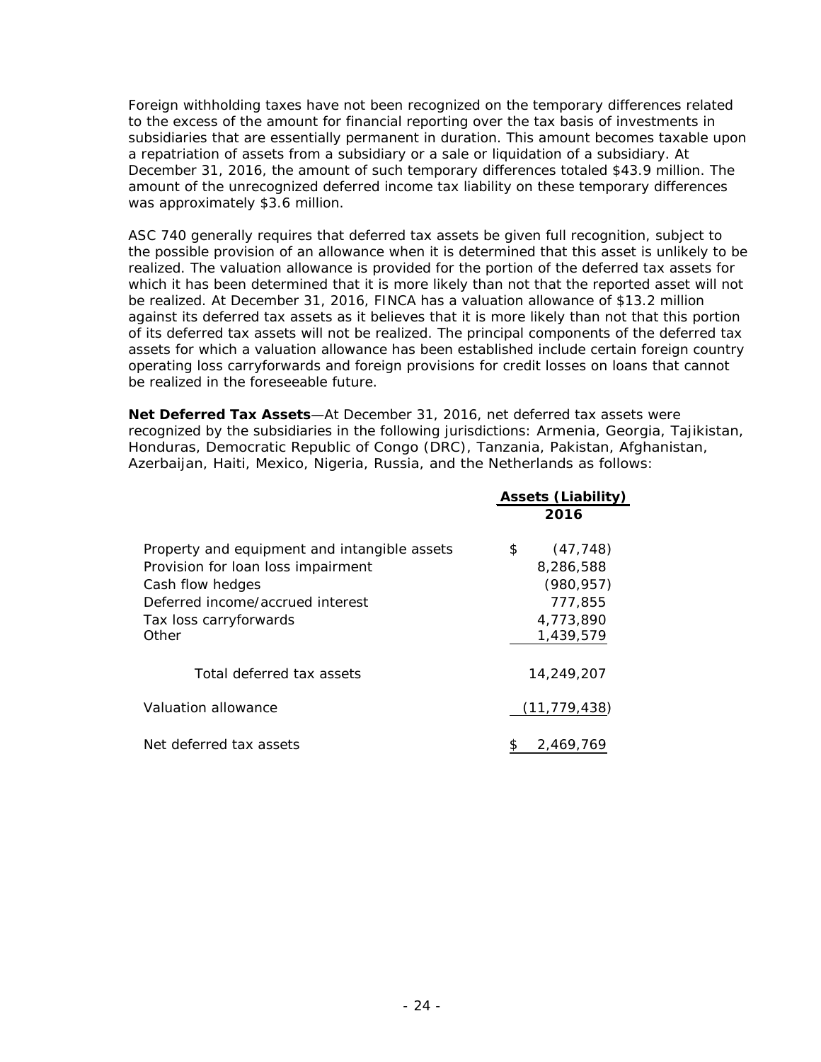Foreign withholding taxes have not been recognized on the temporary differences related to the excess of the amount for financial reporting over the tax basis of investments in subsidiaries that are essentially permanent in duration. This amount becomes taxable upon a repatriation of assets from a subsidiary or a sale or liquidation of a subsidiary. At December 31, 2016, the amount of such temporary differences totaled $43.9 million. The amount of the unrecognized deferred income tax liability on these temporary differences was approximately $3.6 million.

ASC 740 generally requires that deferred tax assets be given full recognition, subject to the possible provision of an allowance when it is determined that this asset is unlikely to be realized. The valuation allowance is provided for the portion of the deferred tax assets for which it has been determined that it is more likely than not that the reported asset will not be realized. At December 31, 2016, FINCA has a valuation allowance of $13.2 million against its deferred tax assets as it believes that it is more likely than not that this portion of its deferred tax assets will not be realized. The principal components of the deferred tax assets for which a valuation allowance has been established include certain foreign country operating loss carryforwards and foreign provisions for credit losses on loans that cannot be realized in the foreseeable future.

**Net Deferred Tax Assets**—At December 31, 2016, net deferred tax assets were recognized by the subsidiaries in the following jurisdictions: Armenia, Georgia, Tajikistan, Honduras, Democratic Republic of Congo (DRC), Tanzania, Pakistan, Afghanistan, Azerbaijan, Haiti, Mexico, Nigeria, Russia, and the Netherlands as follows:

| | Assets (Liability) 2016 |
|---|---|
| Property and equipment and intangible assets | $ (47,748) |
| Provision for loan loss impairment | 8,286,588 |
| Cash flow hedges | (980,957) |
| Deferred income/accrued interest | 777,855 |
| Tax loss carryforwards | 4,773,890 |
| Other | 1,439,579 |
| Total deferred tax assets | 14,249,207 |
| Valuation allowance | (11,779,438) |
| Net deferred tax assets | $ 2,469,769 |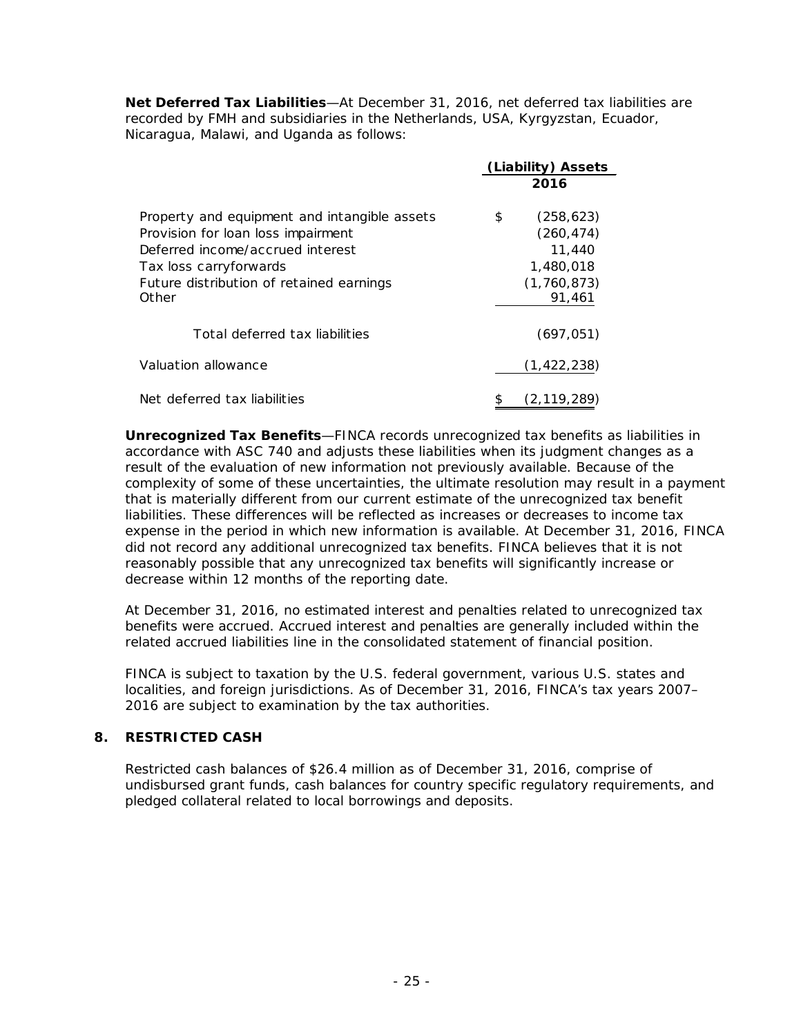**Net Deferred Tax Liabilities**—At December 31, 2016, net deferred tax liabilities are recorded by FMH and subsidiaries in the Netherlands, USA, Kyrgyzstan, Ecuador, Nicaragua, Malawi, and Uganda as follows:

| | (Liability) Assets 2016 |
|---|---|
| Property and equipment and intangible assets | $ (258,623) |
| Provision for loan loss impairment | (260,474) |
| Deferred income/accrued interest | 11,440 |
| Tax loss carryforwards | 1,480,018 |
| Future distribution of retained earnings | (1,760,873) |
| Other | 91,461 |
| Total deferred tax liabilities | (697,051) |
| Valuation allowance | (1,422,238) |
| Net deferred tax liabilities | $ (2,119,289) |

**Unrecognized Tax Benefits**—FINCA records unrecognized tax benefits as liabilities in accordance with ASC 740 and adjusts these liabilities when its judgment changes as a result of the evaluation of new information not previously available. Because of the complexity of some of these uncertainties, the ultimate resolution may result in a payment that is materially different from our current estimate of the unrecognized tax benefit liabilities. These differences will be reflected as increases or decreases to income tax expense in the period in which new information is available. At December 31, 2016, FINCA did not record any additional unrecognized tax benefits. FINCA believes that it is not reasonably possible that any unrecognized tax benefits will significantly increase or decrease within 12 months of the reporting date.

At December 31, 2016, no estimated interest and penalties related to unrecognized tax benefits were accrued. Accrued interest and penalties are generally included within the related accrued liabilities line in the consolidated statement of financial position.

FINCA is subject to taxation by the U.S. federal government, various U.S. states and localities, and foreign jurisdictions. As of December 31, 2016, FINCA's tax years 2007–2016 are subject to examination by the tax authorities.

## 8. RESTRICTED CASH

Restricted cash balances of $26.4 million as of December 31, 2016, comprise of undisbursed grant funds, cash balances for country specific regulatory requirements, and pledged collateral related to local borrowings and deposits.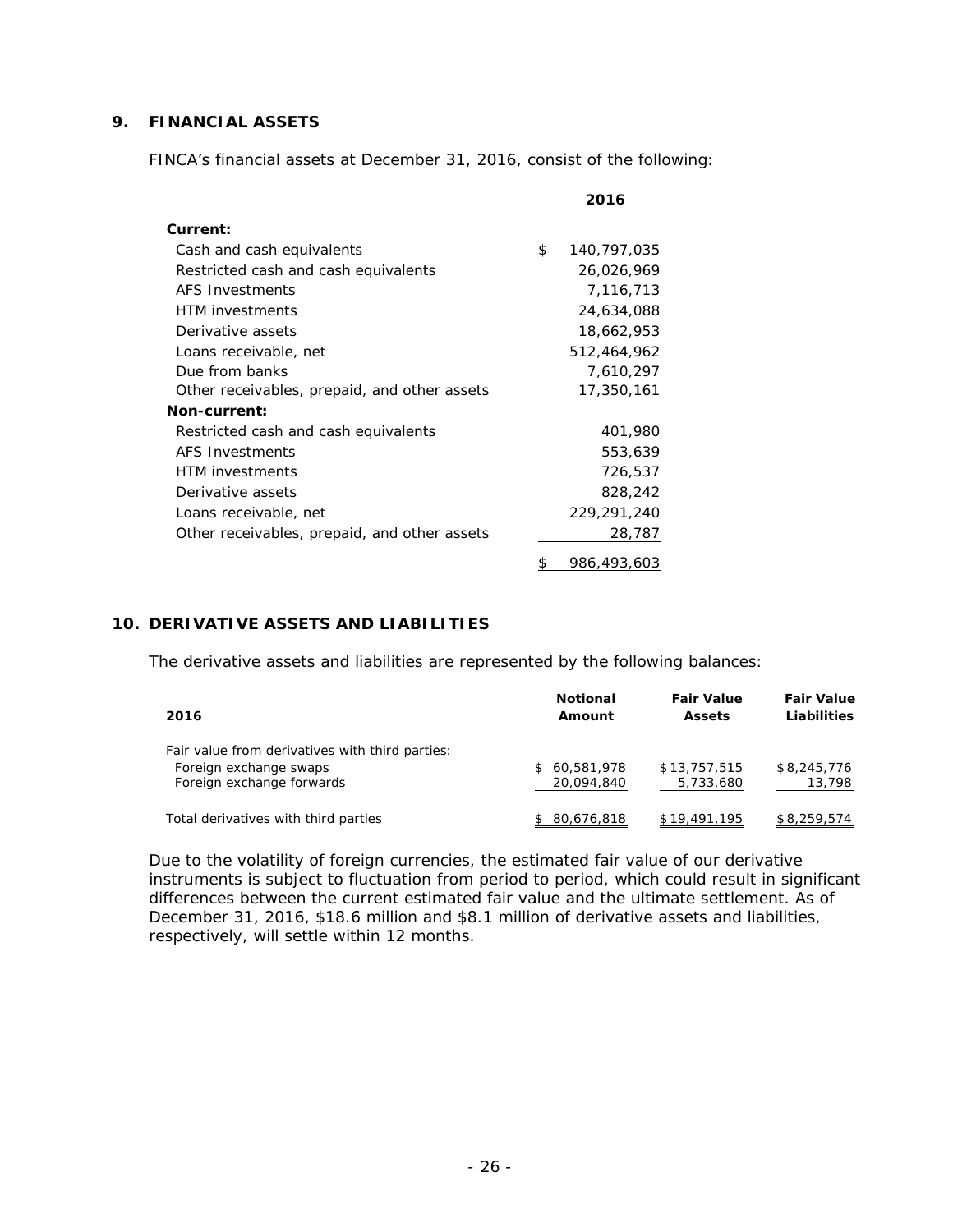## 9. FINANCIAL ASSETS

FINCA's financial assets at December 31, 2016, consist of the following:

| | 2016 |
|---|---|
| **Current:** | |
| Cash and cash equivalents | $ 140,797,035 |
| Restricted cash and cash equivalents | 26,026,969 |
| AFS Investments | 7,116,713 |
| HTM investments | 24,634,088 |
| Derivative assets | 18,662,953 |
| Loans receivable, net | 512,464,962 |
| Due from banks | 7,610,297 |
| Other receivables, prepaid, and other assets | 17,350,161 |
| **Non-current:** | |
| Restricted cash and cash equivalents | 401,980 |
| AFS Investments | 553,639 |
| HTM investments | 726,537 |
| Derivative assets | 828,242 |
| Loans receivable, net | 229,291,240 |
| Other receivables, prepaid, and other assets | 28,787 |
| | $ 986,493,603 |

## 10. DERIVATIVE ASSETS AND LIABILITIES

The derivative assets and liabilities are represented by the following balances:

| 2016 | Notional Amount | Fair Value Assets | Fair Value Liabilities |
|---|---|---|---|
| Fair value from derivatives with third parties: | | | |
| Foreign exchange swaps | $ 60,581,978 | $ 13,757,515 | $ 8,245,776 |
| Foreign exchange forwards | 20,094,840 | 5,733,680 | 13,798 |
| Total derivatives with third parties | $ 80,676,818 | $ 19,491,195 | $ 8,259,574 |

Due to the volatility of foreign currencies, the estimated fair value of our derivative instruments is subject to fluctuation from period to period, which could result in significant differences between the current estimated fair value and the ultimate settlement. As of December 31, 2016, $18.6 million and $8.1 million of derivative assets and liabilities, respectively, will settle within 12 months.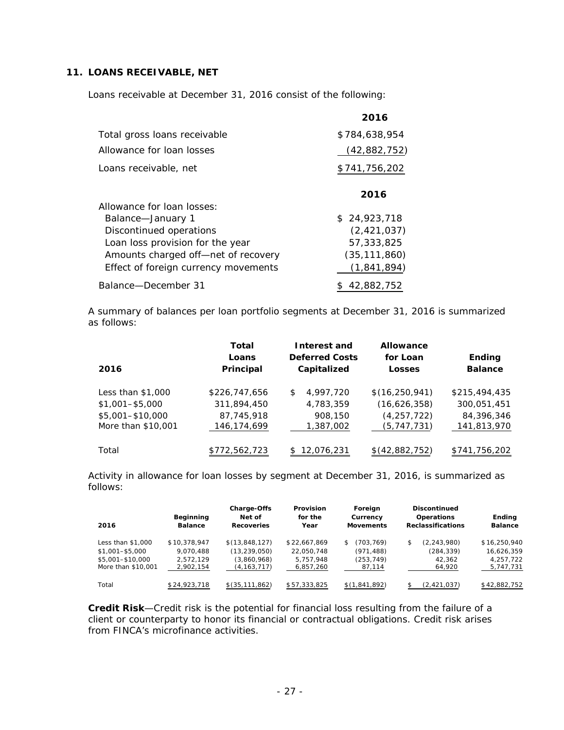## 11. LOANS RECEIVABLE, NET

Loans receivable at December 31, 2016 consist of the following:

| | 2016 |
|---|---|
| Total gross loans receivable | $784,638,954 |
| Allowance for loan losses | (42,882,752) |
| Loans receivable, net | $741,756,202 |

| | 2016 |
|---|---|
| Allowance for loan losses: | |
| Balance—January 1 | $ 24,923,718 |
| Discontinued operations | (2,421,037) |
| Loan loss provision for the year | 57,333,825 |
| Amounts charged off—net of recovery | (35,111,860) |
| Effect of foreign currency movements | (1,841,894) |
| Balance—December 31 | $ 42,882,752 |

A summary of balances per loan portfolio segments at December 31, 2016 is summarized as follows:

| 2016 | Total Loans Principal | Interest and Deferred Costs Capitalized | Allowance for Loan Losses | Ending Balance |
|---|---|---|---|---|
| Less than $1,000 | $226,747,656 | $ 4,997,720 | $(16,250,941) | $215,494,435 |
| $1,001–$5,000 | 311,894,450 | 4,783,359 | (16,626,358) | 300,051,451 |
| $5,001–$10,000 | 87,745,918 | 908,150 | (4,257,722) | 84,396,346 |
| More than $10,001 | 146,174,699 | 1,387,002 | (5,747,731) | 141,813,970 |
| Total | $772,562,723 | $ 12,076,231 | $(42,882,752) | $741,756,202 |

Activity in allowance for loan losses by segment at December 31, 2016, is summarized as follows:

| 2016 | Beginning Balance | Charge-Offs Net of Recoveries | Provision for the Year | Foreign Currency Movements | Discontinued Operations Reclassifications | Ending Balance |
|---|---|---|---|---|---|---|
| Less than $1,000 | $10,378,947 | $(13,848,127) | $22,667,869 | $ (703,769) | $ (2,243,980) | $16,250,940 |
| $1,001–$5,000 | 9,070,488 | (13,239,050) | 22,050,748 | (971,488) | (284,339) | 16,626,359 |
| $5,001–$10,000 | 2,572,129 | (3,860,968) | 5,757,948 | (253,749) | 42,362 | 4,257,722 |
| More than $10,001 | 2,902,154 | (4,163,717) | 6,857,260 | 87,114 | 64,920 | 5,747,731 |
| Total | $24,923,718 | $(35,111,862) | $57,333,825 | $(1,841,892) | $ (2,421,037) | $42,882,752 |

**Credit Risk**—Credit risk is the potential for financial loss resulting from the failure of a client or counterparty to honor its financial or contractual obligations. Credit risk arises from FINCA's microfinance activities.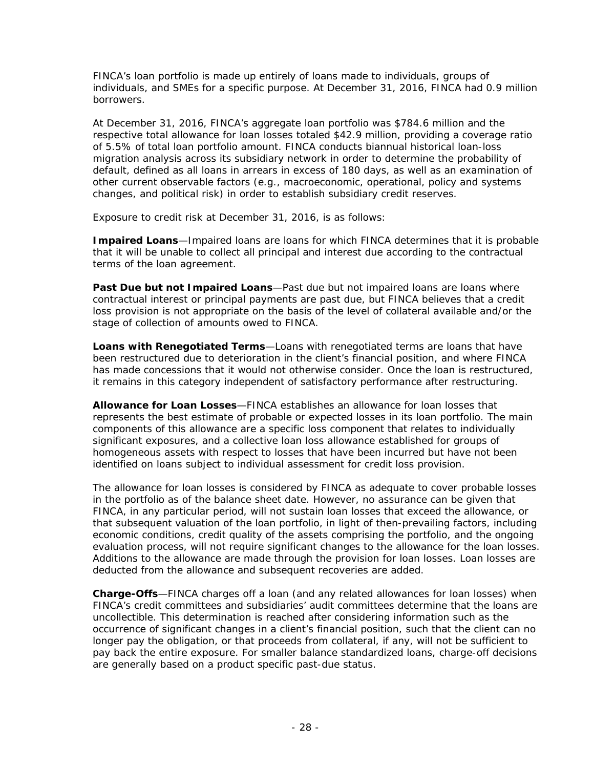FINCA's loan portfolio is made up entirely of loans made to individuals, groups of individuals, and SMEs for a specific purpose. At December 31, 2016, FINCA had 0.9 million borrowers.

At December 31, 2016, FINCA's aggregate loan portfolio was $784.6 million and the respective total allowance for loan losses totaled $42.9 million, providing a coverage ratio of 5.5% of total loan portfolio amount. FINCA conducts biannual historical loan-loss migration analysis across its subsidiary network in order to determine the probability of default, defined as all loans in arrears in excess of 180 days, as well as an examination of other current observable factors (e.g., macroeconomic, operational, policy and systems changes, and political risk) in order to establish subsidiary credit reserves.

Exposure to credit risk at December 31, 2016, is as follows:

**Impaired Loans**—Impaired loans are loans for which FINCA determines that it is probable that it will be unable to collect all principal and interest due according to the contractual terms of the loan agreement.

**Past Due but not Impaired Loans**—Past due but not impaired loans are loans where contractual interest or principal payments are past due, but FINCA believes that a credit loss provision is not appropriate on the basis of the level of collateral available and/or the stage of collection of amounts owed to FINCA.

**Loans with Renegotiated Terms**—Loans with renegotiated terms are loans that have been restructured due to deterioration in the client's financial position, and where FINCA has made concessions that it would not otherwise consider. Once the loan is restructured, it remains in this category independent of satisfactory performance after restructuring.

**Allowance for Loan Losses**—FINCA establishes an allowance for loan losses that represents the best estimate of probable or expected losses in its loan portfolio. The main components of this allowance are a specific loss component that relates to individually significant exposures, and a collective loan loss allowance established for groups of homogeneous assets with respect to losses that have been incurred but have not been identified on loans subject to individual assessment for credit loss provision.

The allowance for loan losses is considered by FINCA as adequate to cover probable losses in the portfolio as of the balance sheet date. However, no assurance can be given that FINCA, in any particular period, will not sustain loan losses that exceed the allowance, or that subsequent valuation of the loan portfolio, in light of then-prevailing factors, including economic conditions, credit quality of the assets comprising the portfolio, and the ongoing evaluation process, will not require significant changes to the allowance for the loan losses. Additions to the allowance are made through the provision for loan losses. Loan losses are deducted from the allowance and subsequent recoveries are added.

**Charge-Offs**—FINCA charges off a loan (and any related allowances for loan losses) when FINCA's credit committees and subsidiaries' audit committees determine that the loans are uncollectible. This determination is reached after considering information such as the occurrence of significant changes in a client's financial position, such that the client can no longer pay the obligation, or that proceeds from collateral, if any, will not be sufficient to pay back the entire exposure. For smaller balance standardized loans, charge-off decisions are generally based on a product specific past-due status.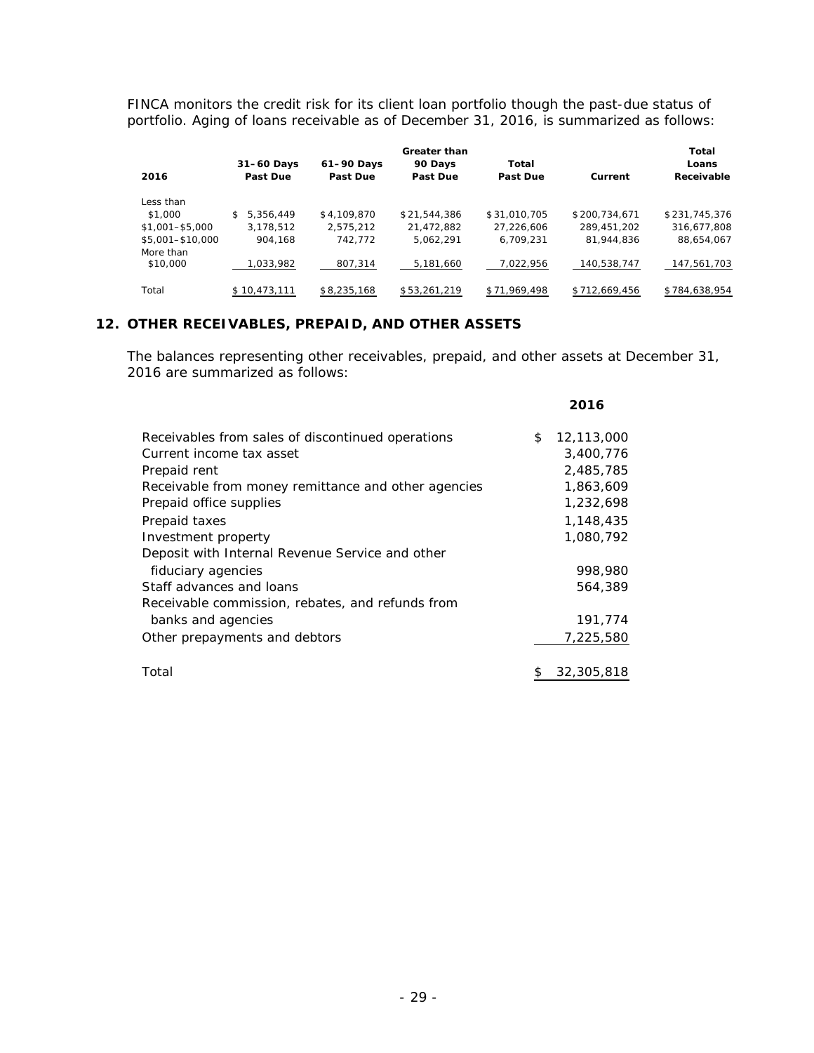FINCA monitors the credit risk for its client loan portfolio though the past-due status of portfolio. Aging of loans receivable as of December 31, 2016, is summarized as follows:

| 2016 | 31–60 Days Past Due | 61–90 Days Past Due | Greater than 90 Days Past Due | Total Past Due | Current | Total Loans Receivable |
|---|---|---|---|---|---|---|
| Less than $1,000 | $ 5,356,449 | $ 4,109,870 | $ 21,544,386 | $ 31,010,705 | $ 200,734,671 | $ 231,745,376 |
| $1,001–$5,000 | 3,178,512 | 2,575,212 | 21,472,882 | 27,226,606 | 289,451,202 | 316,677,808 |
| $5,001–$10,000 | 904,168 | 742,772 | 5,062,291 | 6,709,231 | 81,944,836 | 88,654,067 |
| More than $10,000 | 1,033,982 | 807,314 | 5,181,660 | 7,022,956 | 140,538,747 | 147,561,703 |
| Total | $ 10,473,111 | $ 8,235,168 | $ 53,261,219 | $ 71,969,498 | $ 712,669,456 | $ 784,638,954 |

## 12. OTHER RECEIVABLES, PREPAID, AND OTHER ASSETS

The balances representing other receivables, prepaid, and other assets at December 31, 2016 are summarized as follows:

| | 2016 |
|---|---|
| Receivables from sales of discontinued operations | $ 12,113,000 |
| Current income tax asset | 3,400,776 |
| Prepaid rent | 2,485,785 |
| Receivable from money remittance and other agencies | 1,863,609 |
| Prepaid office supplies | 1,232,698 |
| Prepaid taxes | 1,148,435 |
| Investment property | 1,080,792 |
| Deposit with Internal Revenue Service and other fiduciary agencies | 998,980 |
| Staff advances and loans | 564,389 |
| Receivable commission, rebates, and refunds from banks and agencies | 191,774 |
| Other prepayments and debtors | 7,225,580 |
| Total | $ 32,305,818 |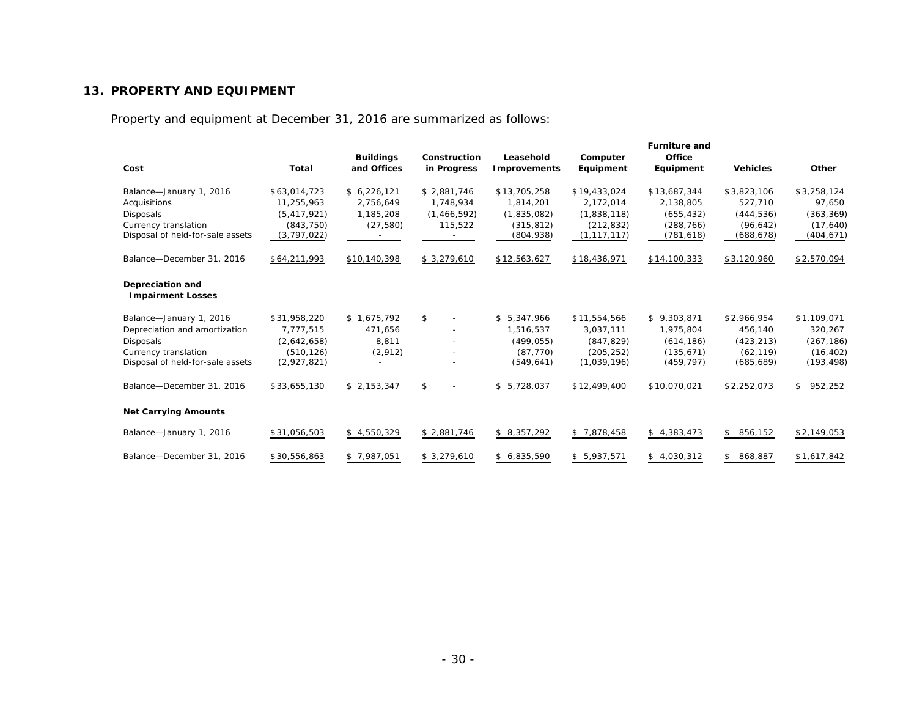## 13. PROPERTY AND EQUIPMENT

Property and equipment at December 31, 2016 are summarized as follows:

| Cost | Total | Buildings and Offices | Construction in Progress | Leasehold Improvements | Computer Equipment | Furniture and Office Equipment | Vehicles | Other |
|---|---|---|---|---|---|---|---|---|
| Balance—January 1, 2016 | $63,014,723 | $ 6,226,121 | $ 2,881,746 | $13,705,258 | $19,433,024 | $13,687,344 | $3,823,106 | $3,258,124 |
| Acquisitions | 11,255,963 | 2,756,649 | 1,748,934 | 1,814,201 | 2,172,014 | 2,138,805 | 527,710 | 97,650 |
| Disposals | (5,417,921) | 1,185,208 | (1,466,592) | (1,835,082) | (1,838,118) | (655,432) | (444,536) | (363,369) |
| Currency translation | (843,750) | (27,580) | 115,522 | (315,812) | (212,832) | (288,766) | (96,642) | (17,640) |
| Disposal of held-for-sale assets | (3,797,022) | - | - | (804,938) | (1,117,117) | (781,618) | (688,678) | (404,671) |
| Balance—December 31, 2016 | $64,211,993 | $10,140,398 | $ 3,279,610 | $12,563,627 | $18,436,971 | $14,100,333 | $3,120,960 | $2,570,094 |
| **Depreciation and Impairment Losses** | | | | | | | | |
| Balance—January 1, 2016 | $31,958,220 | $ 1,675,792 | $ - | $ 5,347,966 | $11,554,566 | $ 9,303,871 | $2,966,954 | $1,109,071 |
| Depreciation and amortization | 7,777,515 | 471,656 | - | 1,516,537 | 3,037,111 | 1,975,804 | 456,140 | 320,267 |
| Disposals | (2,642,658) | 8,811 | - | (499,055) | (847,829) | (614,186) | (423,213) | (267,186) |
| Currency translation | (510,126) | (2,912) | - | (87,770) | (205,252) | (135,671) | (62,119) | (16,402) |
| Disposal of held-for-sale assets | (2,927,821) | - | - | (549,641) | (1,039,196) | (459,797) | (685,689) | (193,498) |
| Balance—December 31, 2016 | $33,655,130 | $ 2,153,347 | $ - | $ 5,728,037 | $12,499,400 | $10,070,021 | $2,252,073 | $ 952,252 |
| **Net Carrying Amounts** | | | | | | | | |
| Balance—January 1, 2016 | $31,056,503 | $ 4,550,329 | $ 2,881,746 | $ 8,357,292 | $ 7,878,458 | $ 4,383,473 | $ 856,152 | $2,149,053 |
| Balance—December 31, 2016 | $30,556,863 | $ 7,987,051 | $ 3,279,610 | $ 6,835,590 | $ 5,937,571 | $ 4,030,312 | $ 868,887 | $1,617,842 |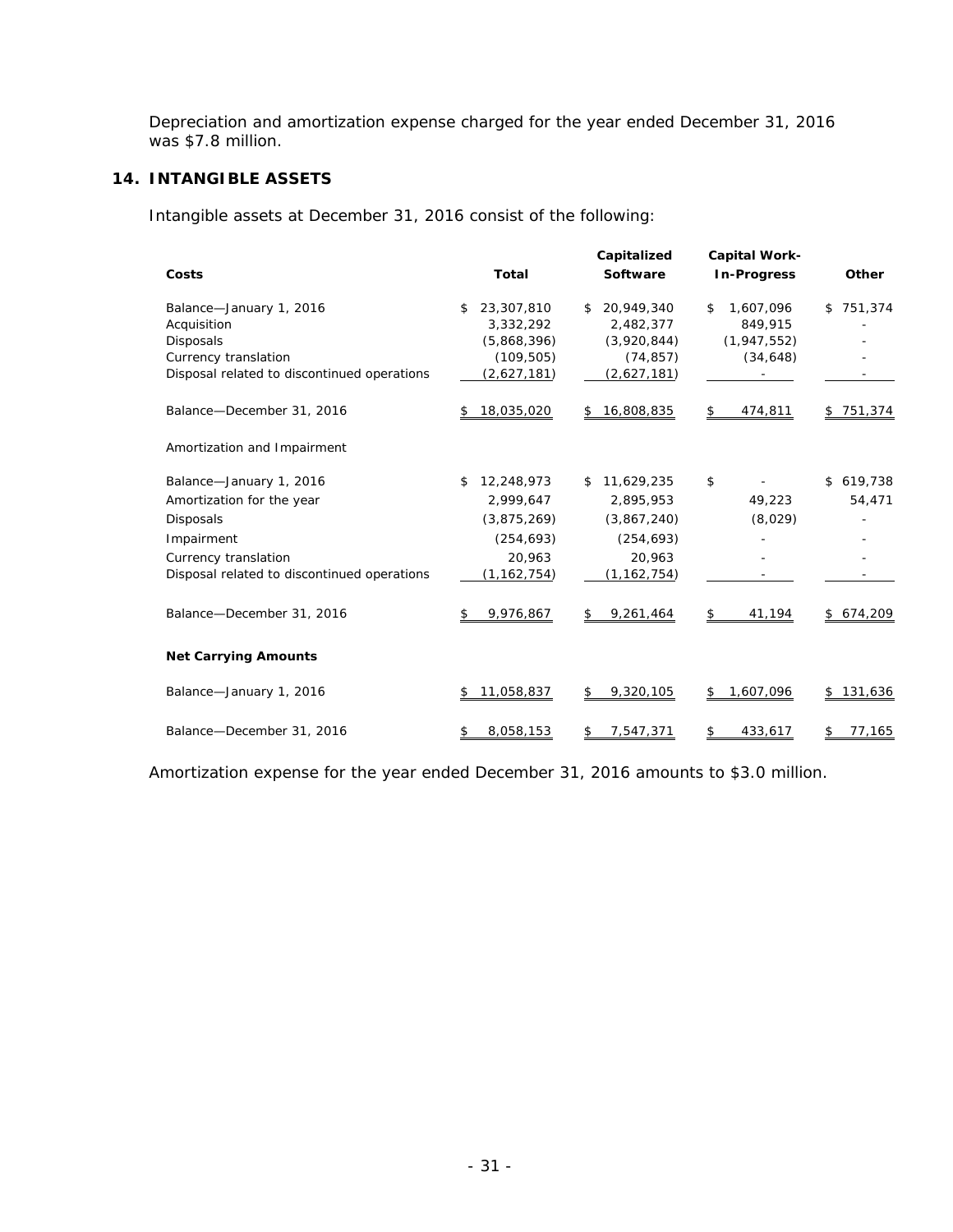Depreciation and amortization expense charged for the year ended December 31, 2016 was $7.8 million.

## 14. INTANGIBLE ASSETS

Intangible assets at December 31, 2016 consist of the following:

| Costs | Total | Capitalized Software | Capital Work-In-Progress | Other |
|---|---|---|---|---|
| Balance—January 1, 2016 | $ 23,307,810 | $ 20,949,340 | $ 1,607,096 | $ 751,374 |
| Acquisition | 3,332,292 | 2,482,377 | 849,915 | - |
| Disposals | (5,868,396) | (3,920,844) | (1,947,552) | - |
| Currency translation | (109,505) | (74,857) | (34,648) | - |
| Disposal related to discontinued operations | (2,627,181) | (2,627,181) | - | - |
| Balance—December 31, 2016 | $ 18,035,020 | $ 16,808,835 | $ 474,811 | $ 751,374 |
| **Amortization and Impairment** | | | | |
| Balance—January 1, 2016 | $ 12,248,973 | $ 11,629,235 | $ - | $ 619,738 |
| Amortization for the year | 2,999,647 | 2,895,953 | 49,223 | 54,471 |
| Disposals | (3,875,269) | (3,867,240) | (8,029) | - |
| Impairment | (254,693) | (254,693) | - | - |
| Currency translation | 20,963 | 20,963 | - | - |
| Disposal related to discontinued operations | (1,162,754) | (1,162,754) | - | - |
| Balance—December 31, 2016 | $ 9,976,867 | $ 9,261,464 | $ 41,194 | $ 674,209 |
| **Net Carrying Amounts** | | | | |
| Balance—January 1, 2016 | $ 11,058,837 | $ 9,320,105 | $ 1,607,096 | $ 131,636 |
| Balance—December 31, 2016 | $ 8,058,153 | $ 7,547,371 | $ 433,617 | $ 77,165 |

Amortization expense for the year ended December 31, 2016 amounts to $3.0 million.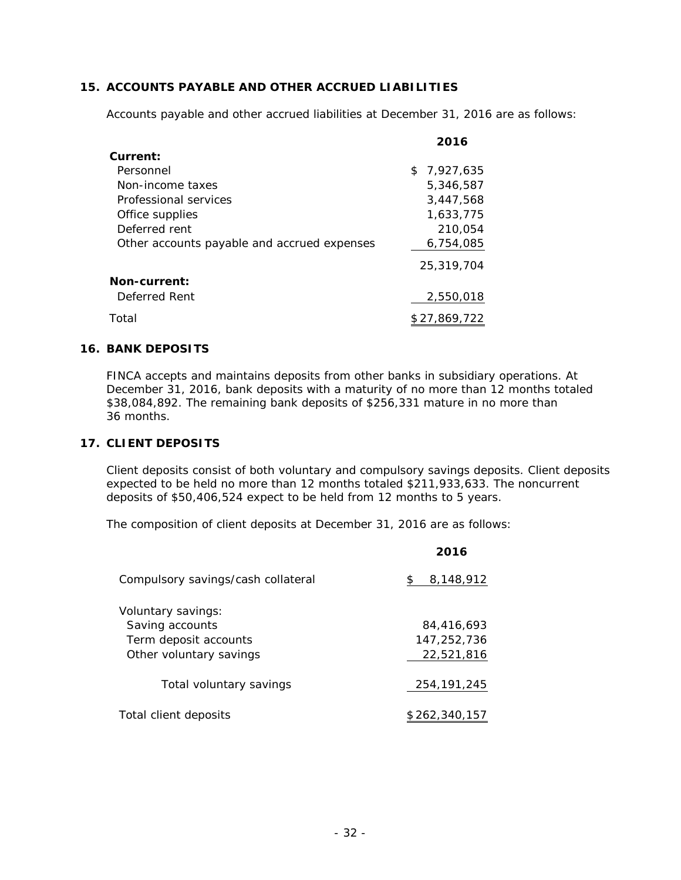## 15. ACCOUNTS PAYABLE AND OTHER ACCRUED LIABILITIES

Accounts payable and other accrued liabilities at December 31, 2016 are as follows:

| | 2016 |
|---|---|
| **Current:** | |
| Personnel | $ 7,927,635 |
| Non-income taxes | 5,346,587 |
| Professional services | 3,447,568 |
| Office supplies | 1,633,775 |
| Deferred rent | 210,054 |
| Other accounts payable and accrued expenses | 6,754,085 |
| | 25,319,704 |
| **Non-current:** | |
| Deferred Rent | 2,550,018 |
| Total | $ 27,869,722 |

## 16. BANK DEPOSITS

FINCA accepts and maintains deposits from other banks in subsidiary operations. At December 31, 2016, bank deposits with a maturity of no more than 12 months totaled $38,084,892. The remaining bank deposits of $256,331 mature in no more than 36 months.

## 17. CLIENT DEPOSITS

Client deposits consist of both voluntary and compulsory savings deposits. Client deposits expected to be held no more than 12 months totaled $211,933,633. The noncurrent deposits of $50,406,524 expect to be held from 12 months to 5 years.

The composition of client deposits at December 31, 2016 are as follows:

| | 2016 |
|---|---|
| Compulsory savings/cash collateral | $ 8,148,912 |
| Voluntary savings: | |
| Saving accounts | 84,416,693 |
| Term deposit accounts | 147,252,736 |
| Other voluntary savings | 22,521,816 |
| Total voluntary savings | 254,191,245 |
| Total client deposits | $ 262,340,157 |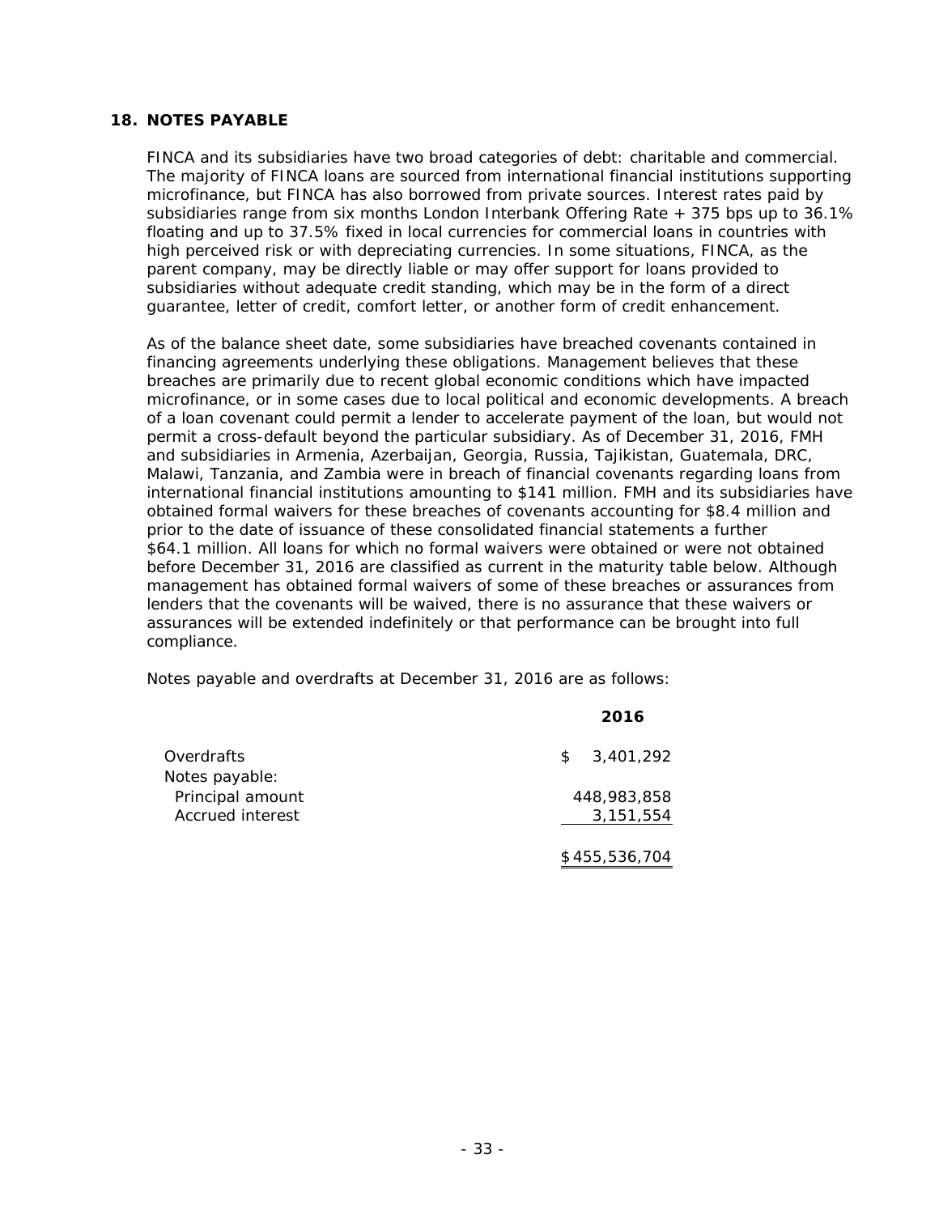## 18. NOTES PAYABLE

FINCA and its subsidiaries have two broad categories of debt: charitable and commercial. The majority of FINCA loans are sourced from international financial institutions supporting microfinance, but FINCA has also borrowed from private sources. Interest rates paid by subsidiaries range from six months London Interbank Offering Rate + 375 bps up to 36.1% floating and up to 37.5% fixed in local currencies for commercial loans in countries with high perceived risk or with depreciating currencies. In some situations, FINCA, as the parent company, may be directly liable or may offer support for loans provided to subsidiaries without adequate credit standing, which may be in the form of a direct guarantee, letter of credit, comfort letter, or another form of credit enhancement.

As of the balance sheet date, some subsidiaries have breached covenants contained in financing agreements underlying these obligations. Management believes that these breaches are primarily due to recent global economic conditions which have impacted microfinance, or in some cases due to local political and economic developments. A breach of a loan covenant could permit a lender to accelerate payment of the loan, but would not permit a cross-default beyond the particular subsidiary. As of December 31, 2016, FMH and subsidiaries in Armenia, Azerbaijan, Georgia, Russia, Tajikistan, Guatemala, DRC, Malawi, Tanzania, and Zambia were in breach of financial covenants regarding loans from international financial institutions amounting to $141 million. FMH and its subsidiaries have obtained formal waivers for these breaches of covenants accounting for $8.4 million and prior to the date of issuance of these consolidated financial statements a further $64.1 million. All loans for which no formal waivers were obtained or were not obtained before December 31, 2016 are classified as current in the maturity table below. Although management has obtained formal waivers of some of these breaches or assurances from lenders that the covenants will be waived, there is no assurance that these waivers or assurances will be extended indefinitely or that performance can be brought into full compliance.

Notes payable and overdrafts at December 31, 2016 are as follows:

| | 2016 |
|---|---|
| Overdrafts | $ 3,401,292 |
| Notes payable: | |
| Principal amount | 448,983,858 |
| Accrued interest | 3,151,554 |
| | $ 455,536,704 |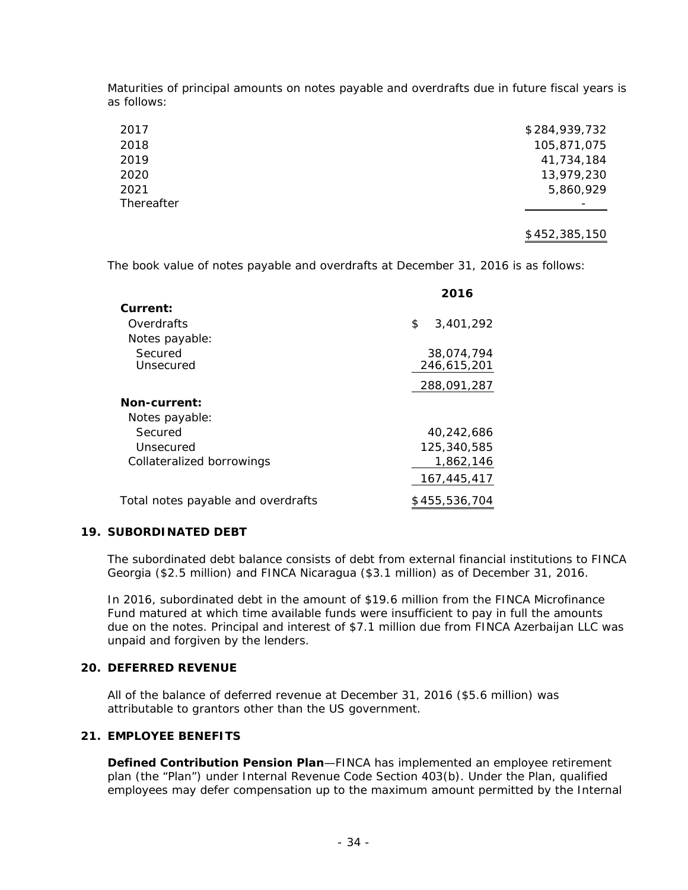Maturities of principal amounts on notes payable and overdrafts due in future fiscal years is as follows:

| | |
|---|---|
| 2017 | $284,939,732 |
| 2018 | 105,871,075 |
| 2019 | 41,734,184 |
| 2020 | 13,979,230 |
| 2021 | 5,860,929 |
| Thereafter | - |
| | $452,385,150 |

The book value of notes payable and overdrafts at December 31, 2016 is as follows:

| | 2016 |
|---|---|
| **Current:** | |
| Overdrafts | $ 3,401,292 |
| Notes payable: | |
| Secured | 38,074,794 |
| Unsecured | 246,615,201 |
| | 288,091,287 |
| **Non-current:** | |
| Notes payable: | |
| Secured | 40,242,686 |
| Unsecured | 125,340,585 |
| Collateralized borrowings | 1,862,146 |
| | 167,445,417 |
| Total notes payable and overdrafts | $455,536,704 |

## 19. SUBORDINATED DEBT

The subordinated debt balance consists of debt from external financial institutions to FINCA Georgia ($2.5 million) and FINCA Nicaragua ($3.1 million) as of December 31, 2016.

In 2016, subordinated debt in the amount of $19.6 million from the FINCA Microfinance Fund matured at which time available funds were insufficient to pay in full the amounts due on the notes. Principal and interest of $7.1 million due from FINCA Azerbaijan LLC was unpaid and forgiven by the lenders.

## 20. DEFERRED REVENUE

All of the balance of deferred revenue at December 31, 2016 ($5.6 million) was attributable to grantors other than the US government.

## 21. EMPLOYEE BENEFITS

**Defined Contribution Pension Plan**—FINCA has implemented an employee retirement plan (the "Plan") under Internal Revenue Code Section 403(b). Under the Plan, qualified employees may defer compensation up to the maximum amount permitted by the Internal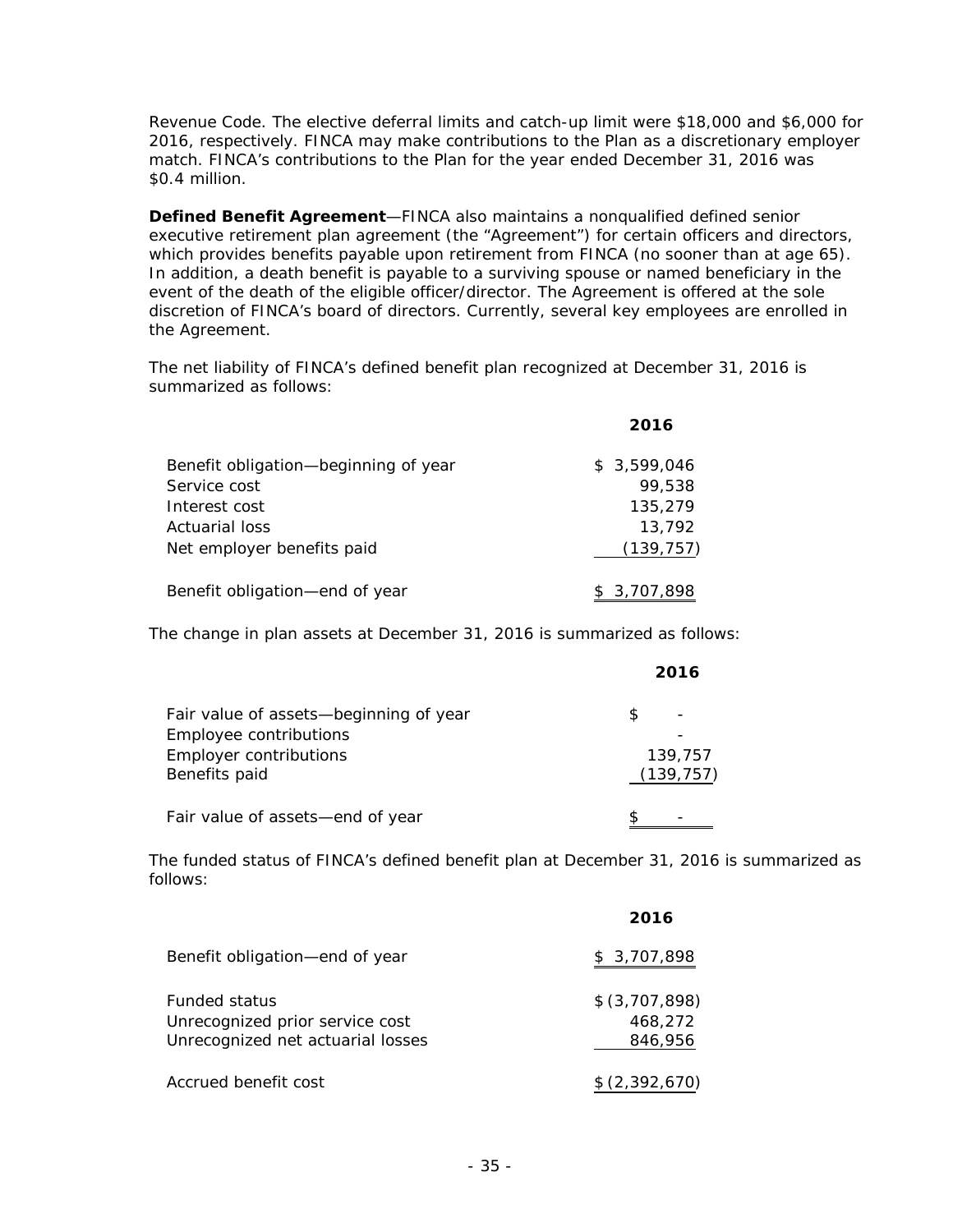Revenue Code. The elective deferral limits and catch-up limit were $18,000 and $6,000 for 2016, respectively. FINCA may make contributions to the Plan as a discretionary employer match. FINCA's contributions to the Plan for the year ended December 31, 2016 was $0.4 million.

**Defined Benefit Agreement**—FINCA also maintains a nonqualified defined senior executive retirement plan agreement (the "Agreement") for certain officers and directors, which provides benefits payable upon retirement from FINCA (no sooner than at age 65). In addition, a death benefit is payable to a surviving spouse or named beneficiary in the event of the death of the eligible officer/director. The Agreement is offered at the sole discretion of FINCA's board of directors. Currently, several key employees are enrolled in the Agreement.

The net liability of FINCA's defined benefit plan recognized at December 31, 2016 is summarized as follows:

| | **2016** |
|---|---|
| Benefit obligation—beginning of year | $ 3,599,046 |
| Service cost | 99,538 |
| Interest cost | 135,279 |
| Actuarial loss | 13,792 |
| Net employer benefits paid | (139,757) |
| Benefit obligation—end of year | $ 3,707,898 |

The change in plan assets at December 31, 2016 is summarized as follows:

| | **2016** |
|---|---|
| Fair value of assets—beginning of year | $ - |
| Employee contributions | - |
| Employer contributions | 139,757 |
| Benefits paid | (139,757) |
| Fair value of assets—end of year | $ - |

The funded status of FINCA's defined benefit plan at December 31, 2016 is summarized as follows:

| | **2016** |
|---|---|
| Benefit obligation—end of year | $ 3,707,898 |
| Funded status | $ (3,707,898) |
| Unrecognized prior service cost | 468,272 |
| Unrecognized net actuarial losses | 846,956 |
| Accrued benefit cost | $ (2,392,670) |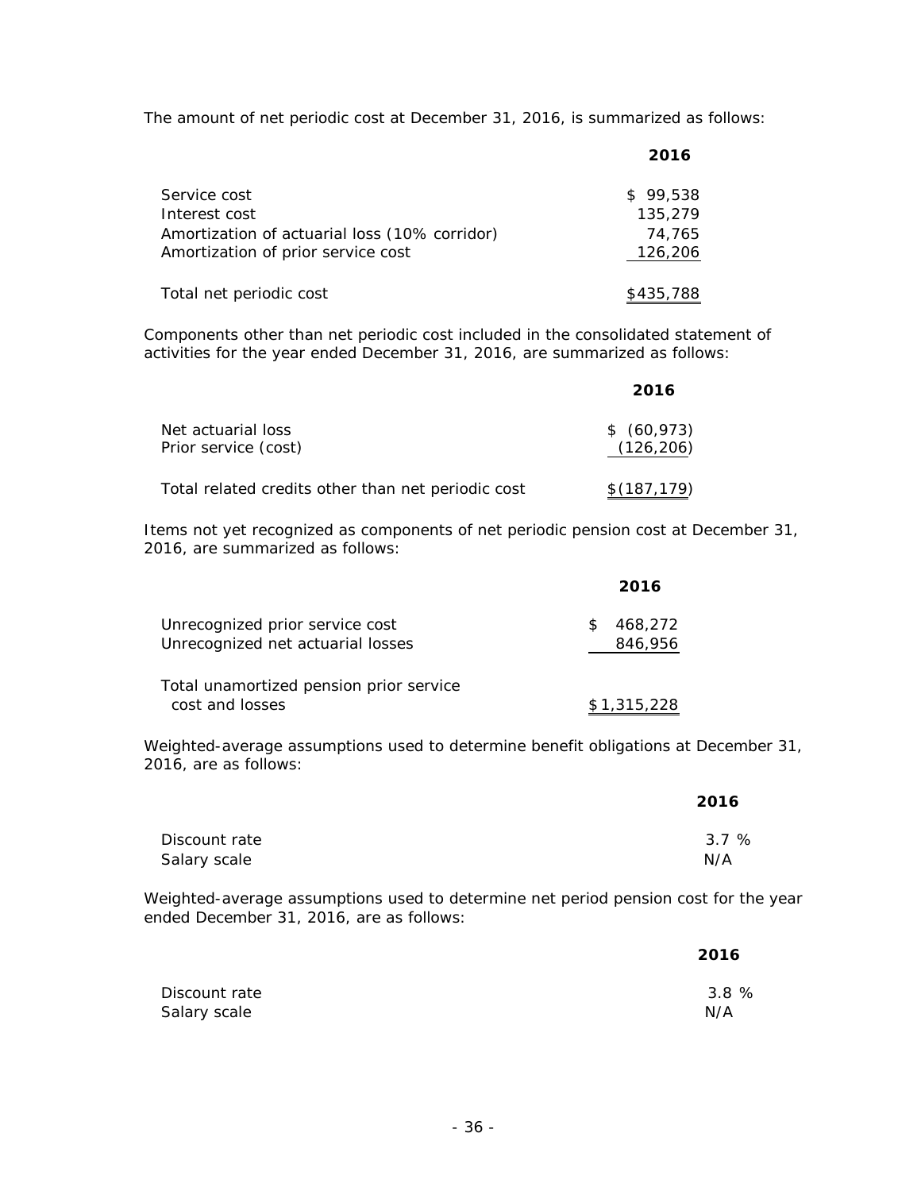The amount of net periodic cost at December 31, 2016, is summarized as follows:

| | 2016 |
|---|---|
| Service cost | $ 99,538 |
| Interest cost | 135,279 |
| Amortization of actuarial loss (10% corridor) | 74,765 |
| Amortization of prior service cost | 126,206 |
| Total net periodic cost | $435,788 |

Components other than net periodic cost included in the consolidated statement of activities for the year ended December 31, 2016, are summarized as follows:

| | 2016 |
|---|---|
| Net actuarial loss | $ (60,973) |
| Prior service (cost) | (126,206) |
| Total related credits other than net periodic cost | $(187,179) |

Items not yet recognized as components of net periodic pension cost at December 31, 2016, are summarized as follows:

| | 2016 |
|---|---|
| Unrecognized prior service cost | $ 468,272 |
| Unrecognized net actuarial losses | 846,956 |
| Total unamortized pension prior service cost and losses | $1,315,228 |

Weighted-average assumptions used to determine benefit obligations at December 31, 2016, are as follows:

| | 2016 |
|---|---|
| Discount rate | 3.7 % |
| Salary scale | N/A |

Weighted-average assumptions used to determine net period pension cost for the year ended December 31, 2016, are as follows:

| | 2016 |
|---|---|
| Discount rate | 3.8 % |
| Salary scale | N/A |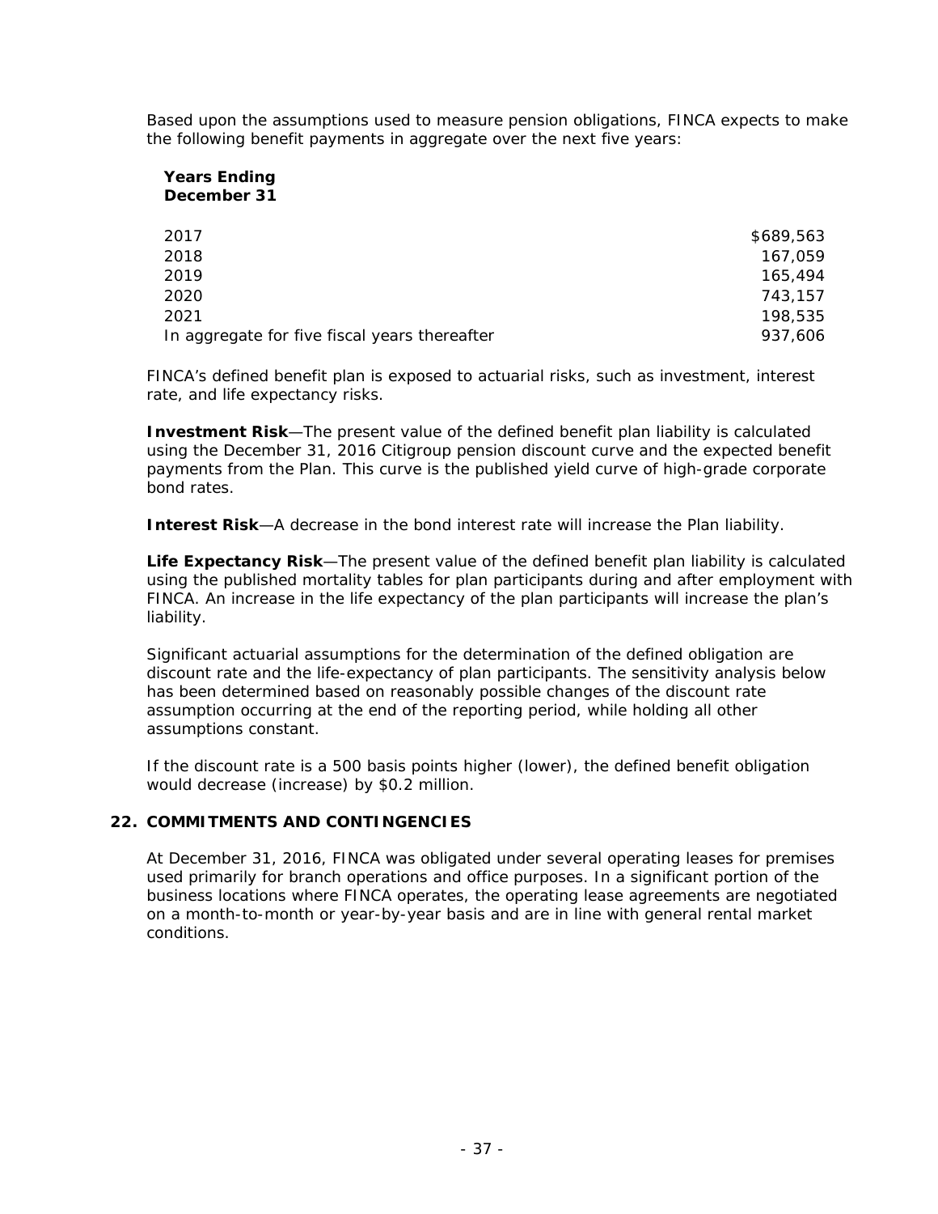Based upon the assumptions used to measure pension obligations, FINCA expects to make the following benefit payments in aggregate over the next five years:

| Years Ending December 31 | |
|---|---|
| 2017 | $689,563 |
| 2018 | 167,059 |
| 2019 | 165,494 |
| 2020 | 743,157 |
| 2021 | 198,535 |
| In aggregate for five fiscal years thereafter | 937,606 |

FINCA's defined benefit plan is exposed to actuarial risks, such as investment, interest rate, and life expectancy risks.

**Investment Risk**—The present value of the defined benefit plan liability is calculated using the December 31, 2016 Citigroup pension discount curve and the expected benefit payments from the Plan. This curve is the published yield curve of high-grade corporate bond rates.

**Interest Risk**—A decrease in the bond interest rate will increase the Plan liability.

**Life Expectancy Risk**—The present value of the defined benefit plan liability is calculated using the published mortality tables for plan participants during and after employment with FINCA. An increase in the life expectancy of the plan participants will increase the plan's liability.

Significant actuarial assumptions for the determination of the defined obligation are discount rate and the life-expectancy of plan participants. The sensitivity analysis below has been determined based on reasonably possible changes of the discount rate assumption occurring at the end of the reporting period, while holding all other assumptions constant.

If the discount rate is a 500 basis points higher (lower), the defined benefit obligation would decrease (increase) by $0.2 million.

## 22. COMMITMENTS AND CONTINGENCIES

At December 31, 2016, FINCA was obligated under several operating leases for premises used primarily for branch operations and office purposes. In a significant portion of the business locations where FINCA operates, the operating lease agreements are negotiated on a month-to-month or year-by-year basis and are in line with general rental market conditions.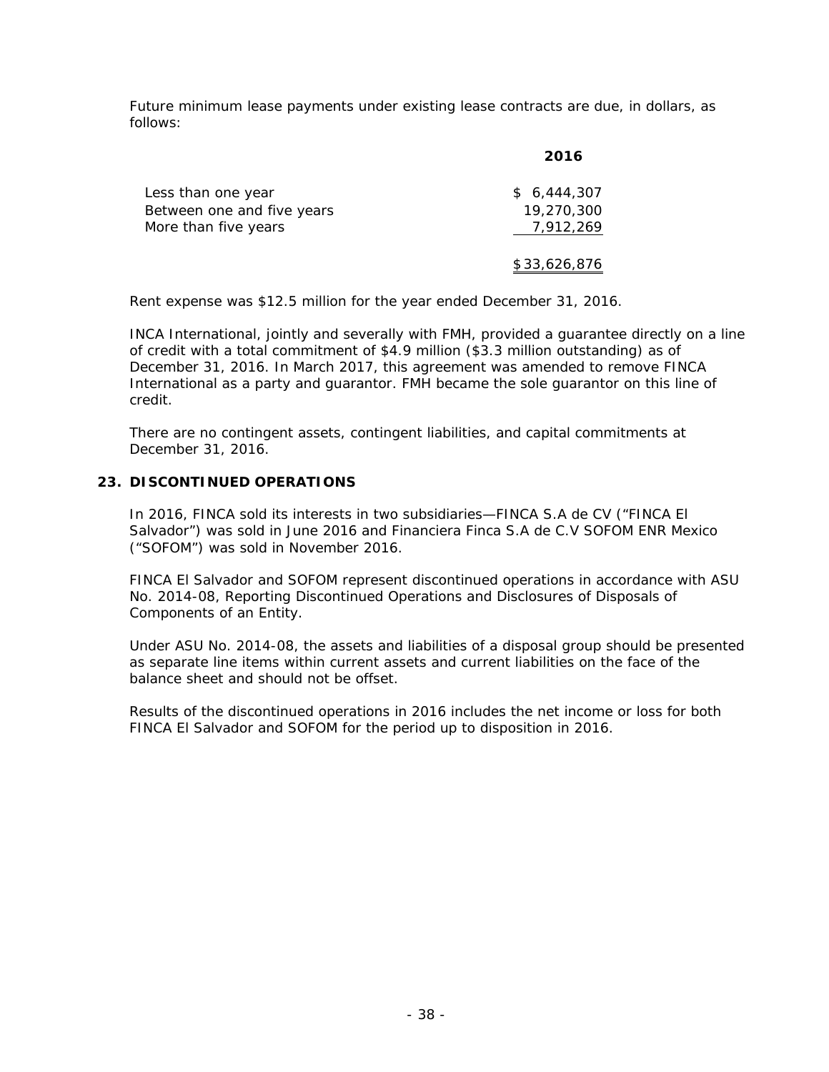Future minimum lease payments under existing lease contracts are due, in dollars, as follows:

| | 2016 |
|---|---|
| Less than one year | $ 6,444,307 |
| Between one and five years | 19,270,300 |
| More than five years | 7,912,269 |
| | $33,626,876 |

Rent expense was $12.5 million for the year ended December 31, 2016.

INCA International, jointly and severally with FMH, provided a guarantee directly on a line of credit with a total commitment of $4.9 million ($3.3 million outstanding) as of December 31, 2016. In March 2017, this agreement was amended to remove FINCA International as a party and guarantor. FMH became the sole guarantor on this line of credit.

There are no contingent assets, contingent liabilities, and capital commitments at December 31, 2016.

## 23. DISCONTINUED OPERATIONS

In 2016, FINCA sold its interests in two subsidiaries—FINCA S.A de CV ("FINCA El Salvador") was sold in June 2016 and Financiera Finca S.A de C.V SOFOM ENR Mexico ("SOFOM") was sold in November 2016.

FINCA El Salvador and SOFOM represent discontinued operations in accordance with ASU No. 2014-08, Reporting Discontinued Operations and Disclosures of Disposals of Components of an Entity.

Under ASU No. 2014-08, the assets and liabilities of a disposal group should be presented as separate line items within current assets and current liabilities on the face of the balance sheet and should not be offset.

Results of the discontinued operations in 2016 includes the net income or loss for both FINCA El Salvador and SOFOM for the period up to disposition in 2016.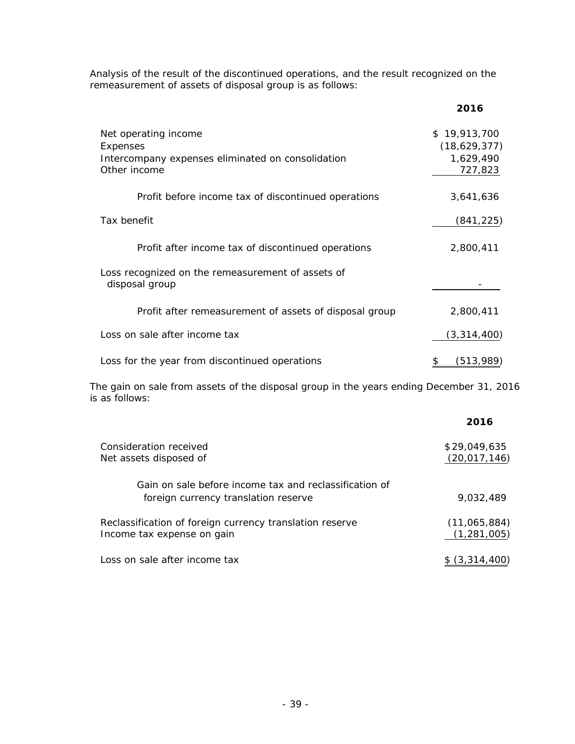Analysis of the result of the discontinued operations, and the result recognized on the remeasurement of assets of disposal group is as follows:

| | 2016 |
|---|---|
| Net operating income | $ 19,913,700 |
| Expenses | (18,629,377) |
| Intercompany expenses eliminated on consolidation | 1,629,490 |
| Other income | 727,823 |
| Profit before income tax of discontinued operations | 3,641,636 |
| Tax benefit | (841,225) |
| Profit after income tax of discontinued operations | 2,800,411 |
| Loss recognized on the remeasurement of assets of disposal group | - |
| Profit after remeasurement of assets of disposal group | 2,800,411 |
| Loss on sale after income tax | (3,314,400) |
| Loss for the year from discontinued operations | $ (513,989) |

The gain on sale from assets of the disposal group in the years ending December 31, 2016 is as follows:

| | 2016 |
|---|---|
| Consideration received | $29,049,635 |
| Net assets disposed of | (20,017,146) |
| Gain on sale before income tax and reclassification of foreign currency translation reserve | 9,032,489 |
| Reclassification of foreign currency translation reserve | (11,065,884) |
| Income tax expense on gain | (1,281,005) |
| Loss on sale after income tax | $ (3,314,400) |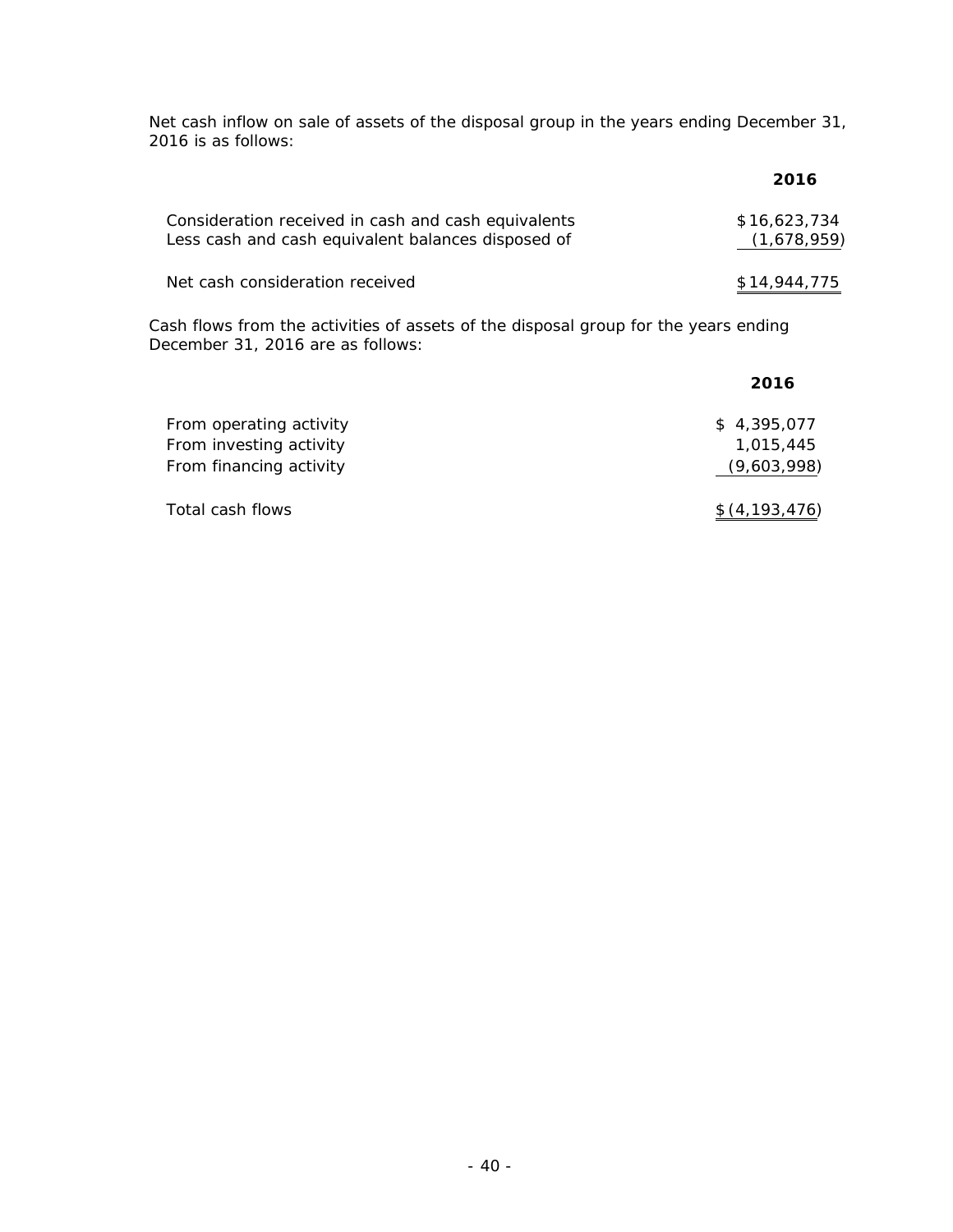Net cash inflow on sale of assets of the disposal group in the years ending December 31, 2016 is as follows:

| | 2016 |
|---|---|
| Consideration received in cash and cash equivalents | $16,623,734 |
| Less cash and cash equivalent balances disposed of | (1,678,959) |
| Net cash consideration received | $14,944,775 |

Cash flows from the activities of assets of the disposal group for the years ending December 31, 2016 are as follows:

| | 2016 |
|---|---|
| From operating activity | $ 4,395,077 |
| From investing activity | 1,015,445 |
| From financing activity | (9,603,998) |
| Total cash flows | $ (4,193,476) |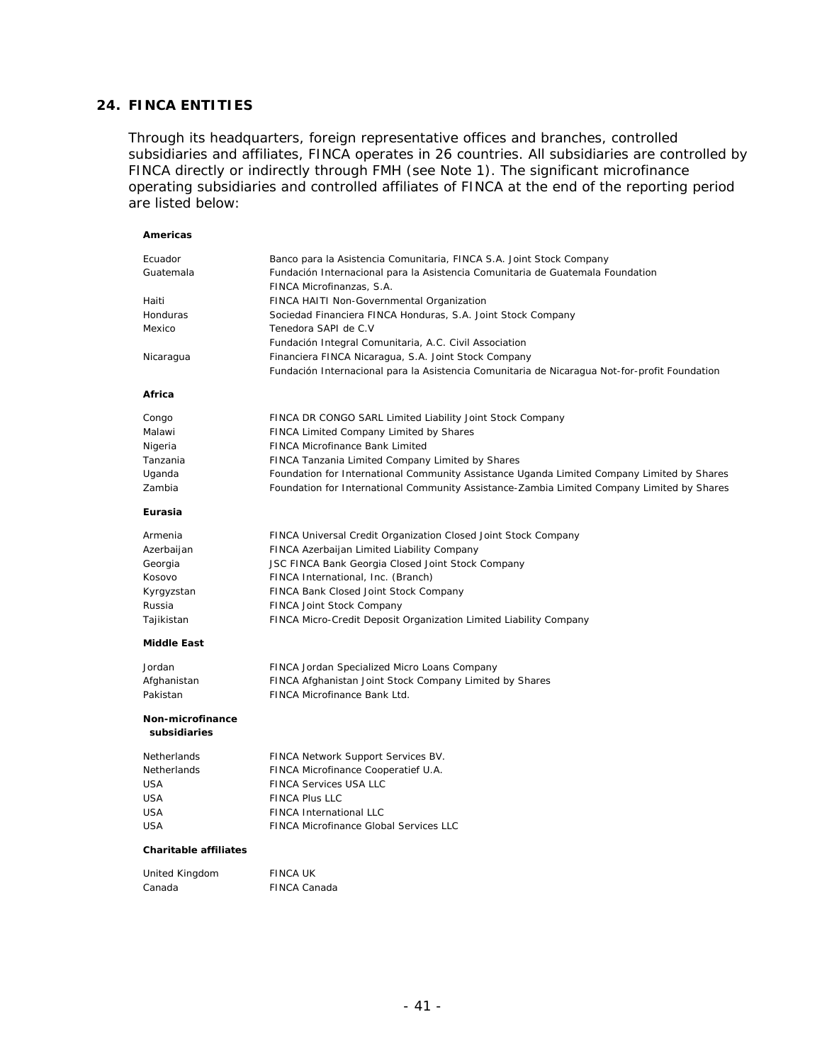## 24. FINCA ENTITIES

Through its headquarters, foreign representative offices and branches, controlled subsidiaries and affiliates, FINCA operates in 26 countries. All subsidiaries are controlled by FINCA directly or indirectly through FMH (see Note 1). The significant microfinance operating subsidiaries and controlled affiliates of FINCA at the end of the reporting period are listed below:

**Americas**

| | |
|---|---|
| Ecuador | Banco para la Asistencia Comunitaria, FINCA S.A. Joint Stock Company |
| Guatemala | Fundación Internacional para la Asistencia Comunitaria de Guatemala Foundation |
| | FINCA Microfinanzas, S.A. |
| Haiti | FINCA HAITI Non-Governmental Organization |
| Honduras | Sociedad Financiera FINCA Honduras, S.A. Joint Stock Company |
| Mexico | Tenedora SAPI de C.V |
| | Fundación Integral Comunitaria, A.C. Civil Association |
| Nicaragua | Financiera FINCA Nicaragua, S.A. Joint Stock Company |
| | Fundación Internacional para la Asistencia Comunitaria de Nicaragua Not-for-profit Foundation |

**Africa**

| | |
|---|---|
| Congo | FINCA DR CONGO SARL Limited Liability Joint Stock Company |
| Malawi | FINCA Limited Company Limited by Shares |
| Nigeria | FINCA Microfinance Bank Limited |
| Tanzania | FINCA Tanzania Limited Company Limited by Shares |
| Uganda | Foundation for International Community Assistance Uganda Limited Company Limited by Shares |
| Zambia | Foundation for International Community Assistance-Zambia Limited Company Limited by Shares |

**Eurasia**

| | |
|---|---|
| Armenia | FINCA Universal Credit Organization Closed Joint Stock Company |
| Azerbaijan | FINCA Azerbaijan Limited Liability Company |
| Georgia | JSC FINCA Bank Georgia Closed Joint Stock Company |
| Kosovo | FINCA International, Inc. (Branch) |
| Kyrgyzstan | FINCA Bank Closed Joint Stock Company |
| Russia | FINCA Joint Stock Company |
| Tajikistan | FINCA Micro-Credit Deposit Organization Limited Liability Company |

**Middle East**

| | |
|---|---|
| Jordan | FINCA Jordan Specialized Micro Loans Company |
| Afghanistan | FINCA Afghanistan Joint Stock Company Limited by Shares |
| Pakistan | FINCA Microfinance Bank Ltd. |

**Non-microfinance subsidiaries**

| | |
|---|---|
| Netherlands | FINCA Network Support Services BV. |
| Netherlands | FINCA Microfinance Cooperatief U.A. |
| USA | FINCA Services USA LLC |
| USA | FINCA Plus LLC |
| USA | FINCA International LLC |
| USA | FINCA Microfinance Global Services LLC |

**Charitable affiliates**

| | |
|---|---|
| United Kingdom | FINCA UK |
| Canada | FINCA Canada |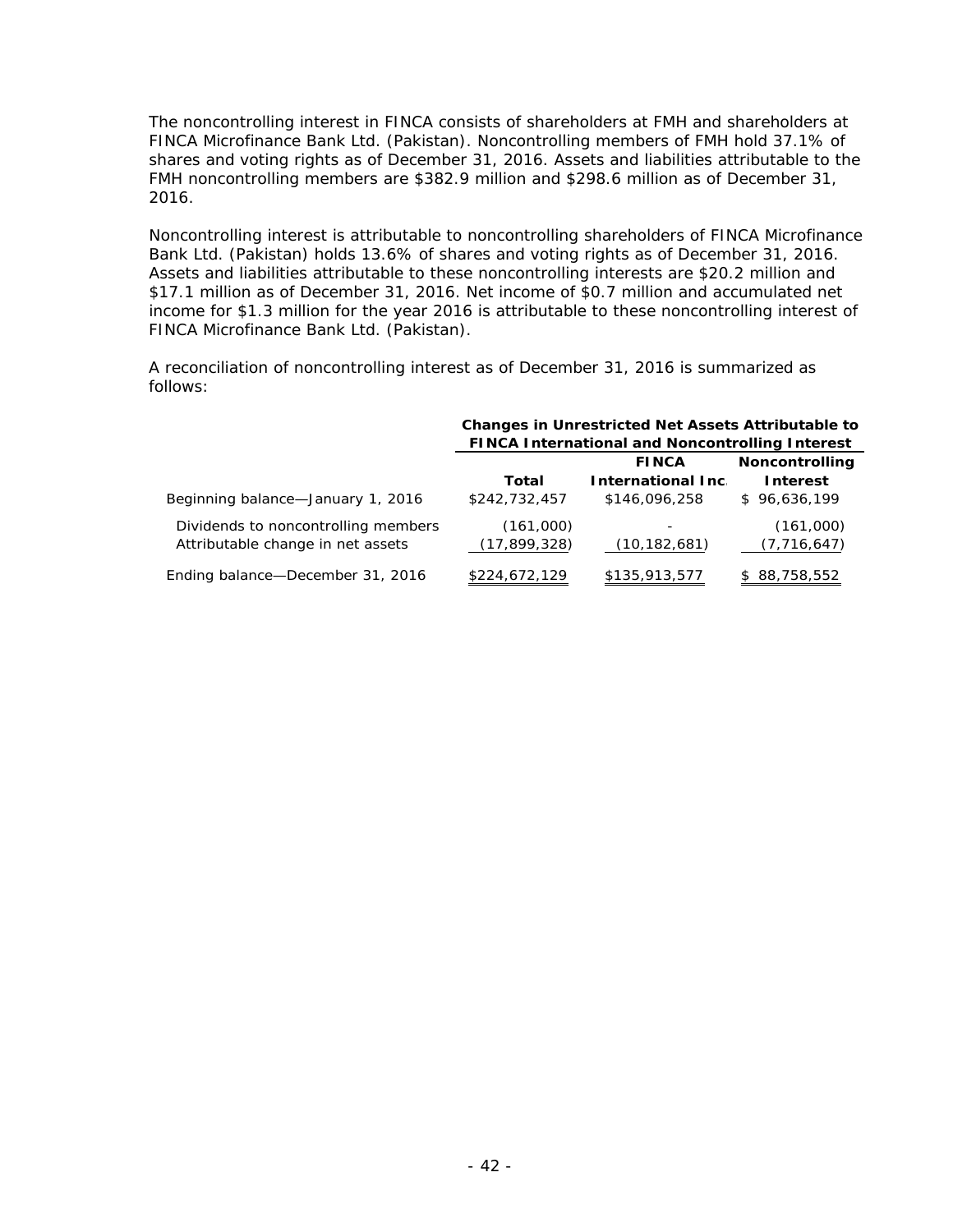The noncontrolling interest in FINCA consists of shareholders at FMH and shareholders at FINCA Microfinance Bank Ltd. (Pakistan). Noncontrolling members of FMH hold 37.1% of shares and voting rights as of December 31, 2016. Assets and liabilities attributable to the FMH noncontrolling members are $382.9 million and $298.6 million as of December 31, 2016.

Noncontrolling interest is attributable to noncontrolling shareholders of FINCA Microfinance Bank Ltd. (Pakistan) holds 13.6% of shares and voting rights as of December 31, 2016. Assets and liabilities attributable to these noncontrolling interests are $20.2 million and $17.1 million as of December 31, 2016. Net income of $0.7 million and accumulated net income for $1.3 million for the year 2016 is attributable to these noncontrolling interest of FINCA Microfinance Bank Ltd. (Pakistan).

A reconciliation of noncontrolling interest as of December 31, 2016 is summarized as follows:

| | **Changes in Unrestricted Net Assets Attributable to FINCA International and Noncontrolling Interest** | | |
|---|---|---|---|
| | **Total** | **FINCA International Inc.** | **Noncontrolling Interest** |
| Beginning balance—January 1, 2016 | $242,732,457 | $146,096,258 | $ 96,636,199 |
| Dividends to noncontrolling members | (161,000) | - | (161,000) |
| Attributable change in net assets | (17,899,328) | (10,182,681) | (7,716,647) |
| Ending balance—December 31, 2016 | $224,672,129 | $135,913,577 | $ 88,758,552 |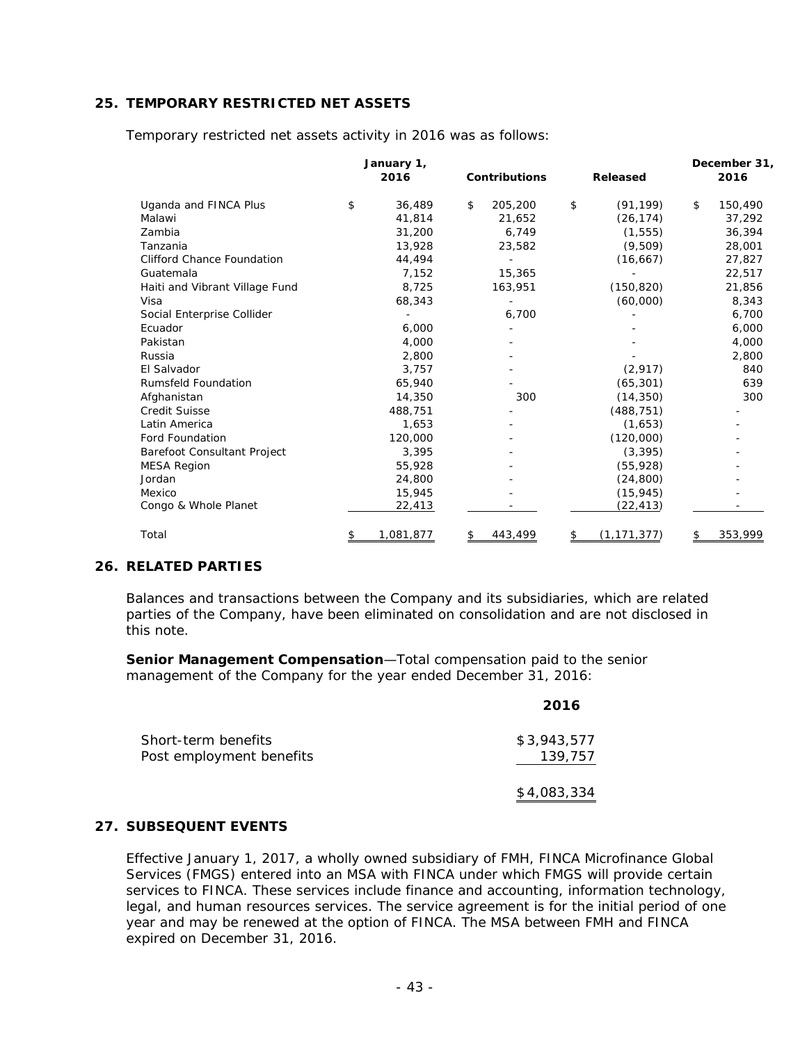## 25. TEMPORARY RESTRICTED NET ASSETS

Temporary restricted net assets activity in 2016 was as follows:

| | January 1, 2016 | Contributions | Released | December 31, 2016 |
|---|---|---|---|---|
| Uganda and FINCA Plus | $ 36,489 | $ 205,200 | $ (91,199) | $ 150,490 |
| Malawi | 41,814 | 21,652 | (26,174) | 37,292 |
| Zambia | 31,200 | 6,749 | (1,555) | 36,394 |
| Tanzania | 13,928 | 23,582 | (9,509) | 28,001 |
| Clifford Chance Foundation | 44,494 | - | (16,667) | 27,827 |
| Guatemala | 7,152 | 15,365 | - | 22,517 |
| Haiti and Vibrant Village Fund | 8,725 | 163,951 | (150,820) | 21,856 |
| Visa | 68,343 | - | (60,000) | 8,343 |
| Social Enterprise Collider | - | 6,700 | - | 6,700 |
| Ecuador | 6,000 | - | - | 6,000 |
| Pakistan | 4,000 | - | - | 4,000 |
| Russia | 2,800 | - | - | 2,800 |
| El Salvador | 3,757 | - | (2,917) | 840 |
| Rumsfeld Foundation | 65,940 | - | (65,301) | 639 |
| Afghanistan | 14,350 | 300 | (14,350) | 300 |
| Credit Suisse | 488,751 | - | (488,751) | - |
| Latin America | 1,653 | - | (1,653) | - |
| Ford Foundation | 120,000 | - | (120,000) | - |
| Barefoot Consultant Project | 3,395 | - | (3,395) | - |
| MESA Region | 55,928 | - | (55,928) | - |
| Jordan | 24,800 | - | (24,800) | - |
| Mexico | 15,945 | - | (15,945) | - |
| Congo & Whole Planet | 22,413 | - | (22,413) | - |
| Total | $ 1,081,877 | $ 443,499 | $ (1,171,377) | $ 353,999 |

## 26. RELATED PARTIES

Balances and transactions between the Company and its subsidiaries, which are related parties of the Company, have been eliminated on consolidation and are not disclosed in this note.

**Senior Management Compensation**—Total compensation paid to the senior management of the Company for the year ended December 31, 2016:

| | 2016 |
|---|---|
| Short-term benefits | $3,943,577 |
| Post employment benefits | 139,757 |
| | $4,083,334 |

## 27. SUBSEQUENT EVENTS

Effective January 1, 2017, a wholly owned subsidiary of FMH, FINCA Microfinance Global Services (FMGS) entered into an MSA with FINCA under which FMGS will provide certain services to FINCA. These services include finance and accounting, information technology, legal, and human resources services. The service agreement is for the initial period of one year and may be renewed at the option of FINCA. The MSA between FMH and FINCA expired on December 31, 2016.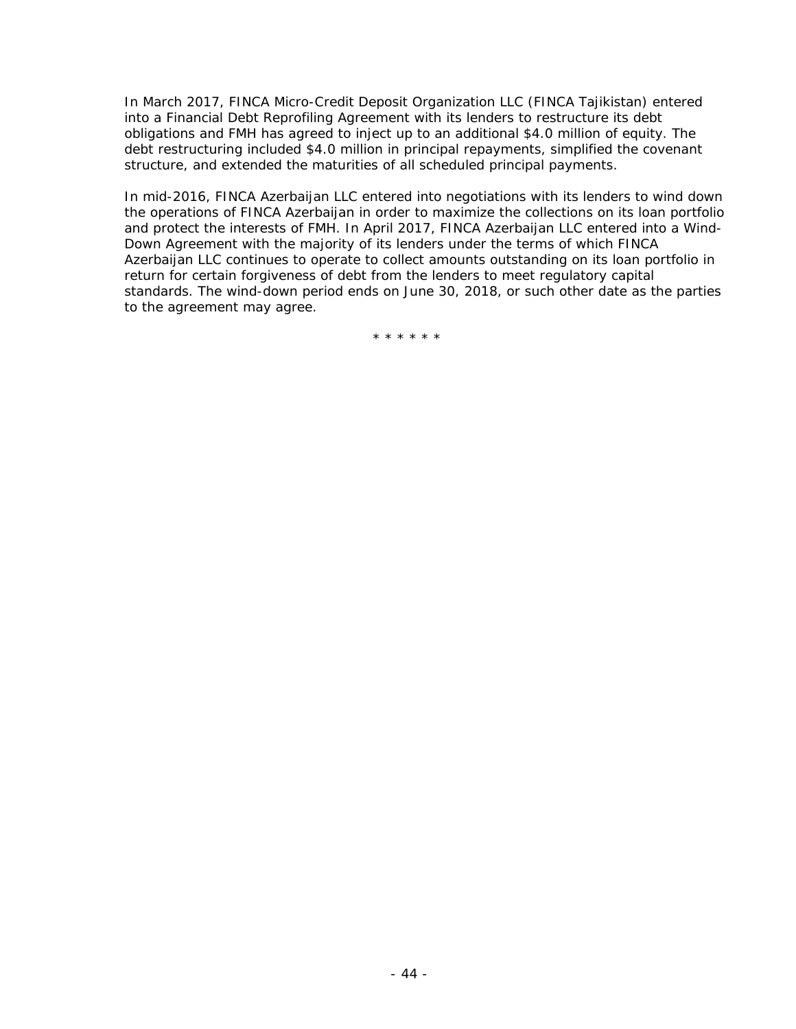In March 2017, FINCA Micro-Credit Deposit Organization LLC (FINCA Tajikistan) entered into a Financial Debt Reprofiling Agreement with its lenders to restructure its debt obligations and FMH has agreed to inject up to an additional $4.0 million of equity. The debt restructuring included $4.0 million in principal repayments, simplified the covenant structure, and extended the maturities of all scheduled principal payments.

In mid-2016, FINCA Azerbaijan LLC entered into negotiations with its lenders to wind down the operations of FINCA Azerbaijan in order to maximize the collections on its loan portfolio and protect the interests of FMH. In April 2017, FINCA Azerbaijan LLC entered into a Wind-Down Agreement with the majority of its lenders under the terms of which FINCA Azerbaijan LLC continues to operate to collect amounts outstanding on its loan portfolio in return for certain forgiveness of debt from the lenders to meet regulatory capital standards. The wind-down period ends on June 30, 2018, or such other date as the parties to the agreement may agree.

* * * * * *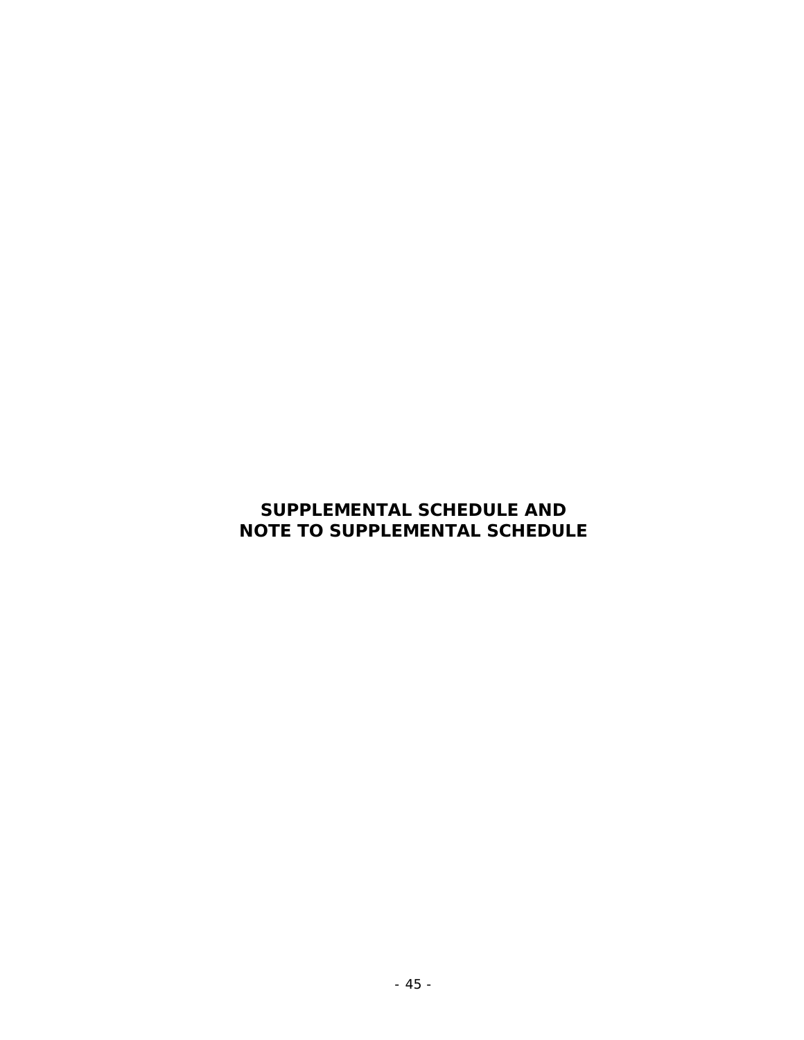# SUPPLEMENTAL SCHEDULE AND NOTE TO SUPPLEMENTAL SCHEDULE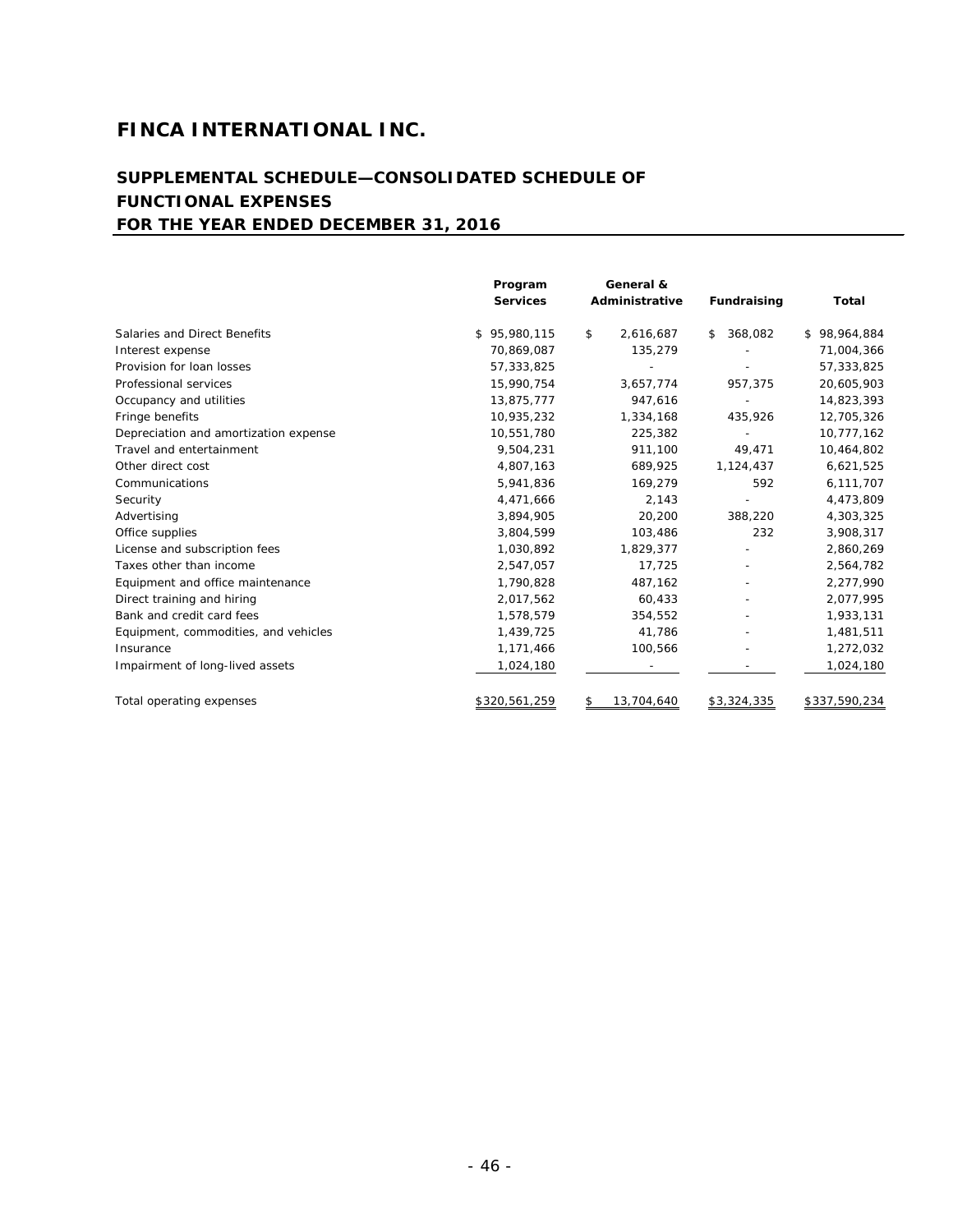# FINCA INTERNATIONAL INC.

## SUPPLEMENTAL SCHEDULE—CONSOLIDATED SCHEDULE OF FUNCTIONAL EXPENSES
## FOR THE YEAR ENDED DECEMBER 31, 2016

| | Program Services | General & Administrative | Fundraising | Total |
|---|---|---|---|---|
| Salaries and Direct Benefits | $ 95,980,115 | $ 2,616,687 | $ 368,082 | $ 98,964,884 |
| Interest expense | 70,869,087 | 135,279 | - | 71,004,366 |
| Provision for loan losses | 57,333,825 | - | - | 57,333,825 |
| Professional services | 15,990,754 | 3,657,774 | 957,375 | 20,605,903 |
| Occupancy and utilities | 13,875,777 | 947,616 | - | 14,823,393 |
| Fringe benefits | 10,935,232 | 1,334,168 | 435,926 | 12,705,326 |
| Depreciation and amortization expense | 10,551,780 | 225,382 | - | 10,777,162 |
| Travel and entertainment | 9,504,231 | 911,100 | 49,471 | 10,464,802 |
| Other direct cost | 4,807,163 | 689,925 | 1,124,437 | 6,621,525 |
| Communications | 5,941,836 | 169,279 | 592 | 6,111,707 |
| Security | 4,471,666 | 2,143 | - | 4,473,809 |
| Advertising | 3,894,905 | 20,200 | 388,220 | 4,303,325 |
| Office supplies | 3,804,599 | 103,486 | 232 | 3,908,317 |
| License and subscription fees | 1,030,892 | 1,829,377 | - | 2,860,269 |
| Taxes other than income | 2,547,057 | 17,725 | - | 2,564,782 |
| Equipment and office maintenance | 1,790,828 | 487,162 | - | 2,277,990 |
| Direct training and hiring | 2,017,562 | 60,433 | - | 2,077,995 |
| Bank and credit card fees | 1,578,579 | 354,552 | - | 1,933,131 |
| Equipment, commodities, and vehicles | 1,439,725 | 41,786 | - | 1,481,511 |
| Insurance | 1,171,466 | 100,566 | - | 1,272,032 |
| Impairment of long-lived assets | 1,024,180 | - | - | 1,024,180 |
| Total operating expenses | $320,561,259 | $ 13,704,640 | $3,324,335 | $337,590,234 |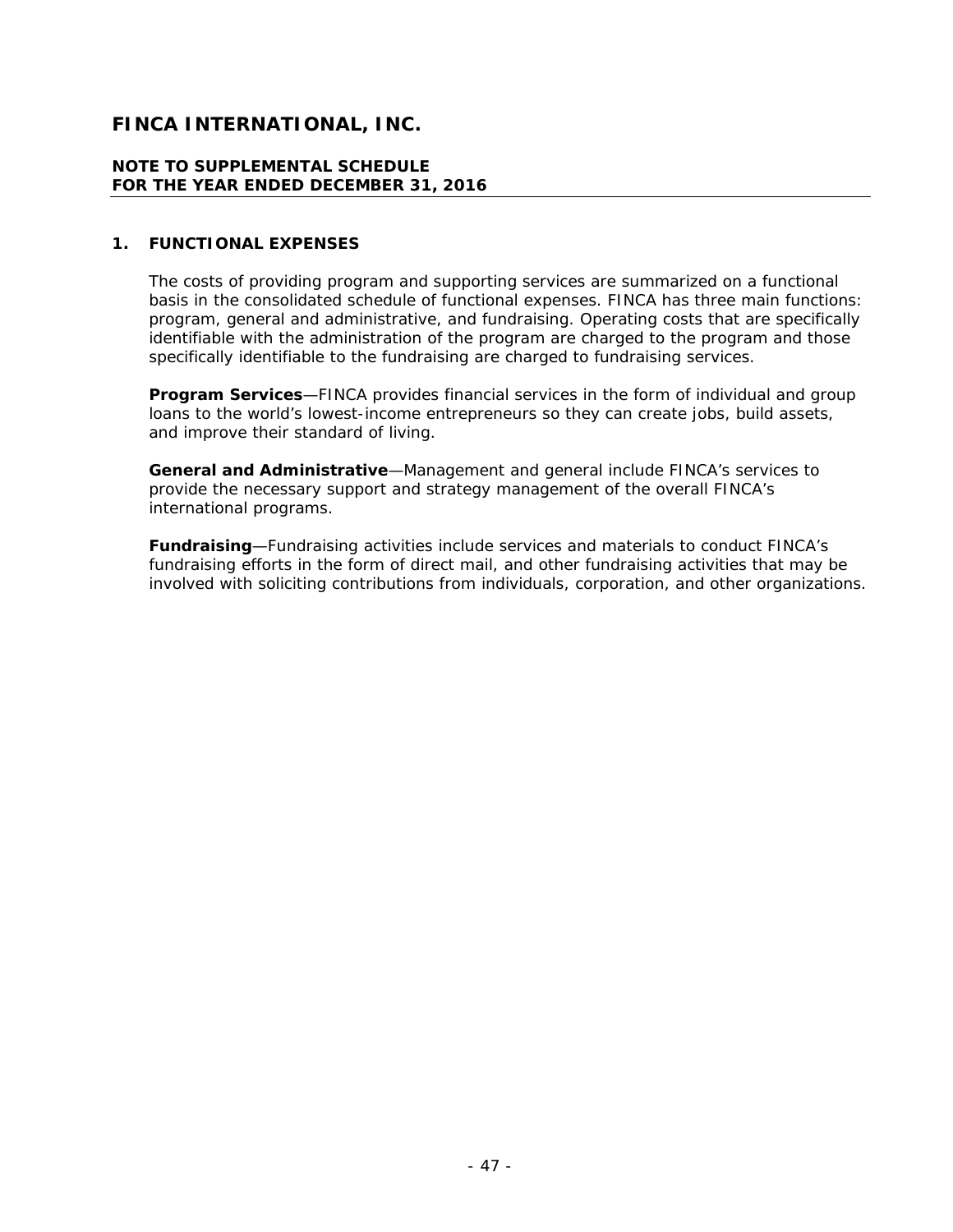# FINCA INTERNATIONAL, INC.

## NOTE TO SUPPLEMENTAL SCHEDULE
## FOR THE YEAR ENDED DECEMBER 31, 2016

### 1. FUNCTIONAL EXPENSES

The costs of providing program and supporting services are summarized on a functional basis in the consolidated schedule of functional expenses. FINCA has three main functions: program, general and administrative, and fundraising. Operating costs that are specifically identifiable with the administration of the program are charged to the program and those specifically identifiable to the fundraising are charged to fundraising services.

**Program Services**—FINCA provides financial services in the form of individual and group loans to the world's lowest-income entrepreneurs so they can create jobs, build assets, and improve their standard of living.

**General and Administrative**—Management and general include FINCA's services to provide the necessary support and strategy management of the overall FINCA's international programs.

**Fundraising**—Fundraising activities include services and materials to conduct FINCA's fundraising efforts in the form of direct mail, and other fundraising activities that may be involved with soliciting contributions from individuals, corporation, and other organizations.